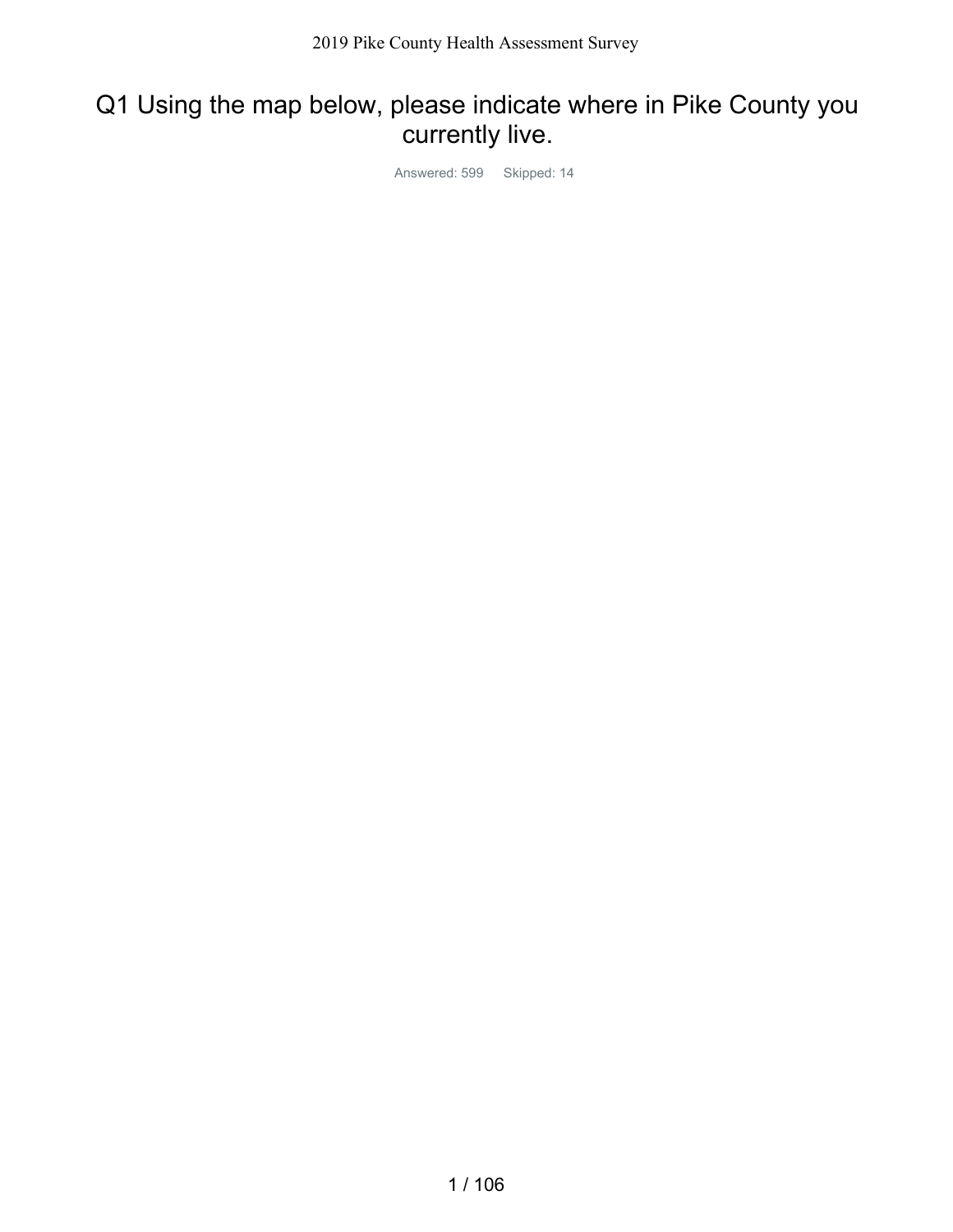# Q1 Using the map below, please indicate where in Pike County you currently live.

Answered: 599 Skipped: 14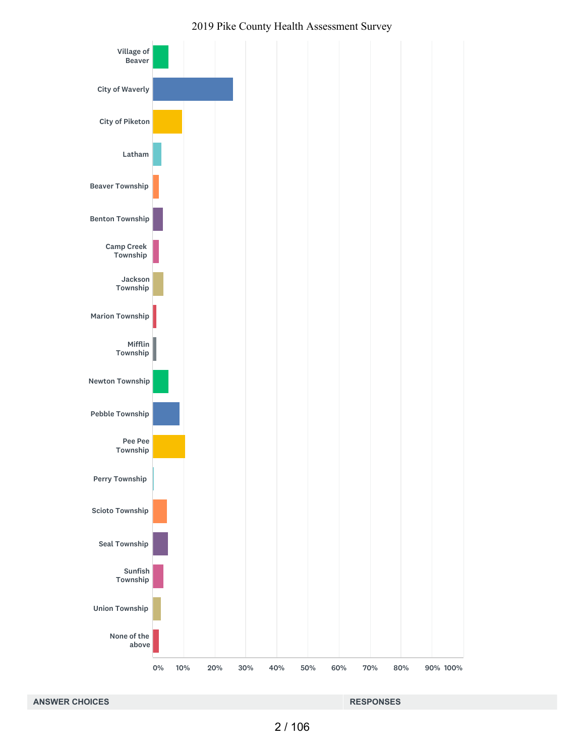2019 Pike County Health Assessment Survey

Village of Beaver

City of Waverly

City of Piketon

Latham

Beaver Township

Benton Township

Camp Creek Township

Jackson Township

Marion Township

Mifflin Township

Newton Township

Pebble Township

Pee Pee Township

Perry Township

Scioto Township

Seal Township

Sunfish Township

Union Township

None of the above

0% 10% 20% 30% 40% 50% 60% 70% 80% 90% 100%

| ANSWER CHOICES | RESPONSES |
| --- | --- |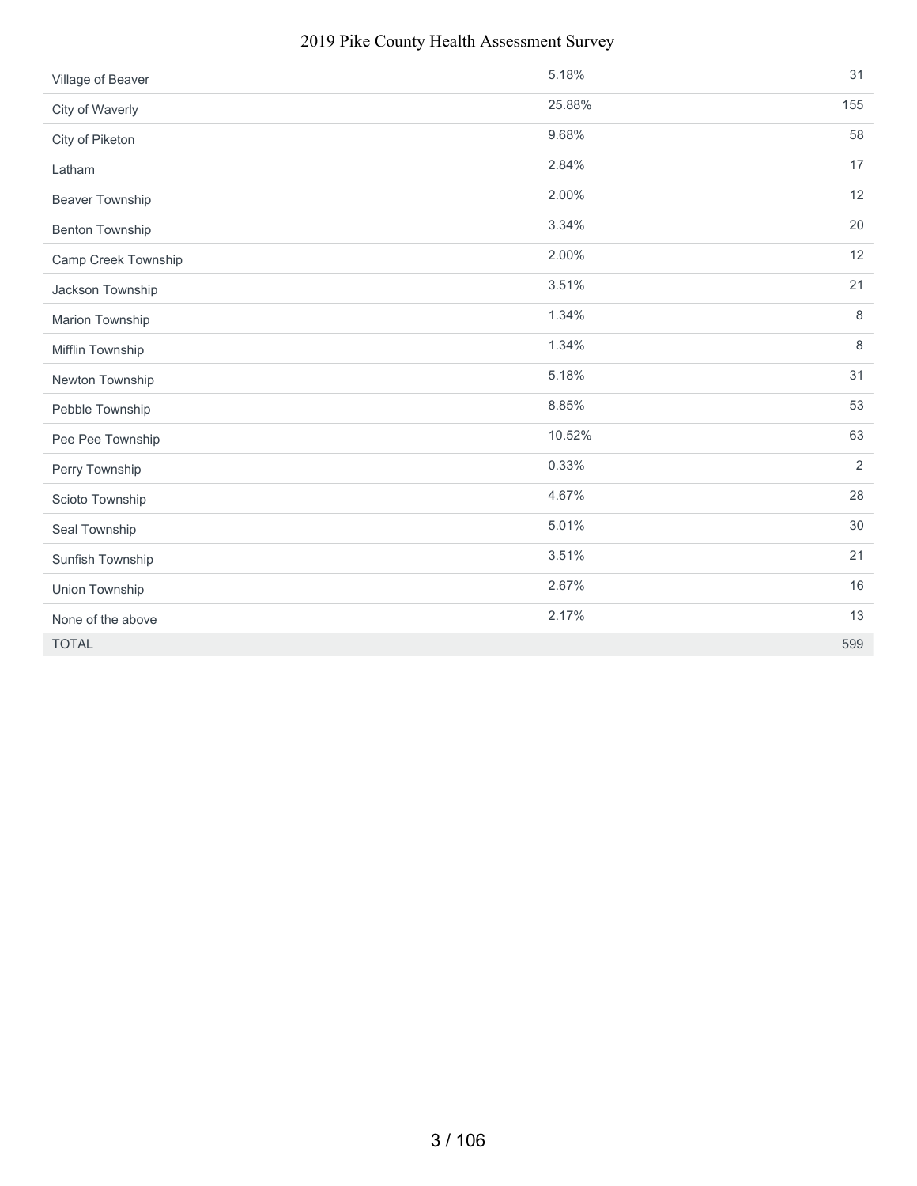| | | |
|---|---|---|
| Village of Beaver | 5.18% | 31 |
| City of Waverly | 25.88% | 155 |
| City of Piketon | 9.68% | 58 |
| Latham | 2.84% | 17 |
| Beaver Township | 2.00% | 12 |
| Benton Township | 3.34% | 20 |
| Camp Creek Township | 2.00% | 12 |
| Jackson Township | 3.51% | 21 |
| Marion Township | 1.34% | 8 |
| Mifflin Township | 1.34% | 8 |
| Newton Township | 5.18% | 31 |
| Pebble Township | 8.85% | 53 |
| Pee Pee Township | 10.52% | 63 |
| Perry Township | 0.33% | 2 |
| Scioto Township | 4.67% | 28 |
| Seal Township | 5.01% | 30 |
| Sunfish Township | 3.51% | 21 |
| Union Township | 2.67% | 16 |
| None of the above | 2.17% | 13 |
| TOTAL | | 599 |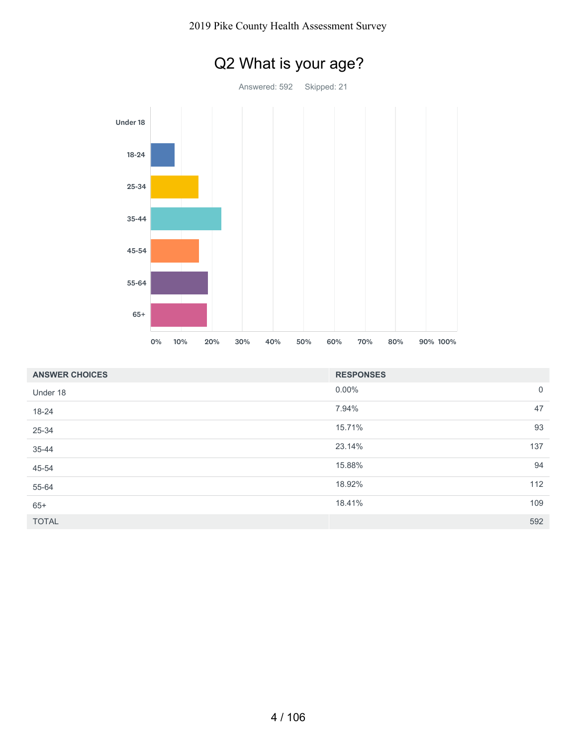## Q2 What is your age?

Answered: 592 Skipped: 21

| ANSWER CHOICES | RESPONSES | |
|---|---|---|
| Under 18 | 0.00% | 0 |
| 18-24 | 7.94% | 47 |
| 25-34 | 15.71% | 93 |
| 35-44 | 23.14% | 137 |
| 45-54 | 15.88% | 94 |
| 55-64 | 18.92% | 112 |
| 65+ | 18.41% | 109 |
| TOTAL | | 592 |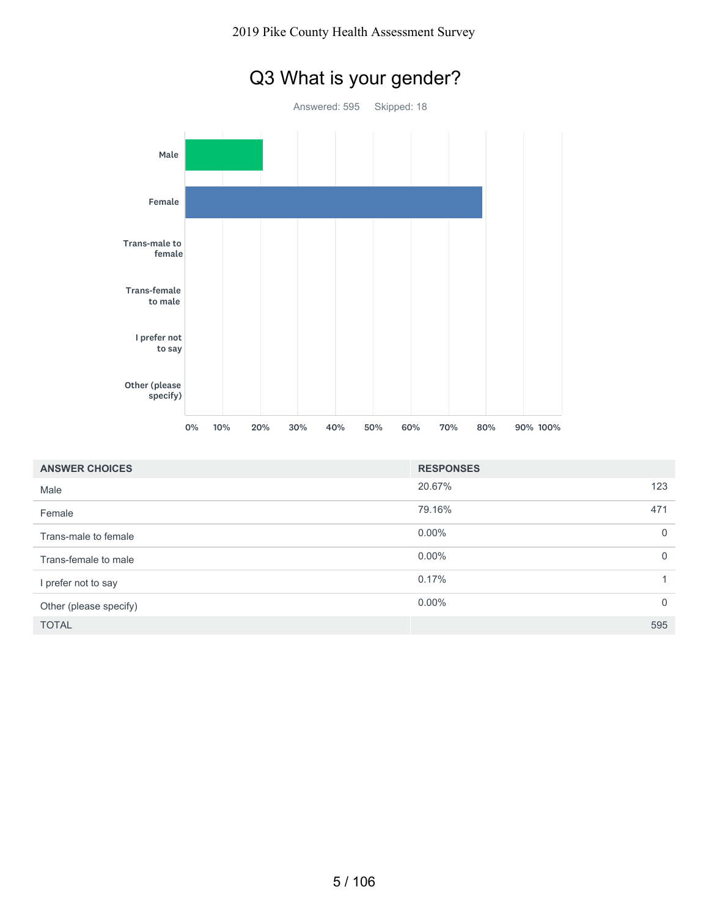# Q3 What is your gender?

Answered: 595 Skipped: 18

| ANSWER CHOICES | RESPONSES | |
|---|---|---|
| Male | 20.67% | 123 |
| Female | 79.16% | 471 |
| Trans-male to female | 0.00% | 0 |
| Trans-female to male | 0.00% | 0 |
| I prefer not to say | 0.17% | 1 |
| Other (please specify) | 0.00% | 0 |
| TOTAL | | 595 |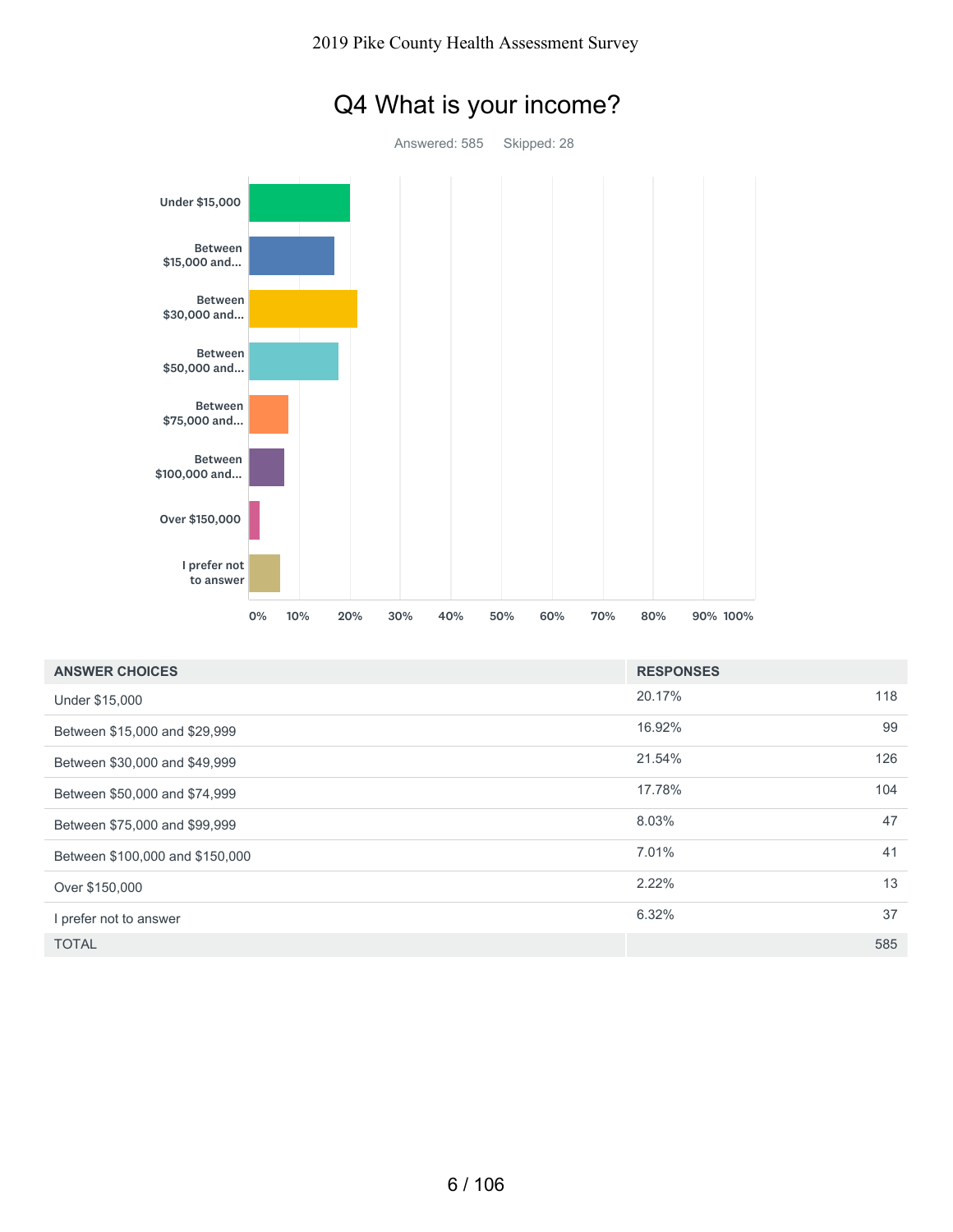# Q4 What is your income?

Answered: 585 Skipped: 28

| ANSWER CHOICES | RESPONSES | |
|---|---|---|
| Under $15,000 | 20.17% | 118 |
| Between $15,000 and $29,999 | 16.92% | 99 |
| Between $30,000 and $49,999 | 21.54% | 126 |
| Between $50,000 and $74,999 | 17.78% | 104 |
| Between $75,000 and $99,999 | 8.03% | 47 |
| Between $100,000 and $150,000 | 7.01% | 41 |
| Over $150,000 | 2.22% | 13 |
| I prefer not to answer | 6.32% | 37 |
| TOTAL | | 585 |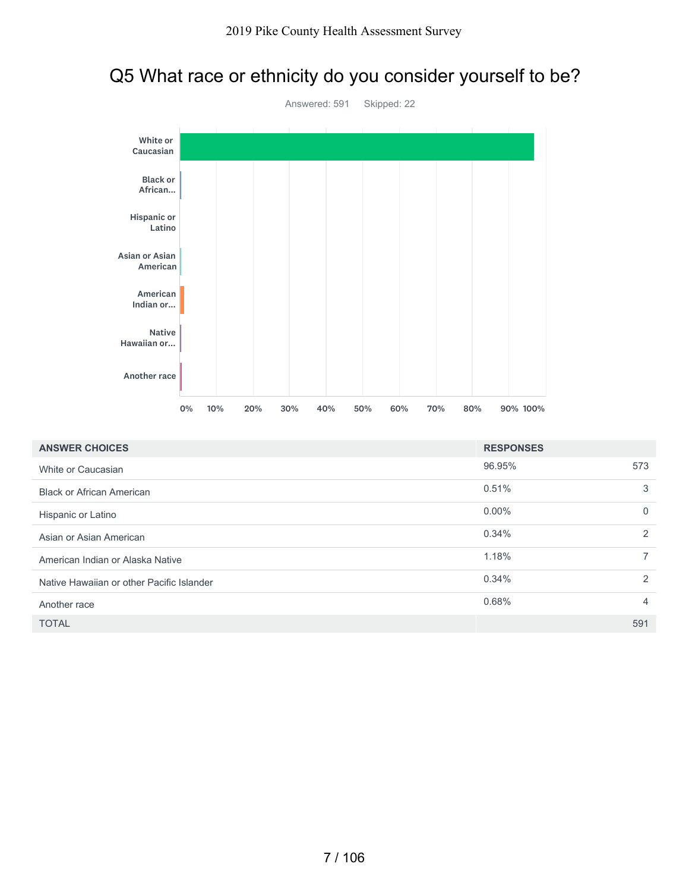# Q5 What race or ethnicity do you consider yourself to be?

Answered: 591 Skipped: 22

| ANSWER CHOICES | RESPONSES | |
|---|---|---|
| White or Caucasian | 96.95% | 573 |
| Black or African American | 0.51% | 3 |
| Hispanic or Latino | 0.00% | 0 |
| Asian or Asian American | 0.34% | 2 |
| American Indian or Alaska Native | 1.18% | 7 |
| Native Hawaiian or other Pacific Islander | 0.34% | 2 |
| Another race | 0.68% | 4 |
| TOTAL | | 591 |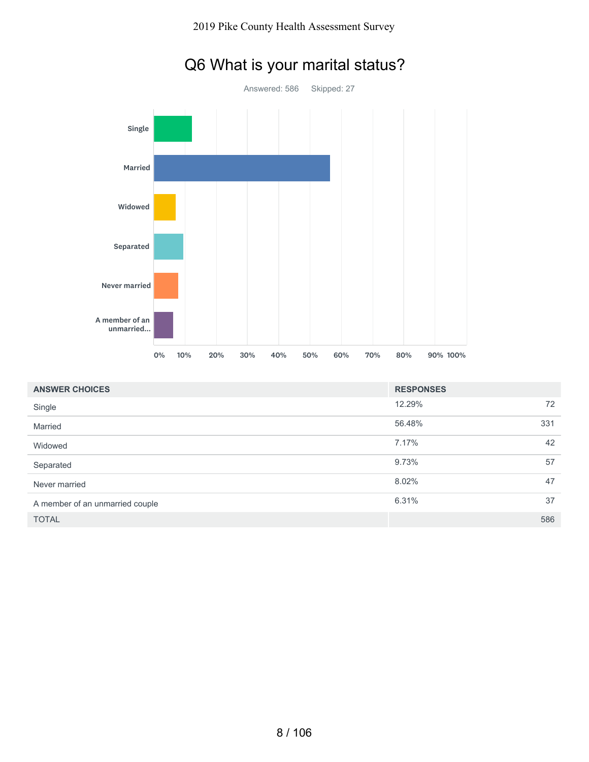# Q6 What is your marital status?

Answered: 586 Skipped: 27

| ANSWER CHOICES | RESPONSES | |
|---|---|---|
| Single | 12.29% | 72 |
| Married | 56.48% | 331 |
| Widowed | 7.17% | 42 |
| Separated | 9.73% | 57 |
| Never married | 8.02% | 47 |
| A member of an unmarried couple | 6.31% | 37 |
| TOTAL | | 586 |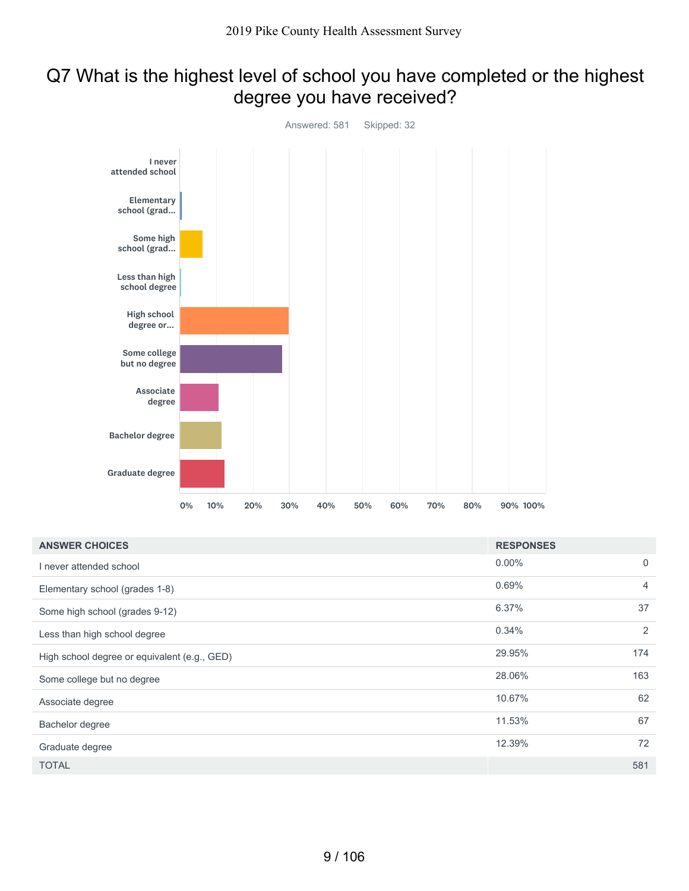# Q7 What is the highest level of school you have completed or the highest degree you have received?

Answered: 581    Skipped: 32

| ANSWER CHOICES | RESPONSES | |
|---|---|---|
| I never attended school | 0.00% | 0 |
| Elementary school (grades 1-8) | 0.69% | 4 |
| Some high school (grades 9-12) | 6.37% | 37 |
| Less than high school degree | 0.34% | 2 |
| High school degree or equivalent (e.g., GED) | 29.95% | 174 |
| Some college but no degree | 28.06% | 163 |
| Associate degree | 10.67% | 62 |
| Bachelor degree | 11.53% | 67 |
| Graduate degree | 12.39% | 72 |
| TOTAL | | 581 |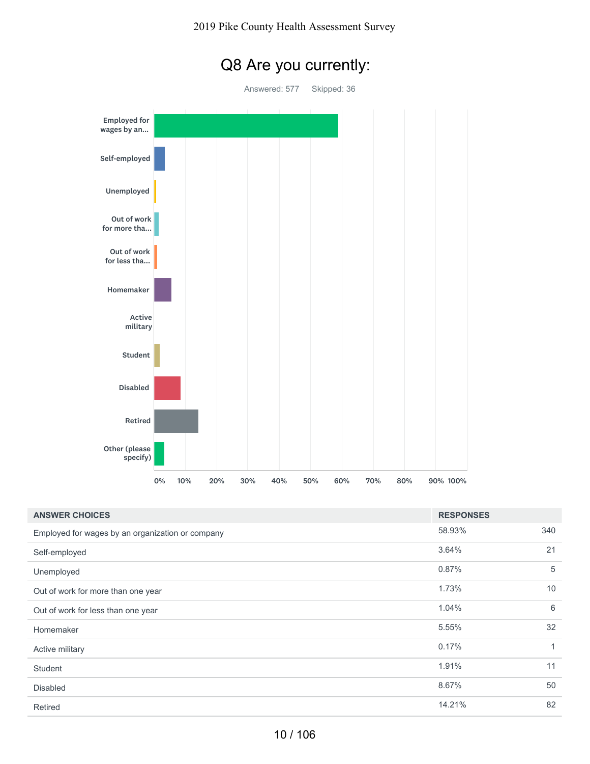# Q8 Are you currently:

Answered: 577 Skipped: 36

| ANSWER CHOICES | RESPONSES | |
|---|---|---|
| Employed for wages by an organization or company | 58.93% | 340 |
| Self-employed | 3.64% | 21 |
| Unemployed | 0.87% | 5 |
| Out of work for more than one year | 1.73% | 10 |
| Out of work for less than one year | 1.04% | 6 |
| Homemaker | 5.55% | 32 |
| Active military | 0.17% | 1 |
| Student | 1.91% | 11 |
| Disabled | 8.67% | 50 |
| Retired | 14.21% | 82 |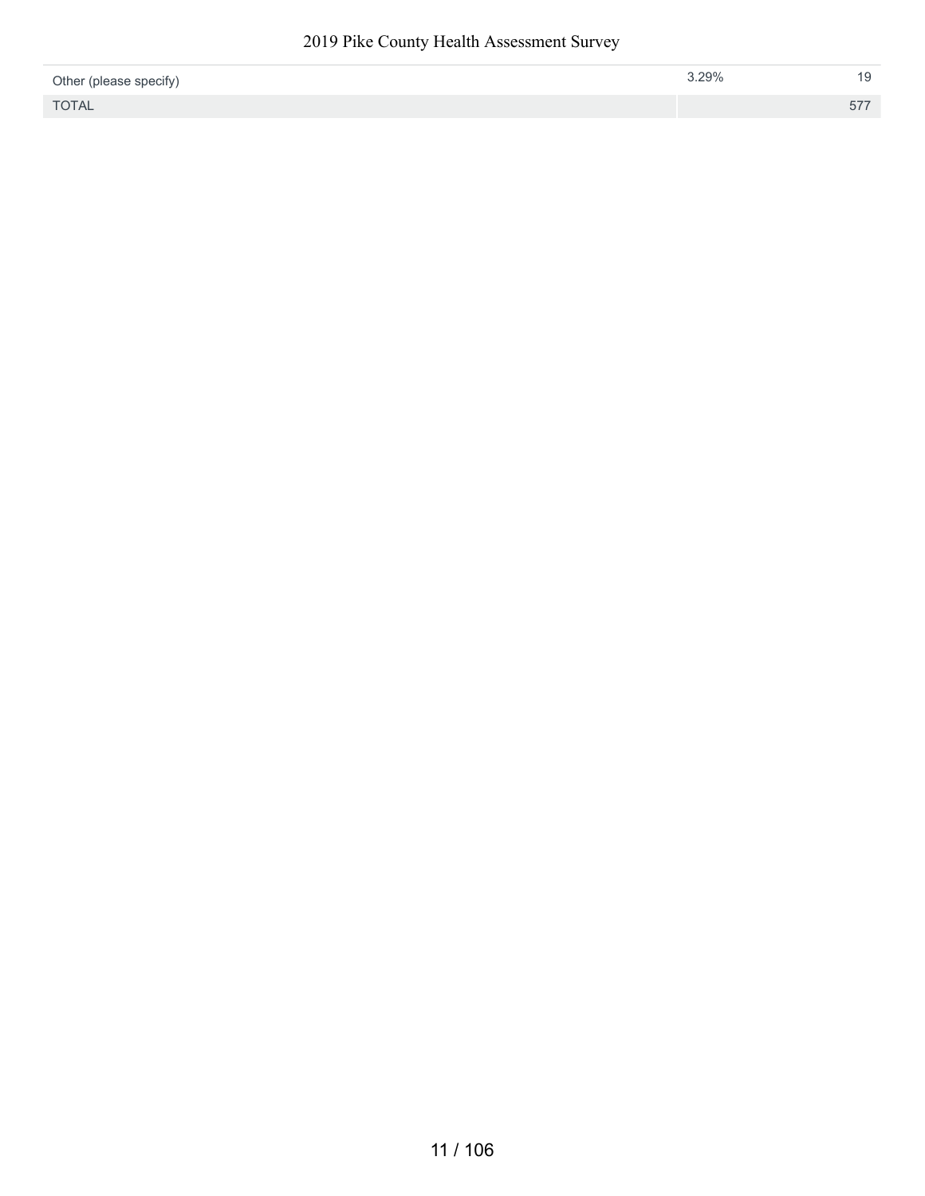| | | |
|---|---|---|
| Other (please specify) | 3.29% | 19 |
| TOTAL | | 577 |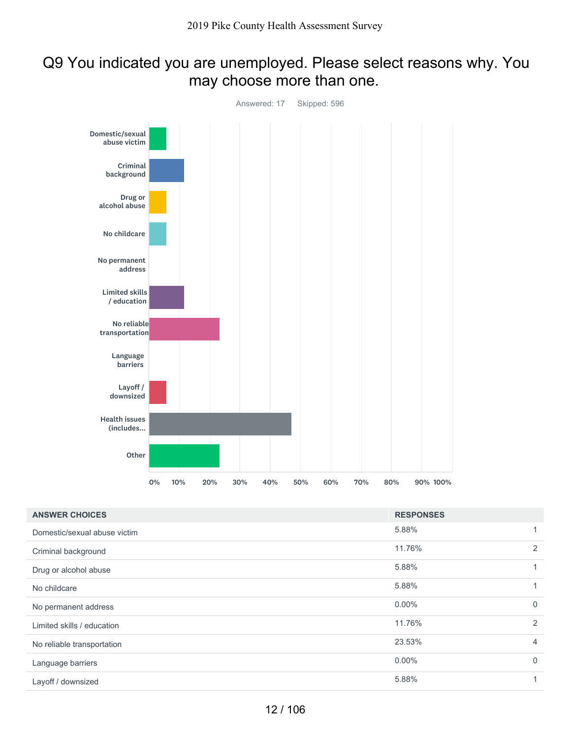# Q9 You indicated you are unemployed. Please select reasons why. You may choose more than one.

Answered: 17 Skipped: 596

| ANSWER CHOICES | RESPONSES | |
|---|---|---|
| Domestic/sexual abuse victim | 5.88% | 1 |
| Criminal background | 11.76% | 2 |
| Drug or alcohol abuse | 5.88% | 1 |
| No childcare | 5.88% | 1 |
| No permanent address | 0.00% | 0 |
| Limited skills / education | 11.76% | 2 |
| No reliable transportation | 23.53% | 4 |
| Language barriers | 0.00% | 0 |
| Layoff / downsized | 5.88% | 1 |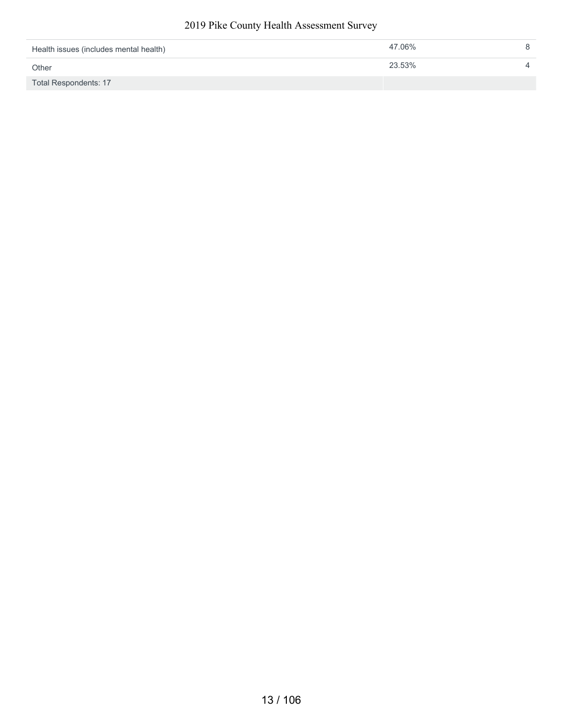| | | |
|---|---|---|
| Health issues (includes mental health) | 47.06% | 8 |
| Other | 23.53% | 4 |
| Total Respondents: 17 | | |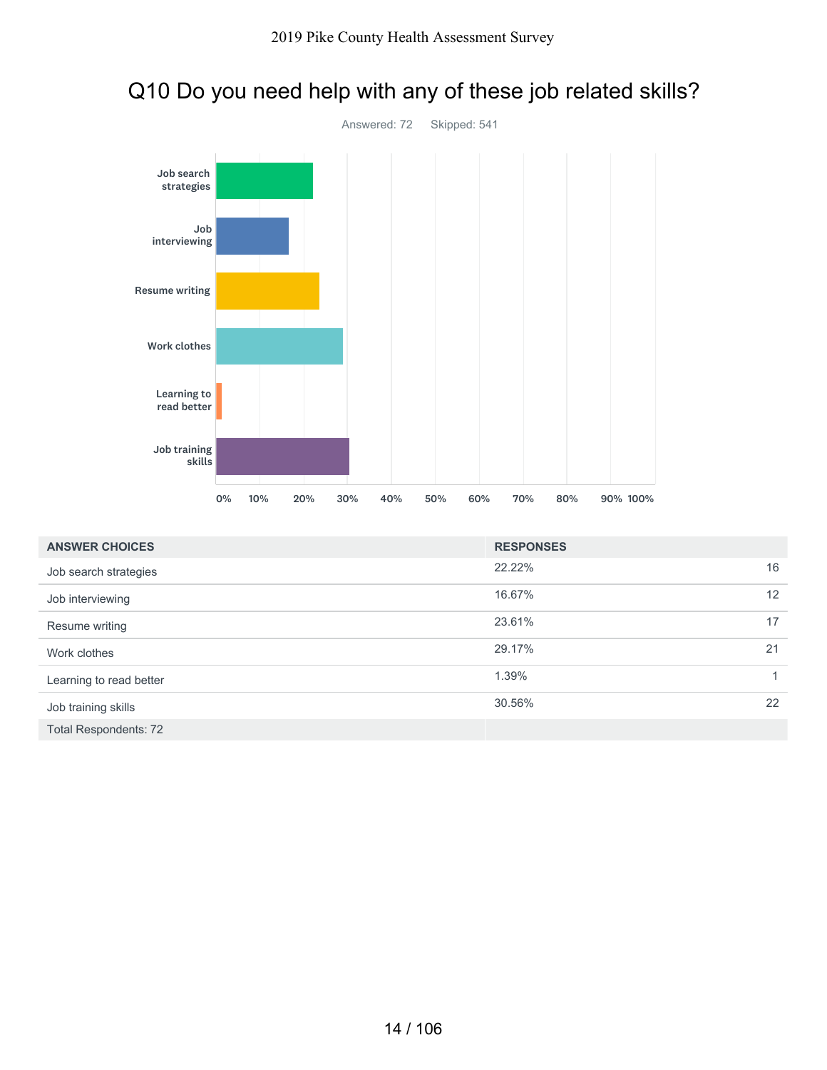# Q10 Do you need help with any of these job related skills?

Answered: 72 Skipped: 541

| ANSWER CHOICES | RESPONSES | |
|---|---|---|
| Job search strategies | 22.22% | 16 |
| Job interviewing | 16.67% | 12 |
| Resume writing | 23.61% | 17 |
| Work clothes | 29.17% | 21 |
| Learning to read better | 1.39% | 1 |
| Job training skills | 30.56% | 22 |
| Total Respondents: 72 | | |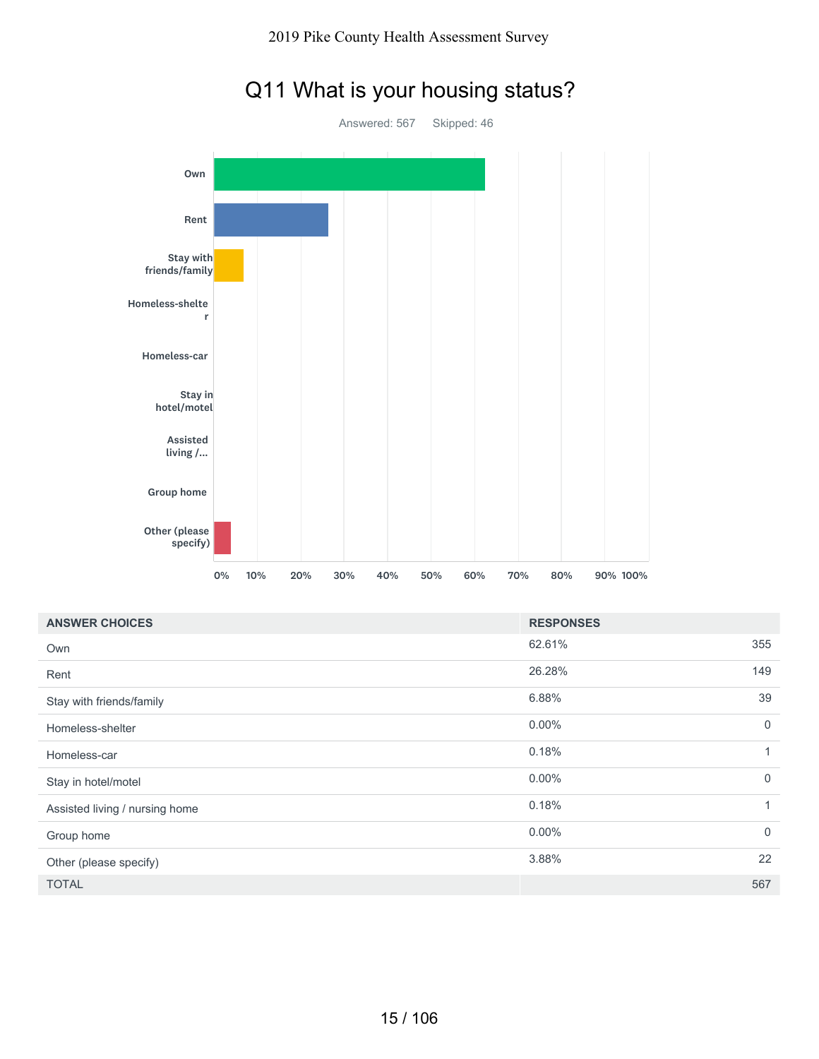2019 Pike County Health Assessment Survey

# Q11 What is your housing status?

Answered: 567 Skipped: 46

| ANSWER CHOICES | RESPONSES | |
|---|---|---|
| Own | 62.61% | 355 |
| Rent | 26.28% | 149 |
| Stay with friends/family | 6.88% | 39 |
| Homeless-shelter | 0.00% | 0 |
| Homeless-car | 0.18% | 1 |
| Stay in hotel/motel | 0.00% | 0 |
| Assisted living / nursing home | 0.18% | 1 |
| Group home | 0.00% | 0 |
| Other (please specify) | 3.88% | 22 |
| TOTAL | | 567 |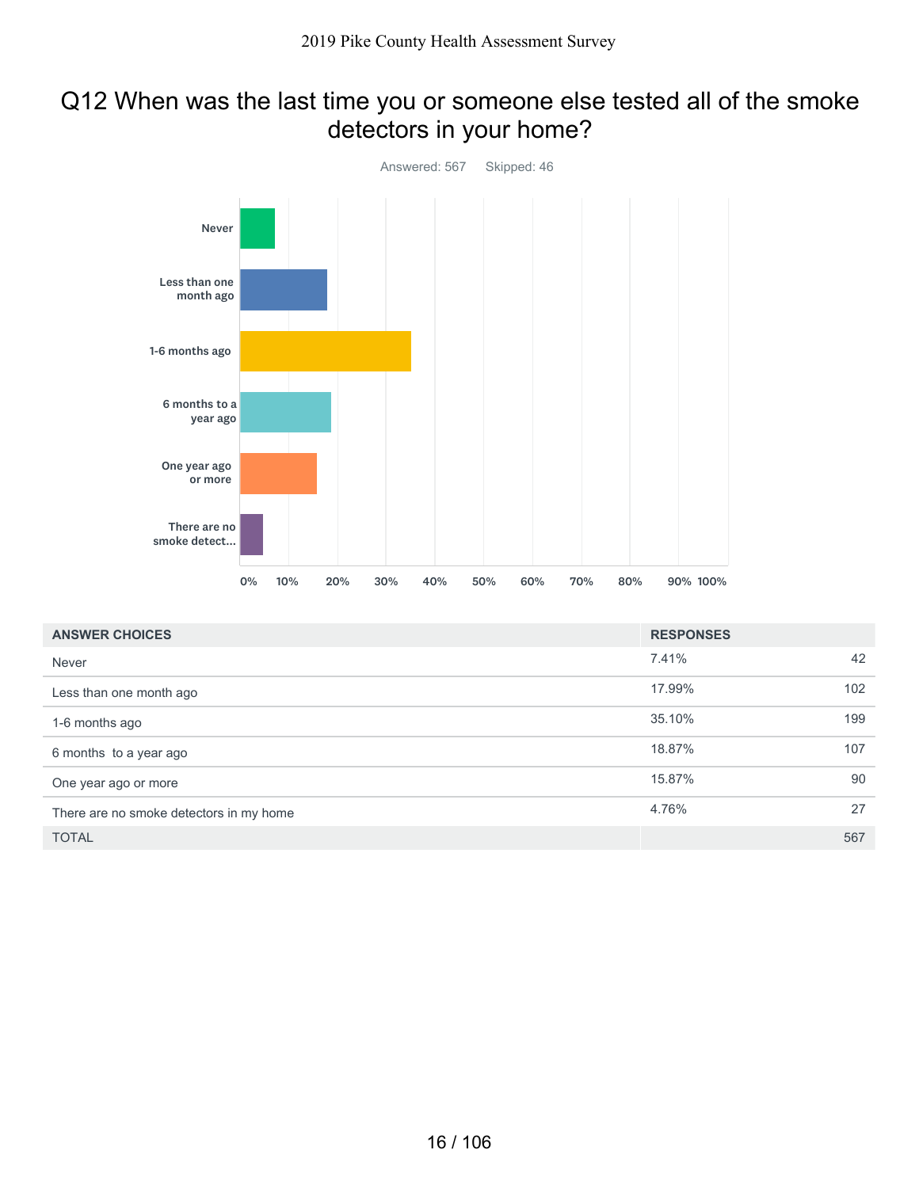# Q12 When was the last time you or someone else tested all of the smoke detectors in your home?

Answered: 567 Skipped: 46

| ANSWER CHOICES | RESPONSES | |
|---|---|---|
| Never | 7.41% | 42 |
| Less than one month ago | 17.99% | 102 |
| 1-6 months ago | 35.10% | 199 |
| 6 months to a year ago | 18.87% | 107 |
| One year ago or more | 15.87% | 90 |
| There are no smoke detectors in my home | 4.76% | 27 |
| TOTAL | | 567 |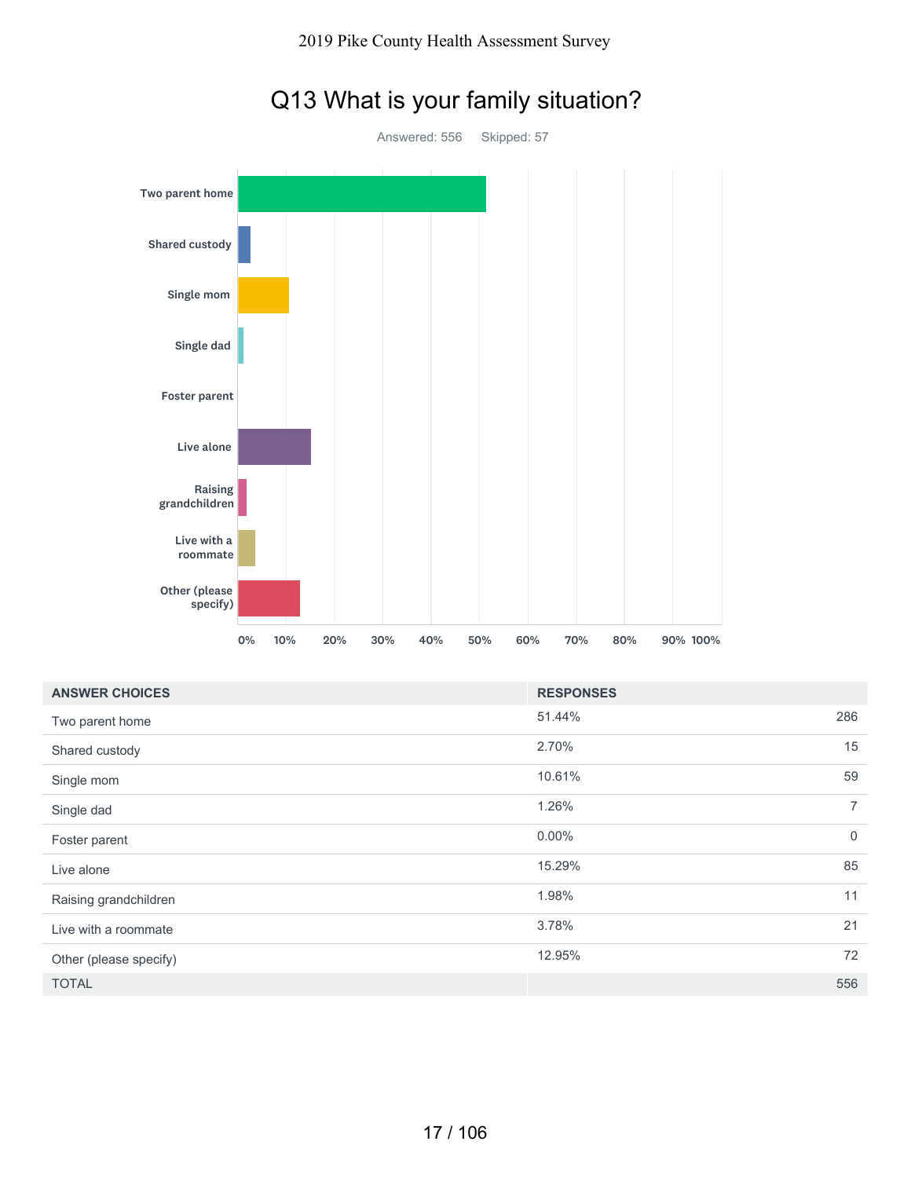# Q13 What is your family situation?

Answered: 556    Skipped: 57

| ANSWER CHOICES | RESPONSES | |
|---|---|---|
| Two parent home | 51.44% | 286 |
| Shared custody | 2.70% | 15 |
| Single mom | 10.61% | 59 |
| Single dad | 1.26% | 7 |
| Foster parent | 0.00% | 0 |
| Live alone | 15.29% | 85 |
| Raising grandchildren | 1.98% | 11 |
| Live with a roommate | 3.78% | 21 |
| Other (please specify) | 12.95% | 72 |
| TOTAL | | 556 |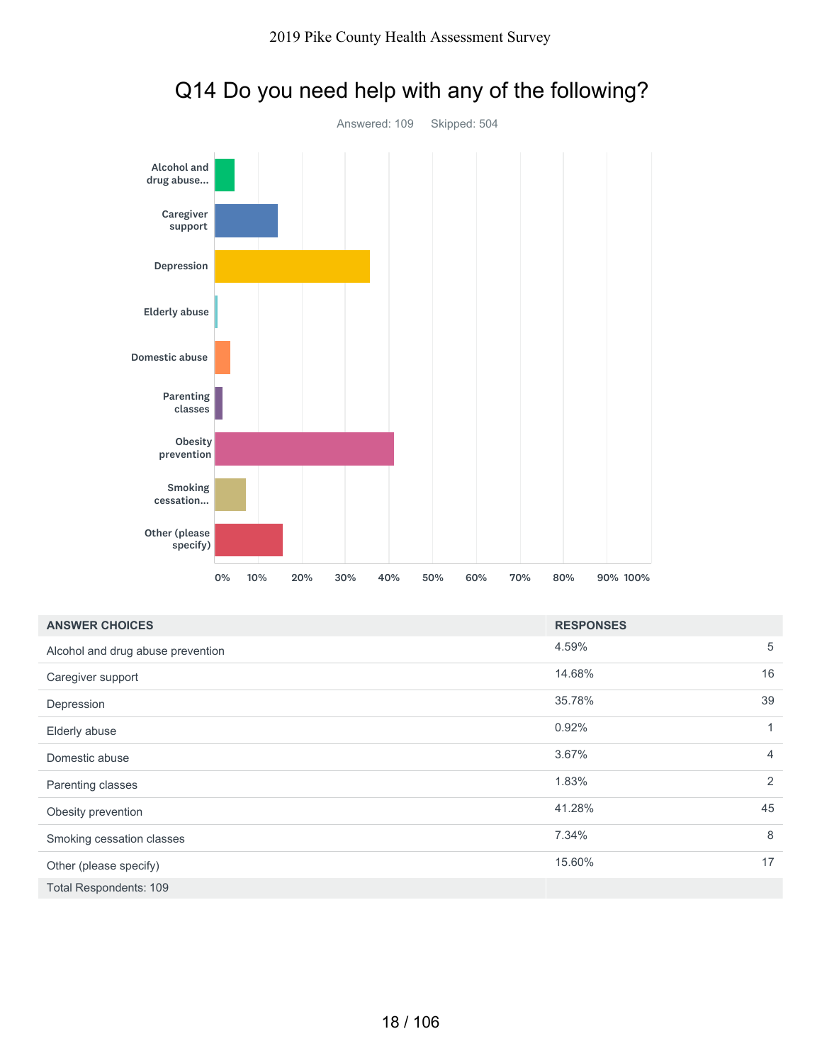# Q14 Do you need help with any of the following?

Answered: 109 Skipped: 504

| ANSWER CHOICES | RESPONSES | |
|---|---|---|
| Alcohol and drug abuse prevention | 4.59% | 5 |
| Caregiver support | 14.68% | 16 |
| Depression | 35.78% | 39 |
| Elderly abuse | 0.92% | 1 |
| Domestic abuse | 3.67% | 4 |
| Parenting classes | 1.83% | 2 |
| Obesity prevention | 41.28% | 45 |
| Smoking cessation classes | 7.34% | 8 |
| Other (please specify) | 15.60% | 17 |
| Total Respondents: 109 | | |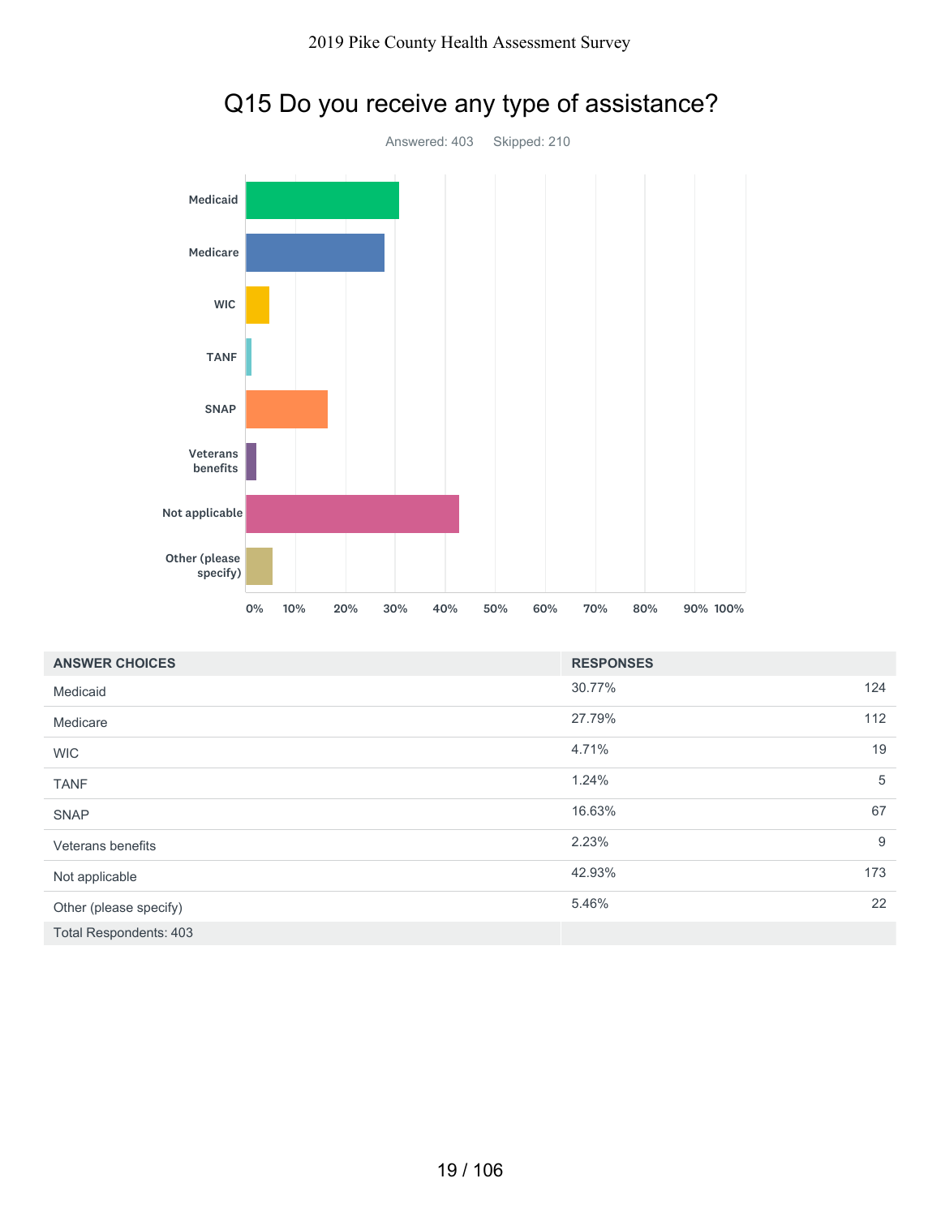# Q15 Do you receive any type of assistance?

Answered: 403 Skipped: 210

| ANSWER CHOICES | RESPONSES | |
|---|---|---|
| Medicaid | 30.77% | 124 |
| Medicare | 27.79% | 112 |
| WIC | 4.71% | 19 |
| TANF | 1.24% | 5 |
| SNAP | 16.63% | 67 |
| Veterans benefits | 2.23% | 9 |
| Not applicable | 42.93% | 173 |
| Other (please specify) | 5.46% | 22 |
| Total Respondents: 403 | | |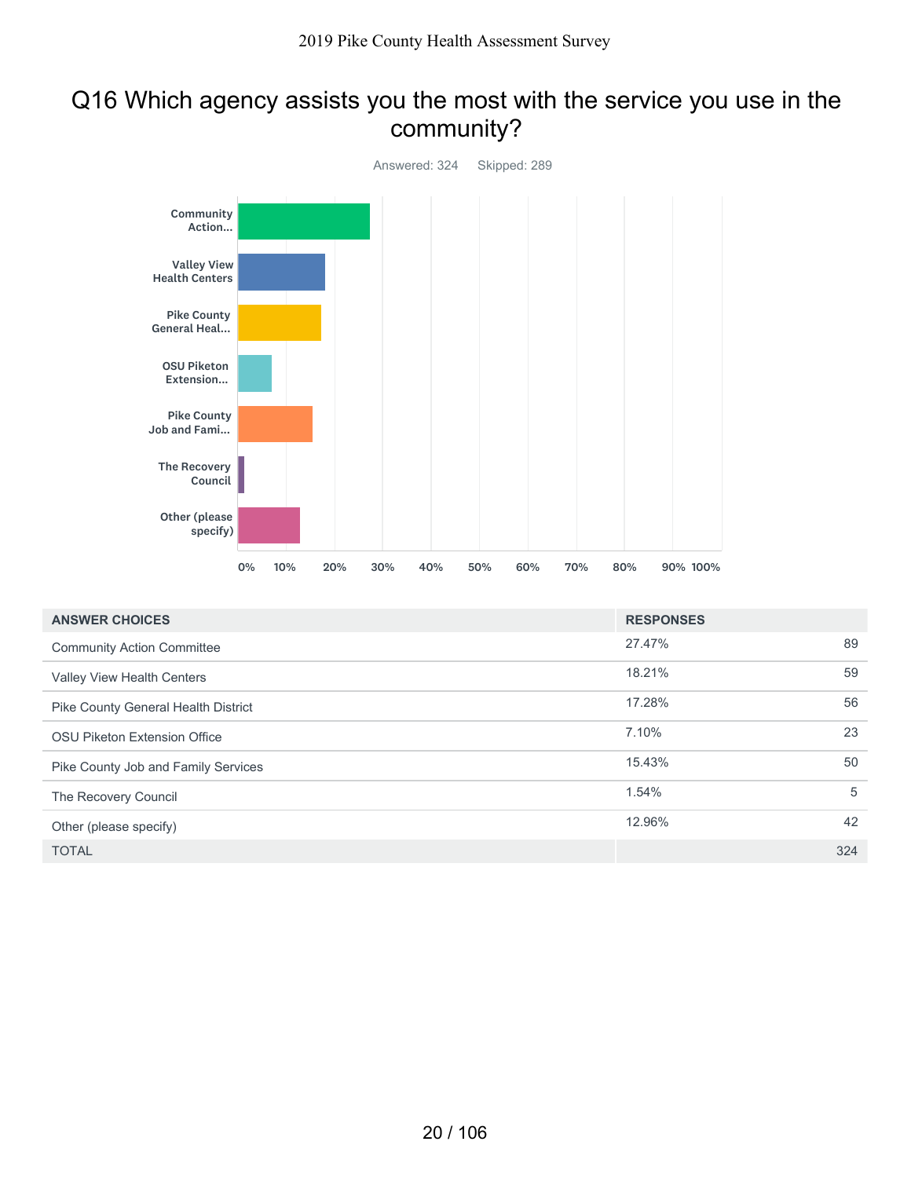# Q16 Which agency assists you the most with the service you use in the community?

Answered: 324 Skipped: 289

| ANSWER CHOICES | RESPONSES | |
|---|---|---|
| Community Action Committee | 27.47% | 89 |
| Valley View Health Centers | 18.21% | 59 |
| Pike County General Health District | 17.28% | 56 |
| OSU Piketon Extension Office | 7.10% | 23 |
| Pike County Job and Family Services | 15.43% | 50 |
| The Recovery Council | 1.54% | 5 |
| Other (please specify) | 12.96% | 42 |
| TOTAL | | 324 |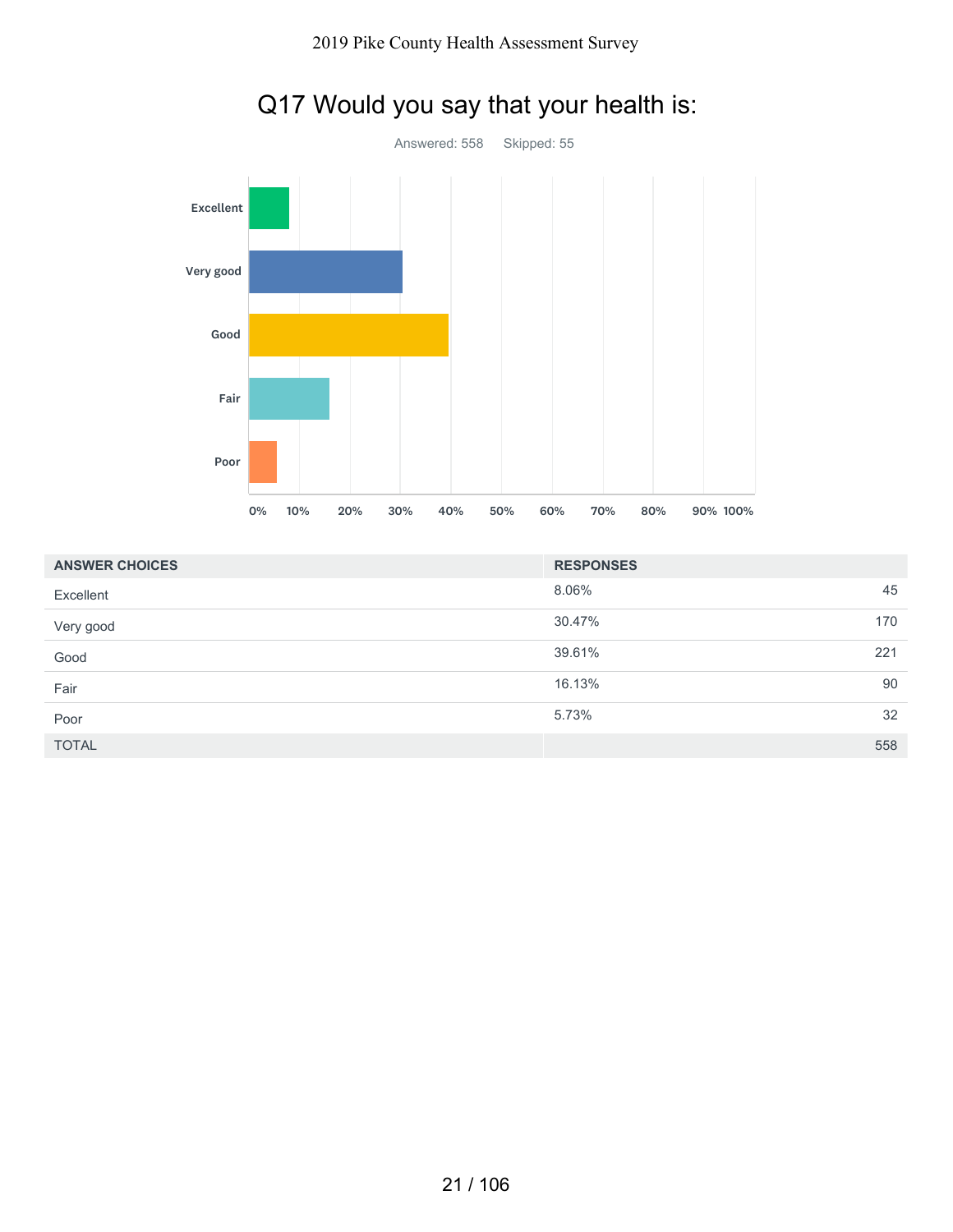# Q17 Would you say that your health is:

Answered: 558 Skipped: 55

| ANSWER CHOICES | RESPONSES | |
|---|---|---|
| Excellent | 8.06% | 45 |
| Very good | 30.47% | 170 |
| Good | 39.61% | 221 |
| Fair | 16.13% | 90 |
| Poor | 5.73% | 32 |
| TOTAL | | 558 |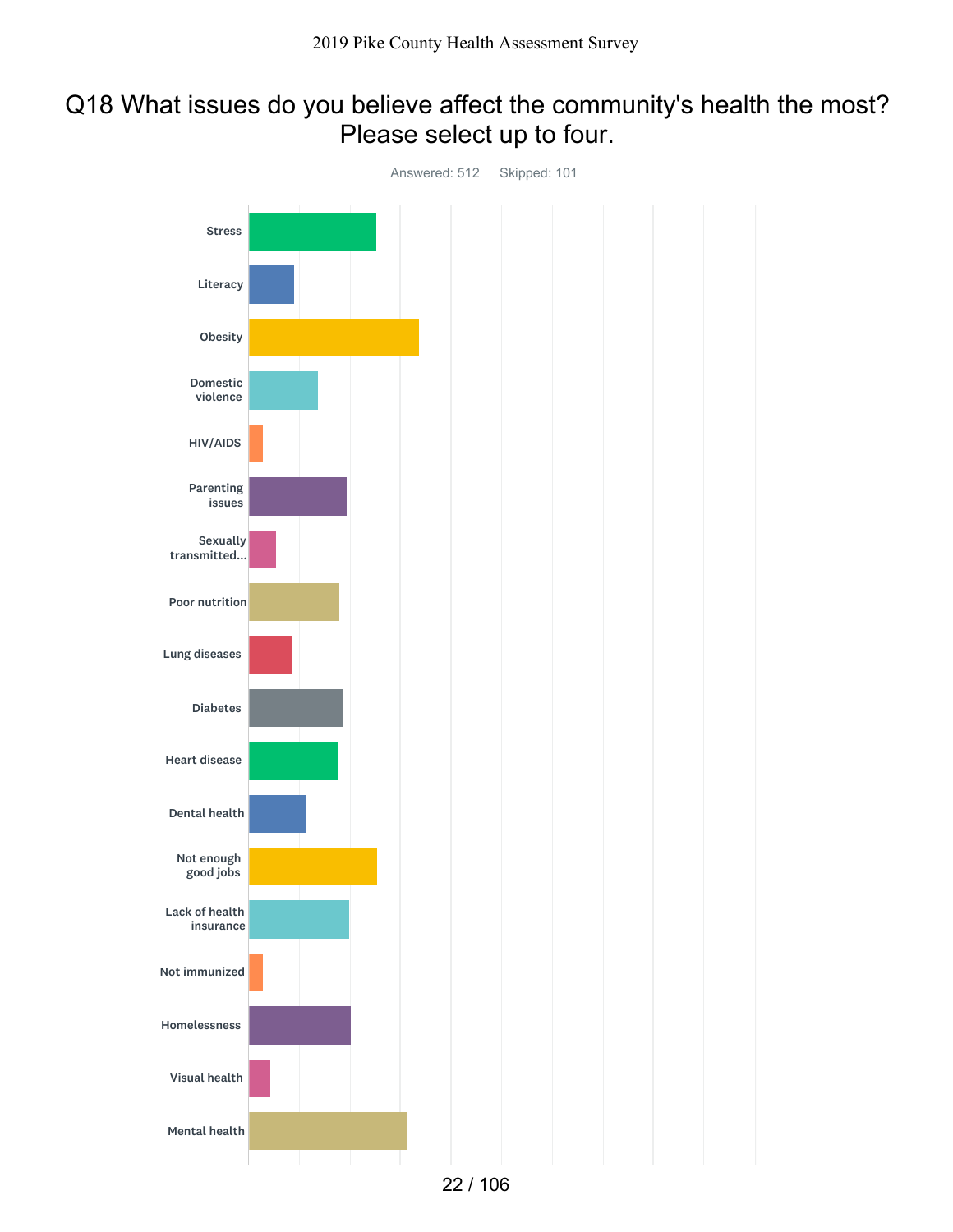## Q18 What issues do you believe affect the community's health the most? Please select up to four.

Answered: 512 Skipped: 101

- Stress
- Literacy
- Obesity
- Domestic violence
- HIV/AIDS
- Parenting issues
- Sexually transmitted...
- Poor nutrition
- Lung diseases
- Diabetes
- Heart disease
- Dental health
- Not enough good jobs
- Lack of health insurance
- Not immunized
- Homelessness
- Visual health
- Mental health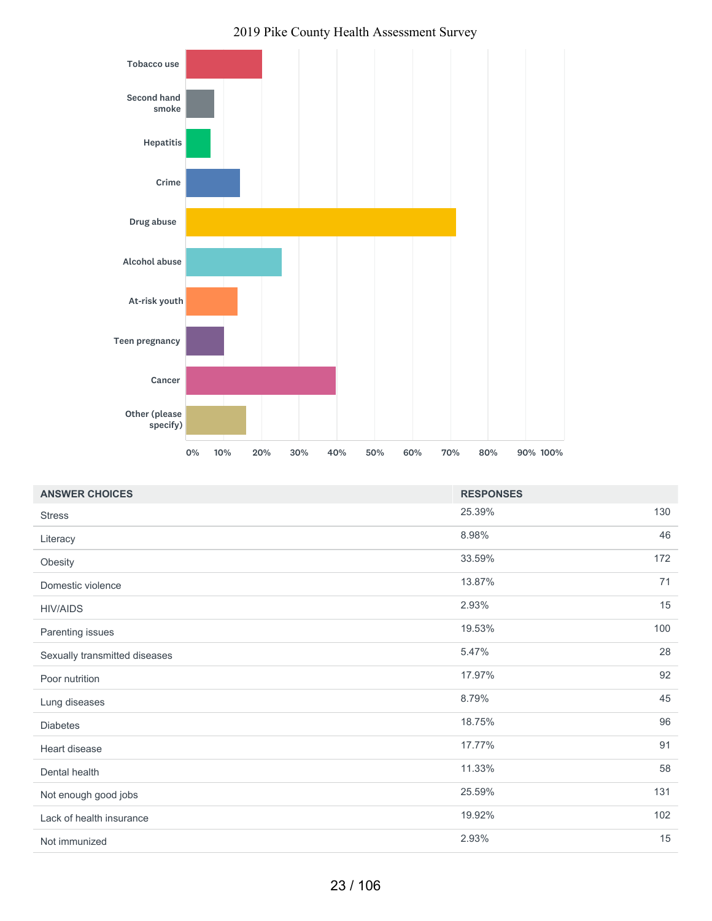2019 Pike County Health Assessment Survey

Tobacco use

Second hand smoke

Hepatitis

Crime

Drug abuse

Alcohol abuse

At-risk youth

Teen pregnancy

Cancer

Other (please specify)

0% 10% 20% 30% 40% 50% 60% 70% 80% 90% 100%

| ANSWER CHOICES | RESPONSES | |
|---|---|---|
| Stress | 25.39% | 130 |
| Literacy | 8.98% | 46 |
| Obesity | 33.59% | 172 |
| Domestic violence | 13.87% | 71 |
| HIV/AIDS | 2.93% | 15 |
| Parenting issues | 19.53% | 100 |
| Sexually transmitted diseases | 5.47% | 28 |
| Poor nutrition | 17.97% | 92 |
| Lung diseases | 8.79% | 45 |
| Diabetes | 18.75% | 96 |
| Heart disease | 17.77% | 91 |
| Dental health | 11.33% | 58 |
| Not enough good jobs | 25.59% | 131 |
| Lack of health insurance | 19.92% | 102 |
| Not immunized | 2.93% | 15 |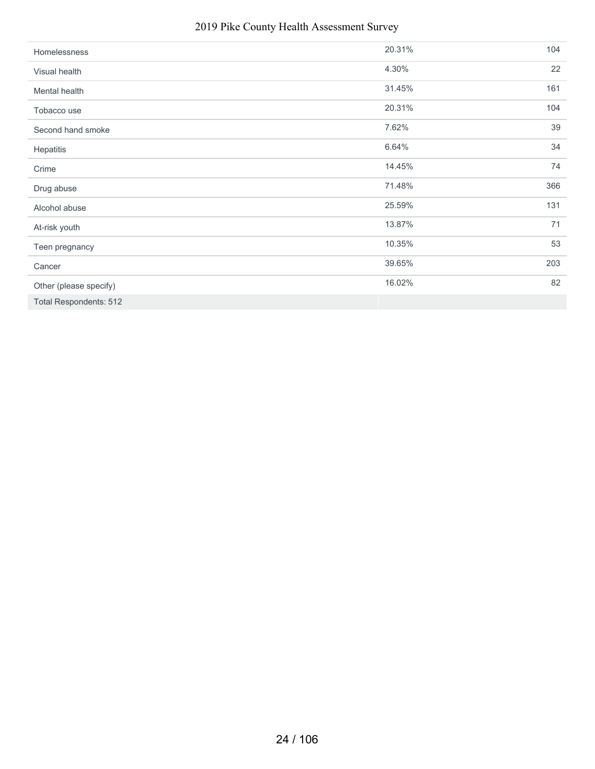| | | |
|---|---|---|
| Homelessness | 20.31% | 104 |
| Visual health | 4.30% | 22 |
| Mental health | 31.45% | 161 |
| Tobacco use | 20.31% | 104 |
| Second hand smoke | 7.62% | 39 |
| Hepatitis | 6.64% | 34 |
| Crime | 14.45% | 74 |
| Drug abuse | 71.48% | 366 |
| Alcohol abuse | 25.59% | 131 |
| At-risk youth | 13.87% | 71 |
| Teen pregnancy | 10.35% | 53 |
| Cancer | 39.65% | 203 |
| Other (please specify) | 16.02% | 82 |
| Total Respondents: 512 | | |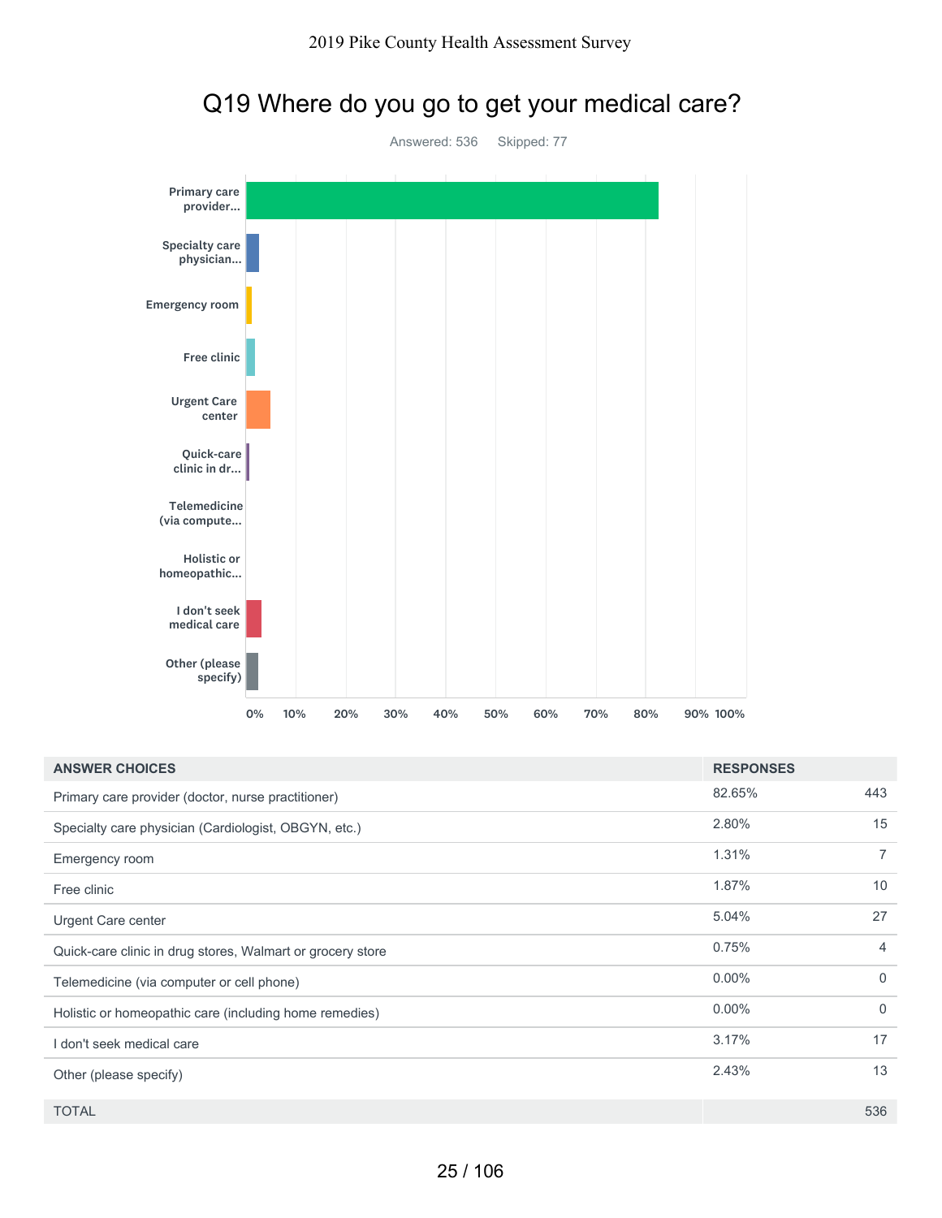# Q19 Where do you go to get your medical care?

Answered: 536 Skipped: 77

| ANSWER CHOICES | RESPONSES | |
|---|---|---|
| Primary care provider (doctor, nurse practitioner) | 82.65% | 443 |
| Specialty care physician (Cardiologist, OBGYN, etc.) | 2.80% | 15 |
| Emergency room | 1.31% | 7 |
| Free clinic | 1.87% | 10 |
| Urgent Care center | 5.04% | 27 |
| Quick-care clinic in drug stores, Walmart or grocery store | 0.75% | 4 |
| Telemedicine (via computer or cell phone) | 0.00% | 0 |
| Holistic or homeopathic care (including home remedies) | 0.00% | 0 |
| I don't seek medical care | 3.17% | 17 |
| Other (please specify) | 2.43% | 13 |
| TOTAL | | 536 |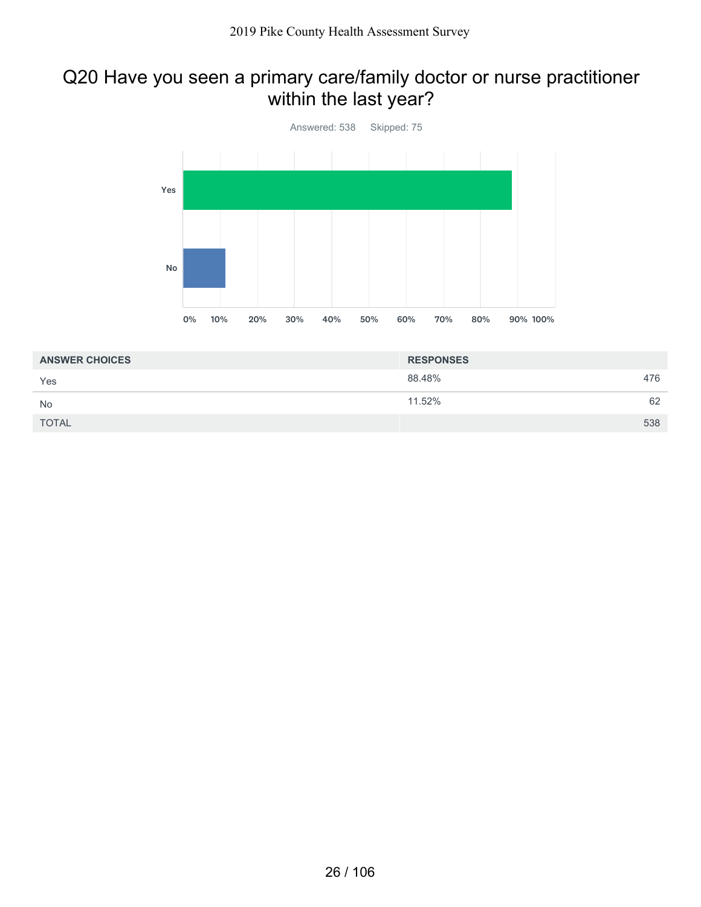## Q20 Have you seen a primary care/family doctor or nurse practitioner within the last year?

Answered: 538 Skipped: 75

| ANSWER CHOICES | RESPONSES | |
|---|---|---|
| Yes | 88.48% | 476 |
| No | 11.52% | 62 |
| TOTAL | | 538 |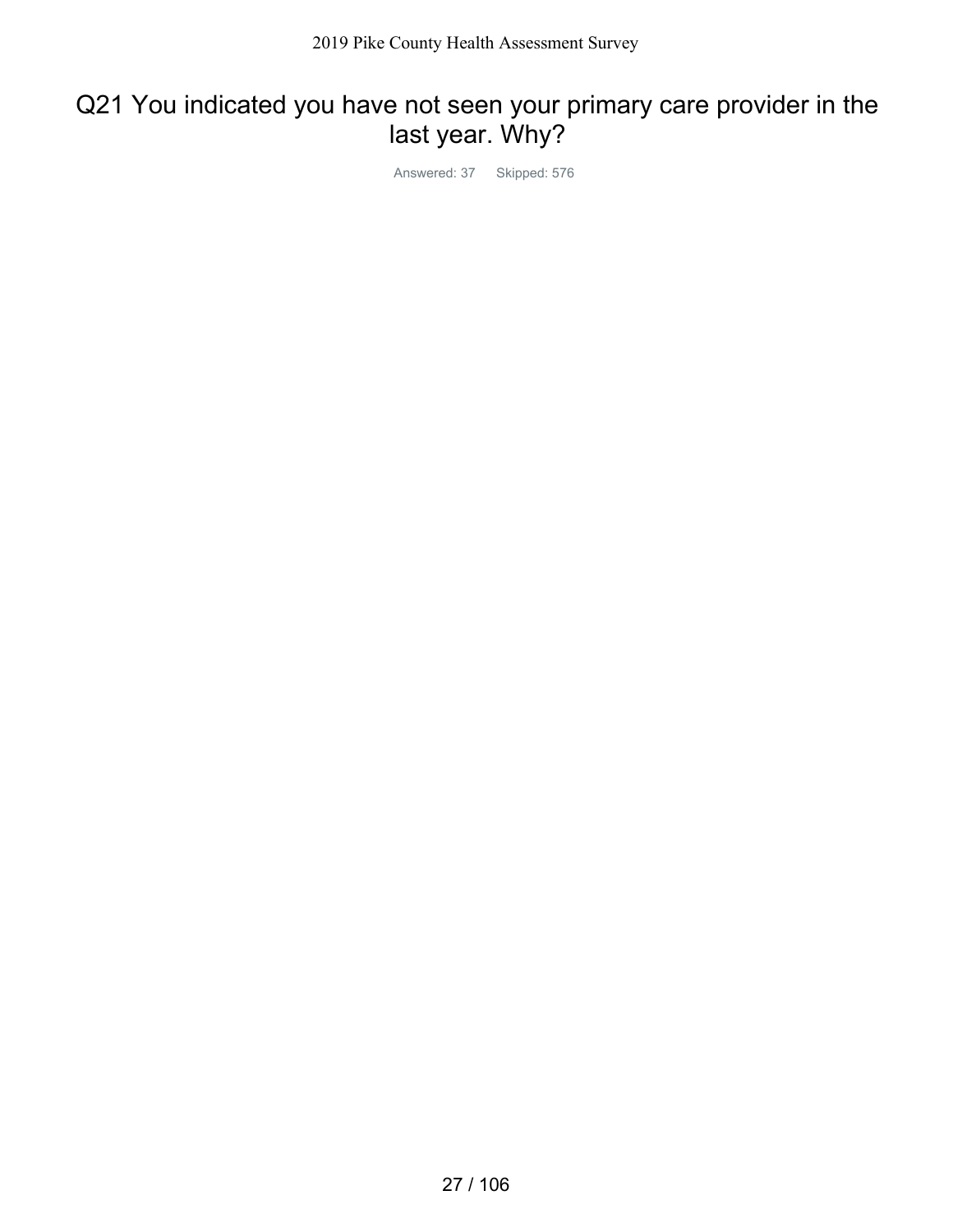# Q21 You indicated you have not seen your primary care provider in the last year. Why?

Answered: 37 Skipped: 576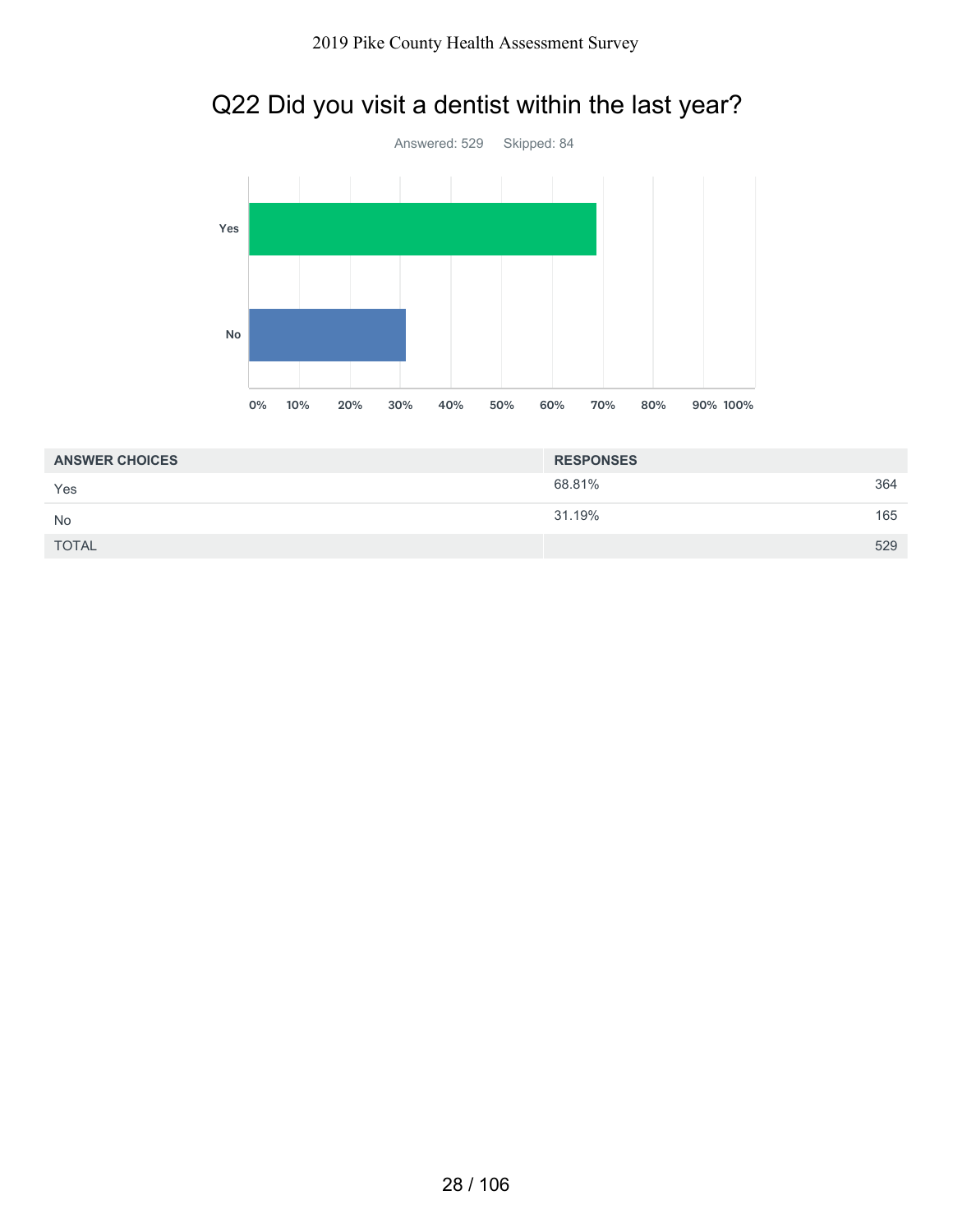# Q22 Did you visit a dentist within the last year?

Answered: 529    Skipped: 84

| ANSWER CHOICES | RESPONSES | |
|---|---|---|
| Yes | 68.81% | 364 |
| No | 31.19% | 165 |
| TOTAL | | 529 |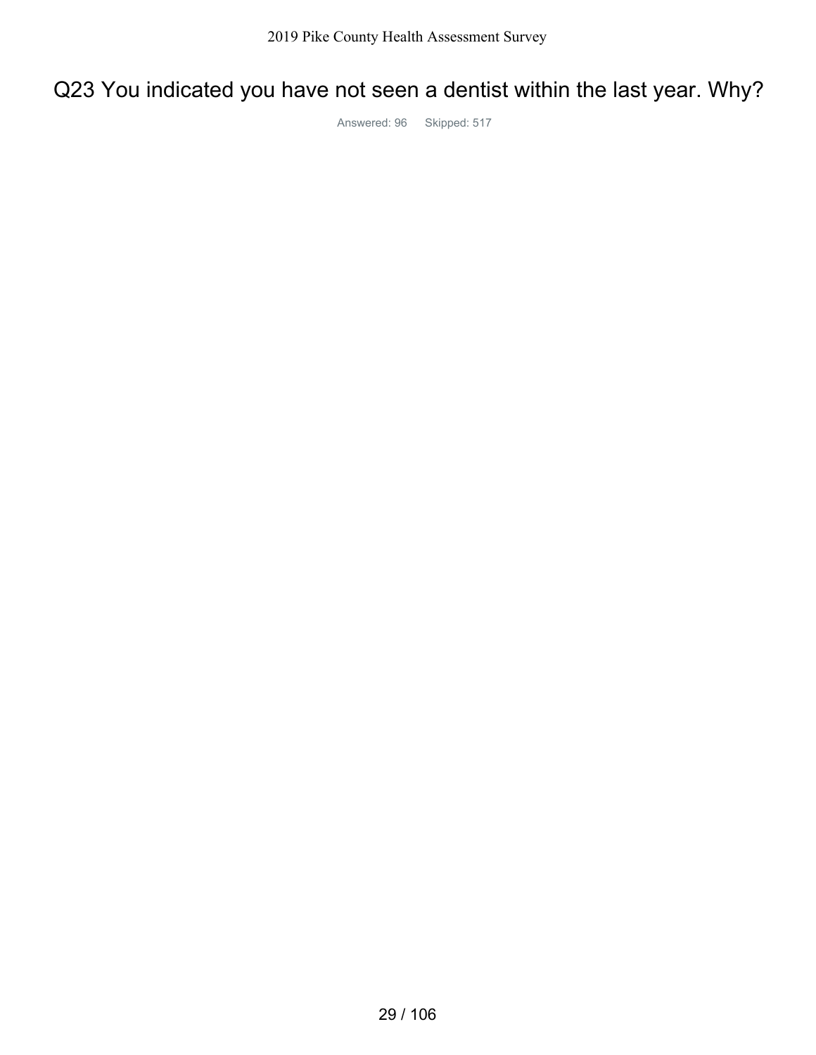# Q23 You indicated you have not seen a dentist within the last year. Why?

Answered: 96    Skipped: 517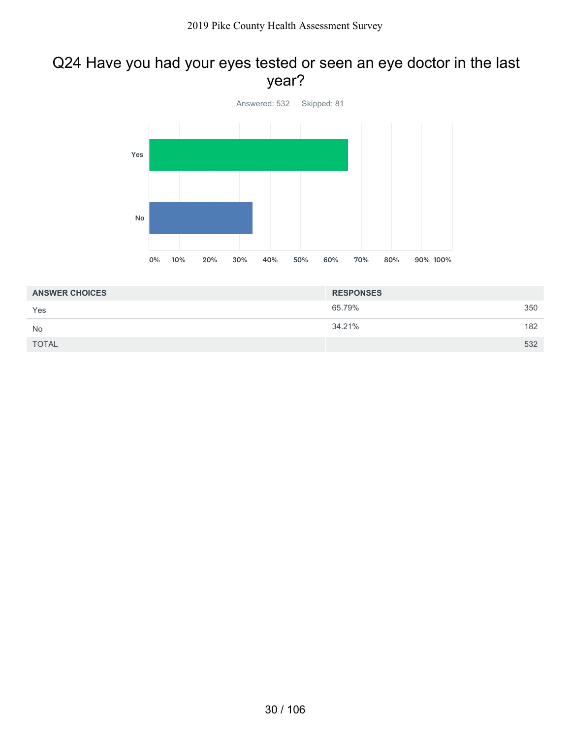# Q24 Have you had your eyes tested or seen an eye doctor in the last year?

Answered: 532 Skipped: 81

| ANSWER CHOICES | RESPONSES | |
|---|---|---|
| Yes | 65.79% | 350 |
| No | 34.21% | 182 |
| TOTAL | | 532 |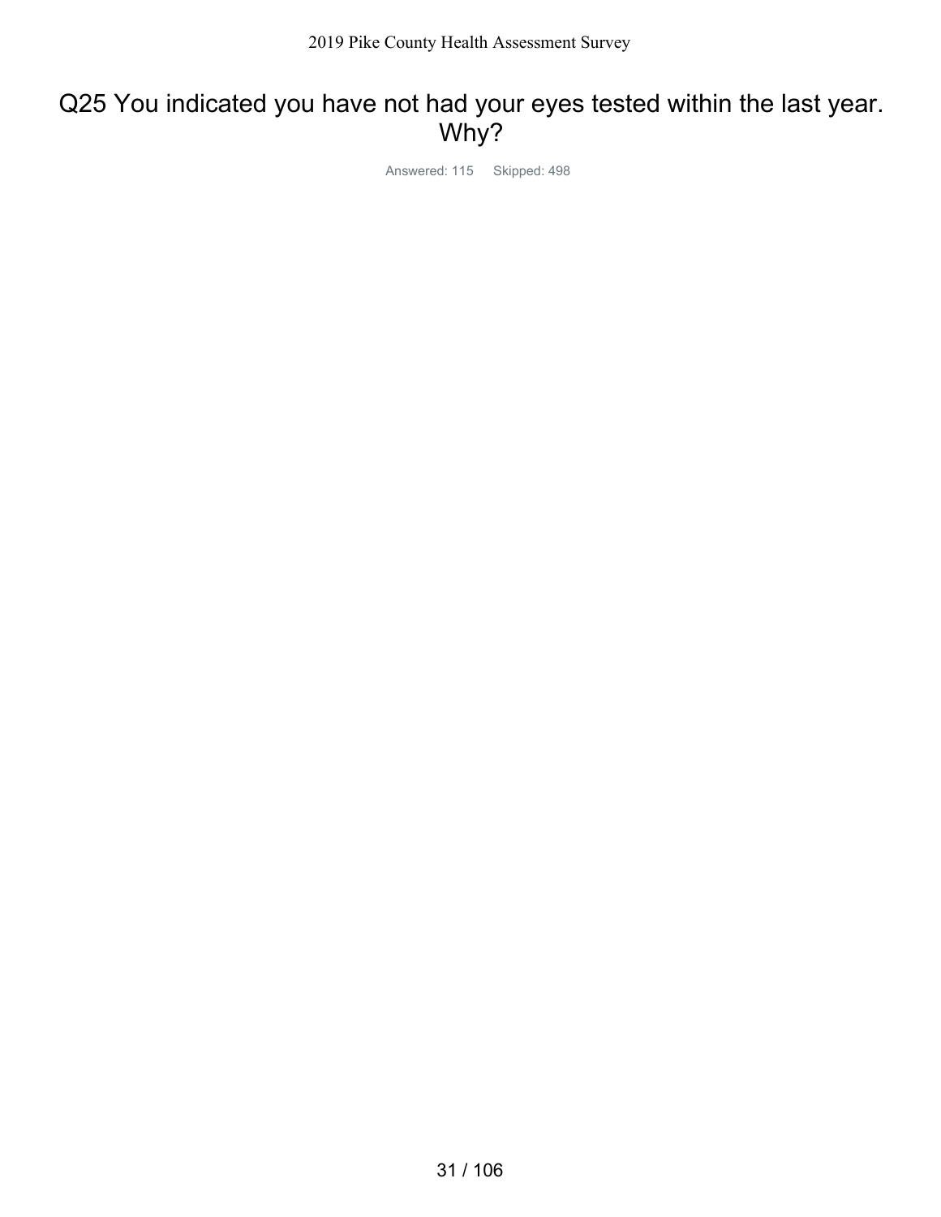# Q25 You indicated you have not had your eyes tested within the last year. Why?

Answered: 115    Skipped: 498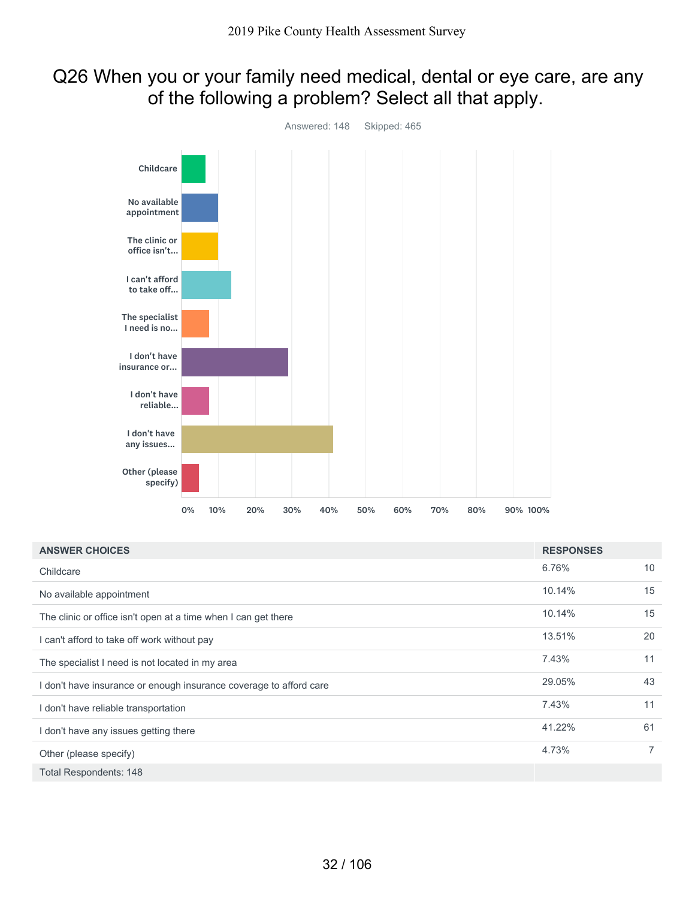# Q26 When you or your family need medical, dental or eye care, are any of the following a problem? Select all that apply.

Answered: 148 Skipped: 465

| ANSWER CHOICES | RESPONSES | |
|---|---|---|
| Childcare | 6.76% | 10 |
| No available appointment | 10.14% | 15 |
| The clinic or office isn't open at a time when I can get there | 10.14% | 15 |
| I can't afford to take off work without pay | 13.51% | 20 |
| The specialist I need is not located in my area | 7.43% | 11 |
| I don't have insurance or enough insurance coverage to afford care | 29.05% | 43 |
| I don't have reliable transportation | 7.43% | 11 |
| I don't have any issues getting there | 41.22% | 61 |
| Other (please specify) | 4.73% | 7 |
| Total Respondents: 148 | | |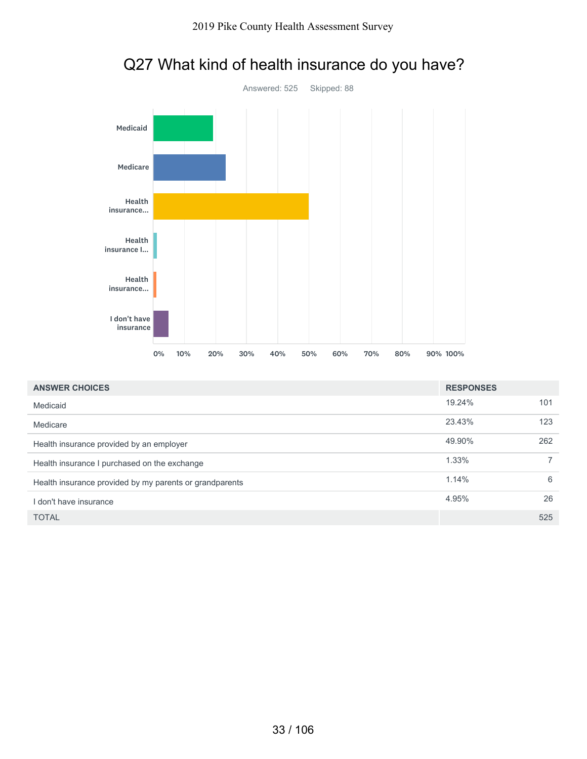# Q27 What kind of health insurance do you have?

Answered: 525 Skipped: 88

| ANSWER CHOICES | RESPONSES | |
|---|---|---|
| Medicaid | 19.24% | 101 |
| Medicare | 23.43% | 123 |
| Health insurance provided by an employer | 49.90% | 262 |
| Health insurance I purchased on the exchange | 1.33% | 7 |
| Health insurance provided by my parents or grandparents | 1.14% | 6 |
| I don't have insurance | 4.95% | 26 |
| TOTAL | | 525 |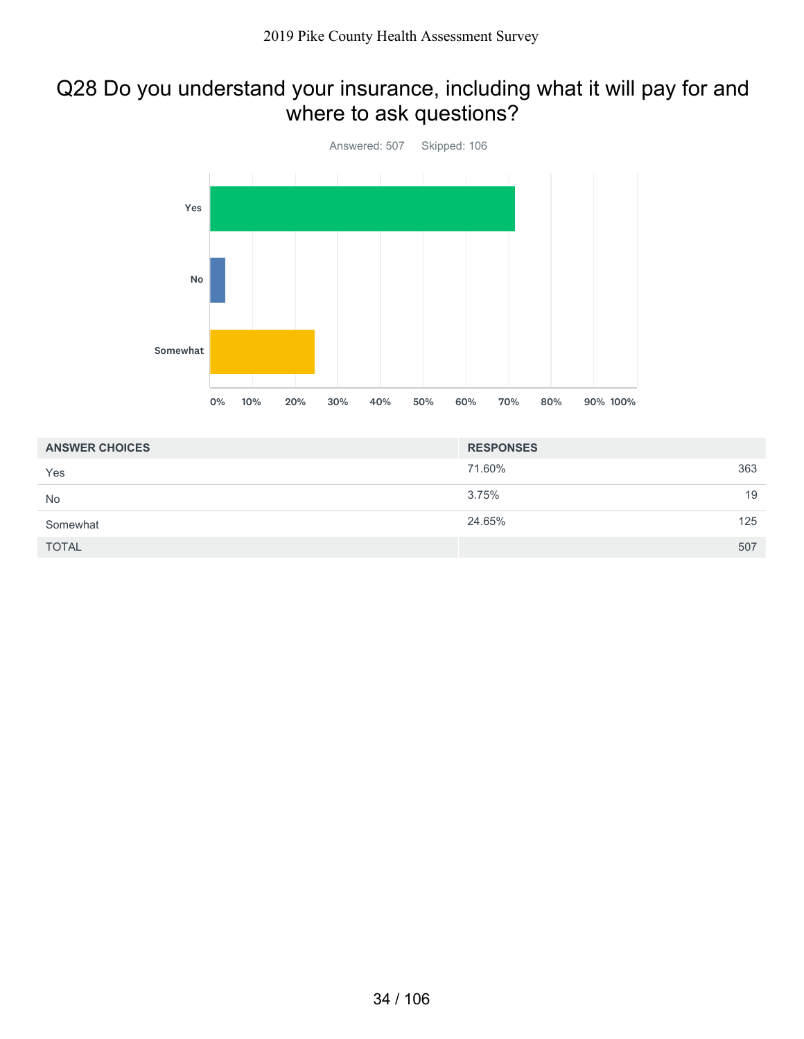## Q28 Do you understand your insurance, including what it will pay for and where to ask questions?

Answered: 507    Skipped: 106

| ANSWER CHOICES | RESPONSES | |
|---|---|---|
| Yes | 71.60% | 363 |
| No | 3.75% | 19 |
| Somewhat | 24.65% | 125 |
| TOTAL | | 507 |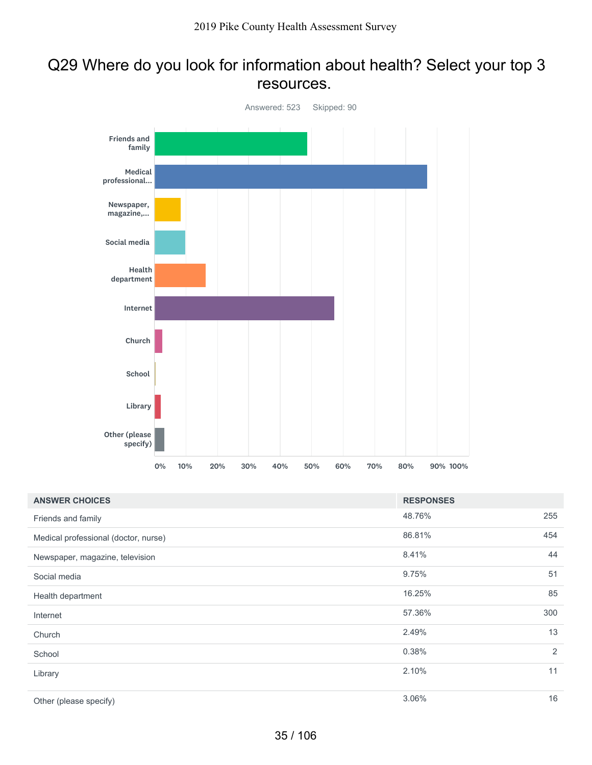# Q29 Where do you look for information about health? Select your top 3 resources.

Answered: 523 Skipped: 90

| ANSWER CHOICES | RESPONSES | |
|---|---|---|
| Friends and family | 48.76% | 255 |
| Medical professional (doctor, nurse) | 86.81% | 454 |
| Newspaper, magazine, television | 8.41% | 44 |
| Social media | 9.75% | 51 |
| Health department | 16.25% | 85 |
| Internet | 57.36% | 300 |
| Church | 2.49% | 13 |
| School | 0.38% | 2 |
| Library | 2.10% | 11 |
| Other (please specify) | 3.06% | 16 |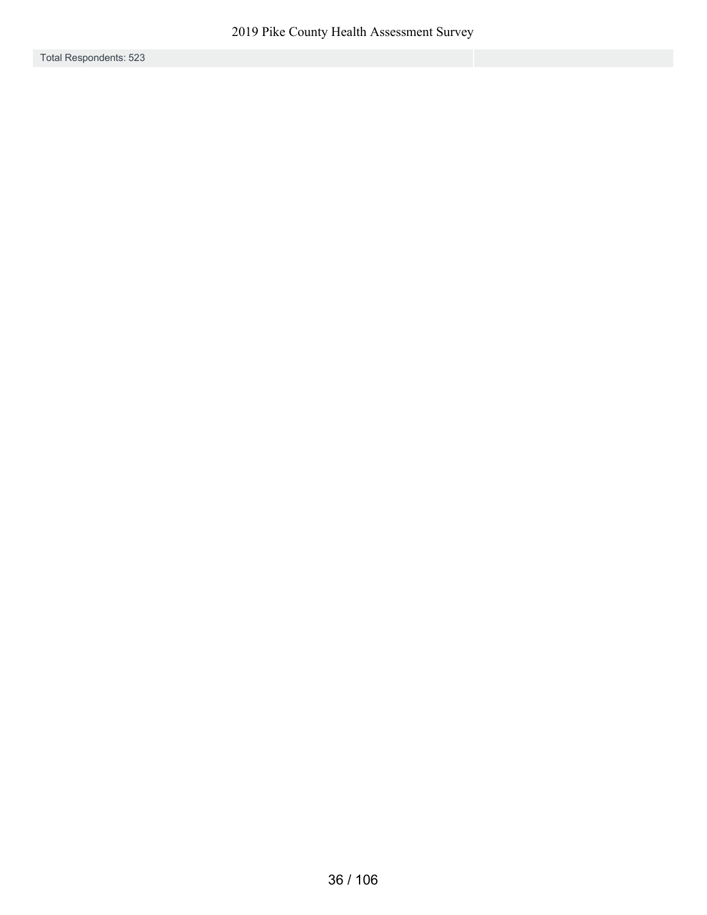| Total Respondents: 523 | |
| --- | --- |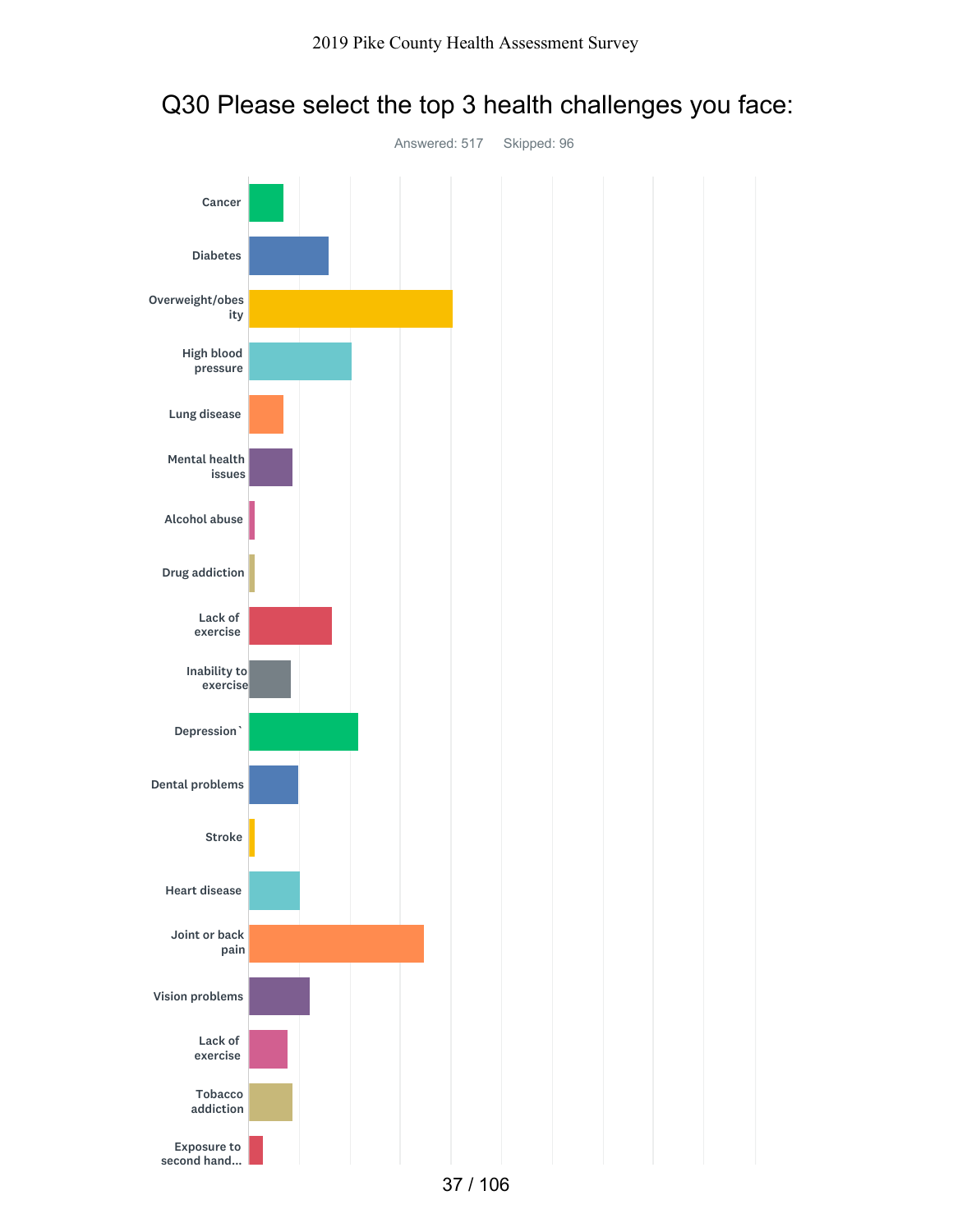# Q30 Please select the top 3 health challenges you face:

Answered: 517 Skipped: 96

- Cancer
- Diabetes
- Overweight/obesity
- High blood pressure
- Lung disease
- Mental health issues
- Alcohol abuse
- Drug addiction
- Lack of exercise
- Inability to exercise
- Depression`
- Dental problems
- Stroke
- Heart disease
- Joint or back pain
- Vision problems
- Lack of exercise
- Tobacco addiction
- Exposure to second hand...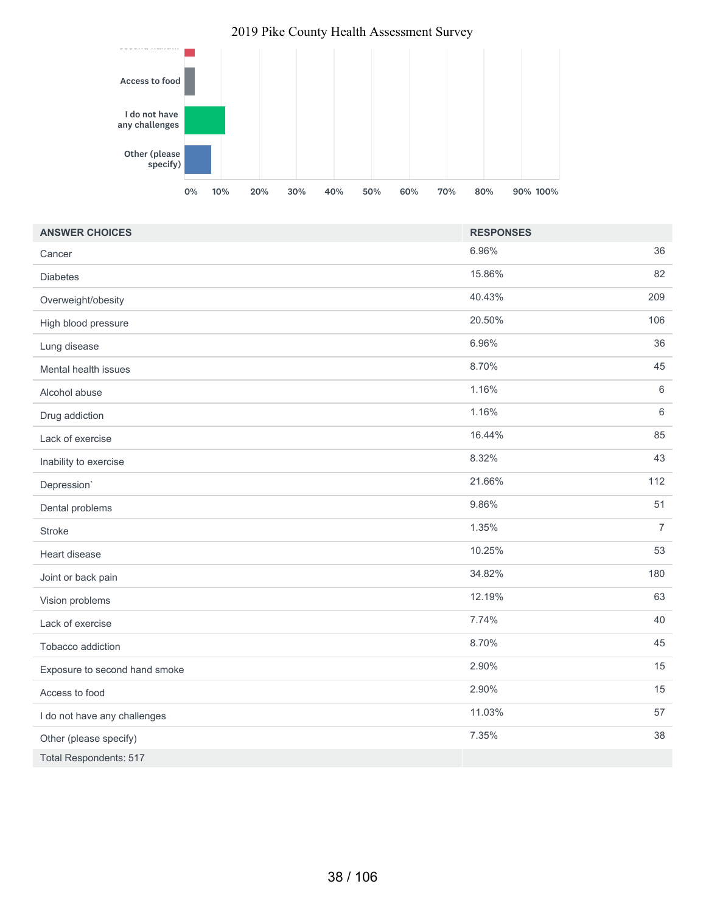| ANSWER CHOICES | RESPONSES | |
|---|---|---|
| Cancer | 6.96% | 36 |
| Diabetes | 15.86% | 82 |
| Overweight/obesity | 40.43% | 209 |
| High blood pressure | 20.50% | 106 |
| Lung disease | 6.96% | 36 |
| Mental health issues | 8.70% | 45 |
| Alcohol abuse | 1.16% | 6 |
| Drug addiction | 1.16% | 6 |
| Lack of exercise | 16.44% | 85 |
| Inability to exercise | 8.32% | 43 |
| Depression` | 21.66% | 112 |
| Dental problems | 9.86% | 51 |
| Stroke | 1.35% | 7 |
| Heart disease | 10.25% | 53 |
| Joint or back pain | 34.82% | 180 |
| Vision problems | 12.19% | 63 |
| Lack of exercise | 7.74% | 40 |
| Tobacco addiction | 8.70% | 45 |
| Exposure to second hand smoke | 2.90% | 15 |
| Access to food | 2.90% | 15 |
| I do not have any challenges | 11.03% | 57 |
| Other (please specify) | 7.35% | 38 |
| Total Respondents: 517 | | |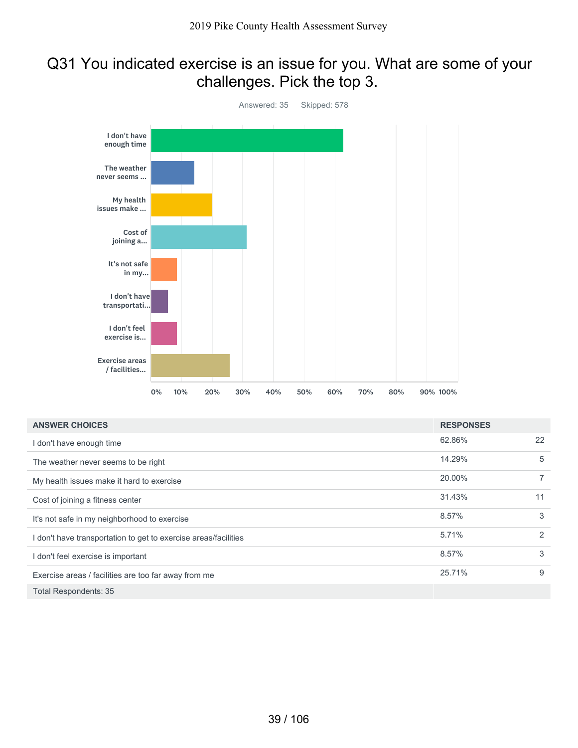# Q31 You indicated exercise is an issue for you. What are some of your challenges. Pick the top 3.

Answered: 35 Skipped: 578

| ANSWER CHOICES | RESPONSES | |
|---|---|---|
| I don't have enough time | 62.86% | 22 |
| The weather never seems to be right | 14.29% | 5 |
| My health issues make it hard to exercise | 20.00% | 7 |
| Cost of joining a fitness center | 31.43% | 11 |
| It's not safe in my neighborhood to exercise | 8.57% | 3 |
| I don't have transportation to get to exercise areas/facilities | 5.71% | 2 |
| I don't feel exercise is important | 8.57% | 3 |
| Exercise areas / facilities are too far away from me | 25.71% | 9 |
| Total Respondents: 35 | | |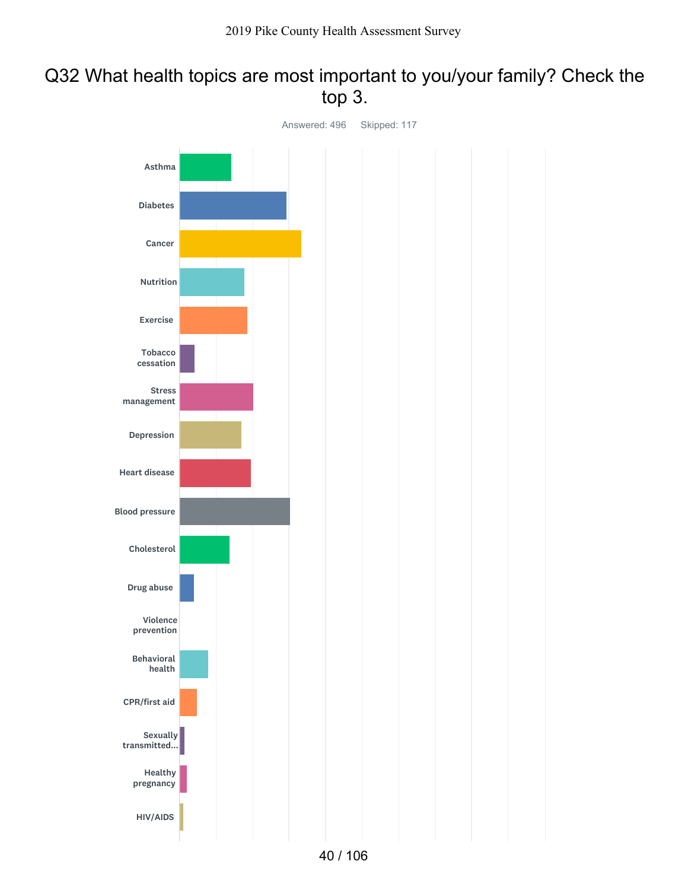# Q32 What health topics are most important to you/your family? Check the top 3.

Answered: 496 Skipped: 117

- Asthma
- Diabetes
- Cancer
- Nutrition
- Exercise
- Tobacco cessation
- Stress management
- Depression
- Heart disease
- Blood pressure
- Cholesterol
- Drug abuse
- Violence prevention
- Behavioral health
- CPR/first aid
- Sexually transmitted...
- Healthy pregnancy
- HIV/AIDS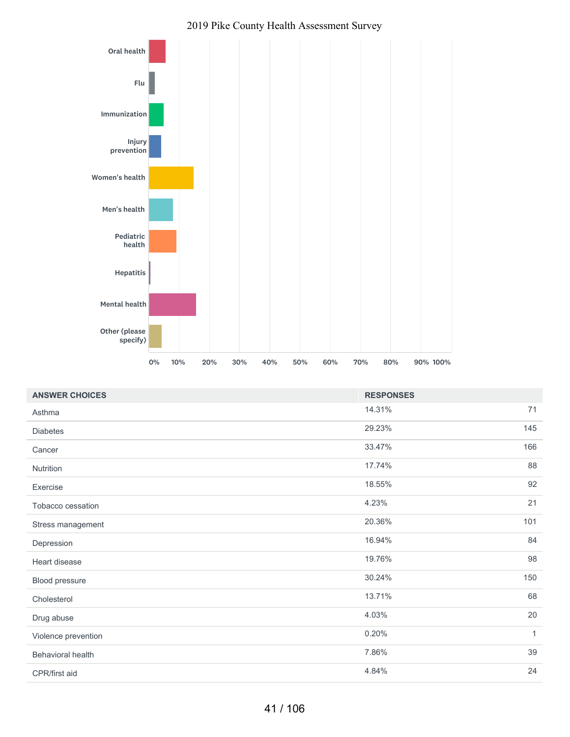2019 Pike County Health Assessment Survey

| ANSWER CHOICES | RESPONSES | |
|---|---|---|
| Asthma | 14.31% | 71 |
| Diabetes | 29.23% | 145 |
| Cancer | 33.47% | 166 |
| Nutrition | 17.74% | 88 |
| Exercise | 18.55% | 92 |
| Tobacco cessation | 4.23% | 21 |
| Stress management | 20.36% | 101 |
| Depression | 16.94% | 84 |
| Heart disease | 19.76% | 98 |
| Blood pressure | 30.24% | 150 |
| Cholesterol | 13.71% | 68 |
| Drug abuse | 4.03% | 20 |
| Violence prevention | 0.20% | 1 |
| Behavioral health | 7.86% | 39 |
| CPR/first aid | 4.84% | 24 |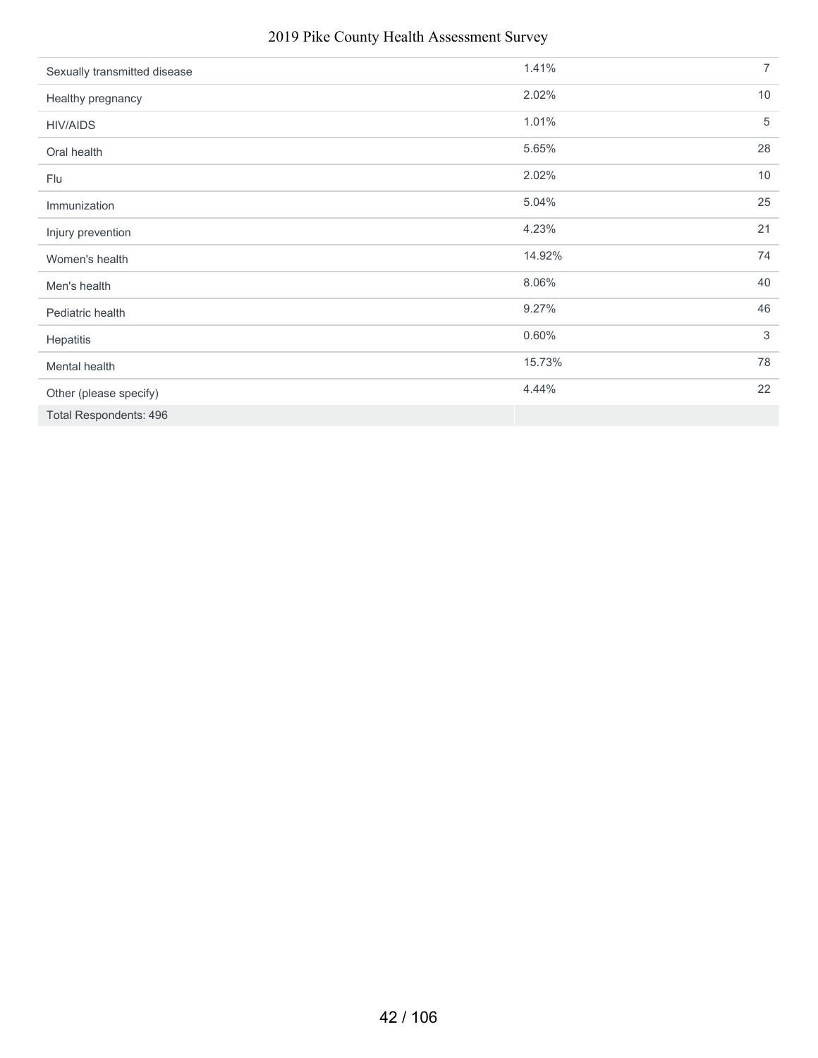| | | |
|---|---|---|
| Sexually transmitted disease | 1.41% | 7 |
| Healthy pregnancy | 2.02% | 10 |
| HIV/AIDS | 1.01% | 5 |
| Oral health | 5.65% | 28 |
| Flu | 2.02% | 10 |
| Immunization | 5.04% | 25 |
| Injury prevention | 4.23% | 21 |
| Women's health | 14.92% | 74 |
| Men's health | 8.06% | 40 |
| Pediatric health | 9.27% | 46 |
| Hepatitis | 0.60% | 3 |
| Mental health | 15.73% | 78 |
| Other (please specify) | 4.44% | 22 |
| Total Respondents: 496 | | |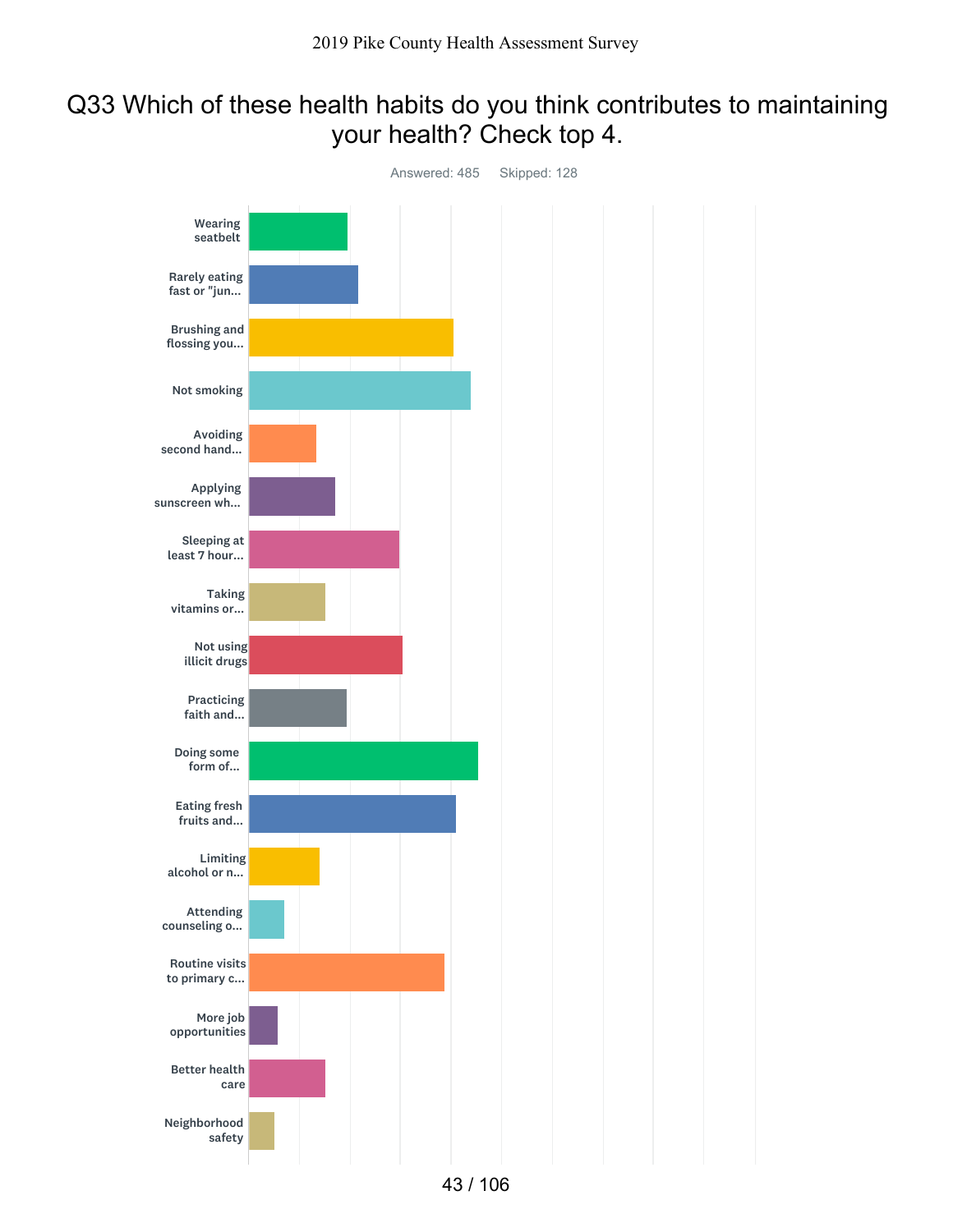# Q33 Which of these health habits do you think contributes to maintaining your health? Check top 4.

Answered: 485 Skipped: 128

- Wearing seatbelt
- Rarely eating fast or "jun...
- Brushing and flossing you...
- Not smoking
- Avoiding second hand...
- Applying sunscreen wh...
- Sleeping at least 7 hour...
- Taking vitamins or...
- Not using illicit drugs
- Practicing faith and...
- Doing some form of...
- Eating fresh fruits and...
- Limiting alcohol or n...
- Attending counseling o...
- Routine visits to primary c...
- More job opportunities
- Better health care
- Neighborhood safety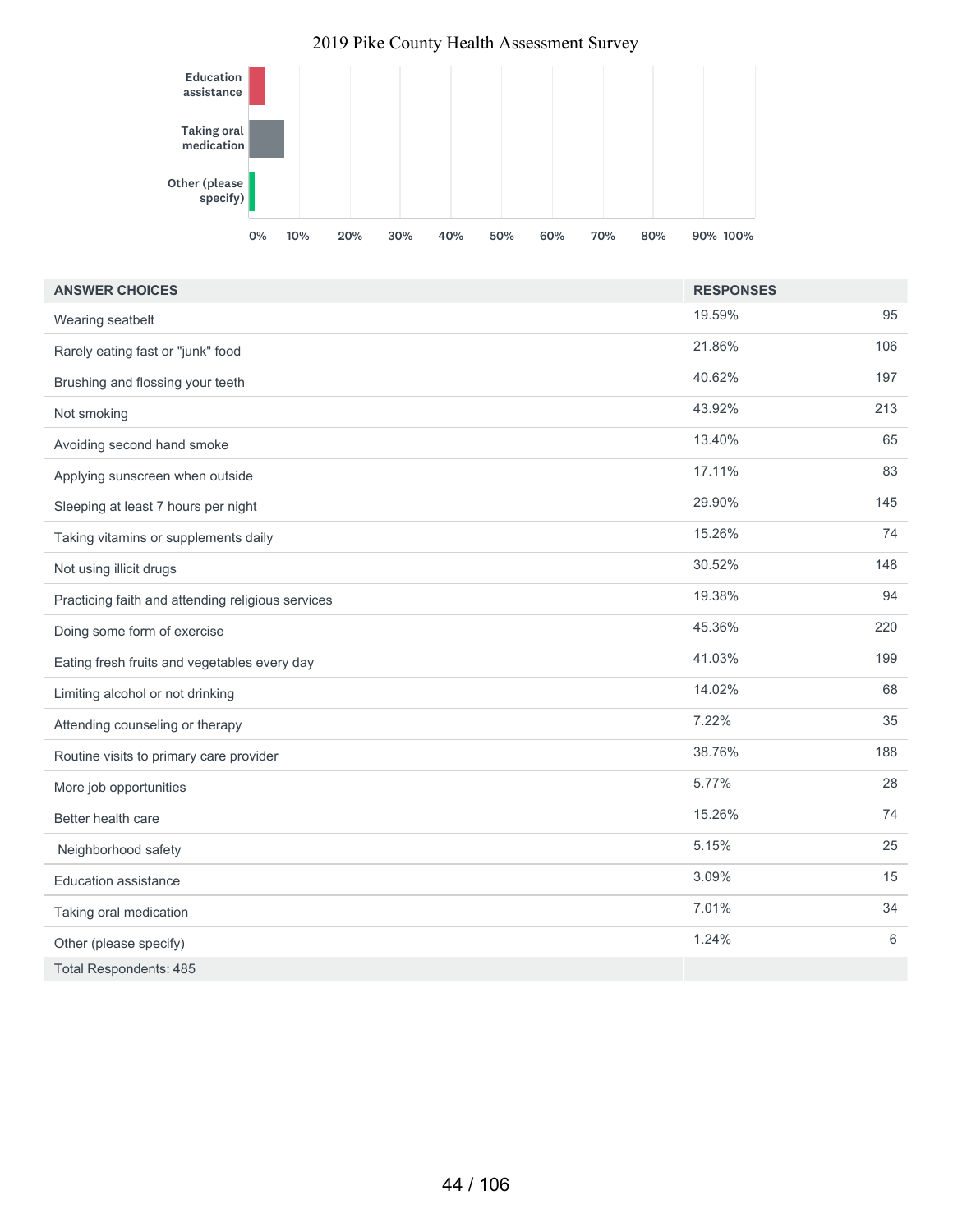| ANSWER CHOICES | RESPONSES | |
|---|---|---|
| Wearing seatbelt | 19.59% | 95 |
| Rarely eating fast or "junk" food | 21.86% | 106 |
| Brushing and flossing your teeth | 40.62% | 197 |
| Not smoking | 43.92% | 213 |
| Avoiding second hand smoke | 13.40% | 65 |
| Applying sunscreen when outside | 17.11% | 83 |
| Sleeping at least 7 hours per night | 29.90% | 145 |
| Taking vitamins or supplements daily | 15.26% | 74 |
| Not using illicit drugs | 30.52% | 148 |
| Practicing faith and attending religious services | 19.38% | 94 |
| Doing some form of exercise | 45.36% | 220 |
| Eating fresh fruits and vegetables every day | 41.03% | 199 |
| Limiting alcohol or not drinking | 14.02% | 68 |
| Attending counseling or therapy | 7.22% | 35 |
| Routine visits to primary care provider | 38.76% | 188 |
| More job opportunities | 5.77% | 28 |
| Better health care | 15.26% | 74 |
| Neighborhood safety | 5.15% | 25 |
| Education assistance | 3.09% | 15 |
| Taking oral medication | 7.01% | 34 |
| Other (please specify) | 1.24% | 6 |
| Total Respondents: 485 | | |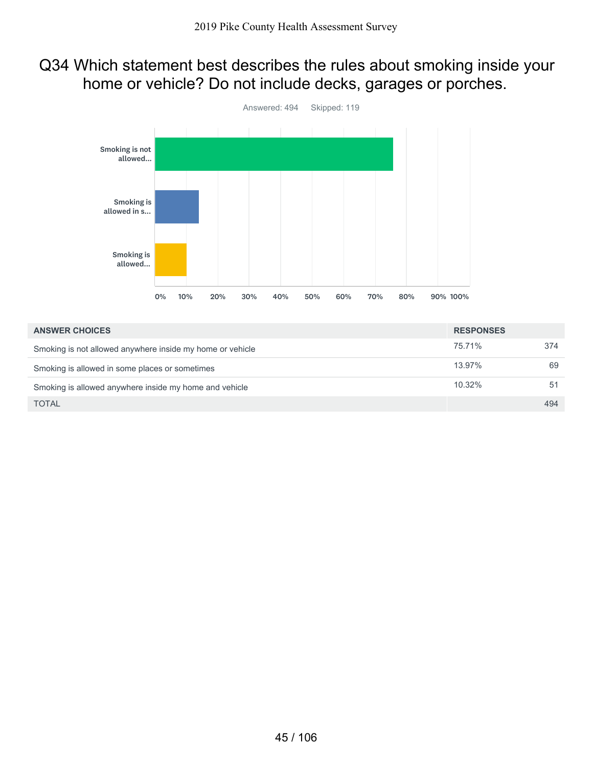# Q34 Which statement best describes the rules about smoking inside your home or vehicle? Do not include decks, garages or porches.

Answered: 494 Skipped: 119

| ANSWER CHOICES | RESPONSES | |
|---|---|---|
| Smoking is not allowed anywhere inside my home or vehicle | 75.71% | 374 |
| Smoking is allowed in some places or sometimes | 13.97% | 69 |
| Smoking is allowed anywhere inside my home and vehicle | 10.32% | 51 |
| TOTAL | | 494 |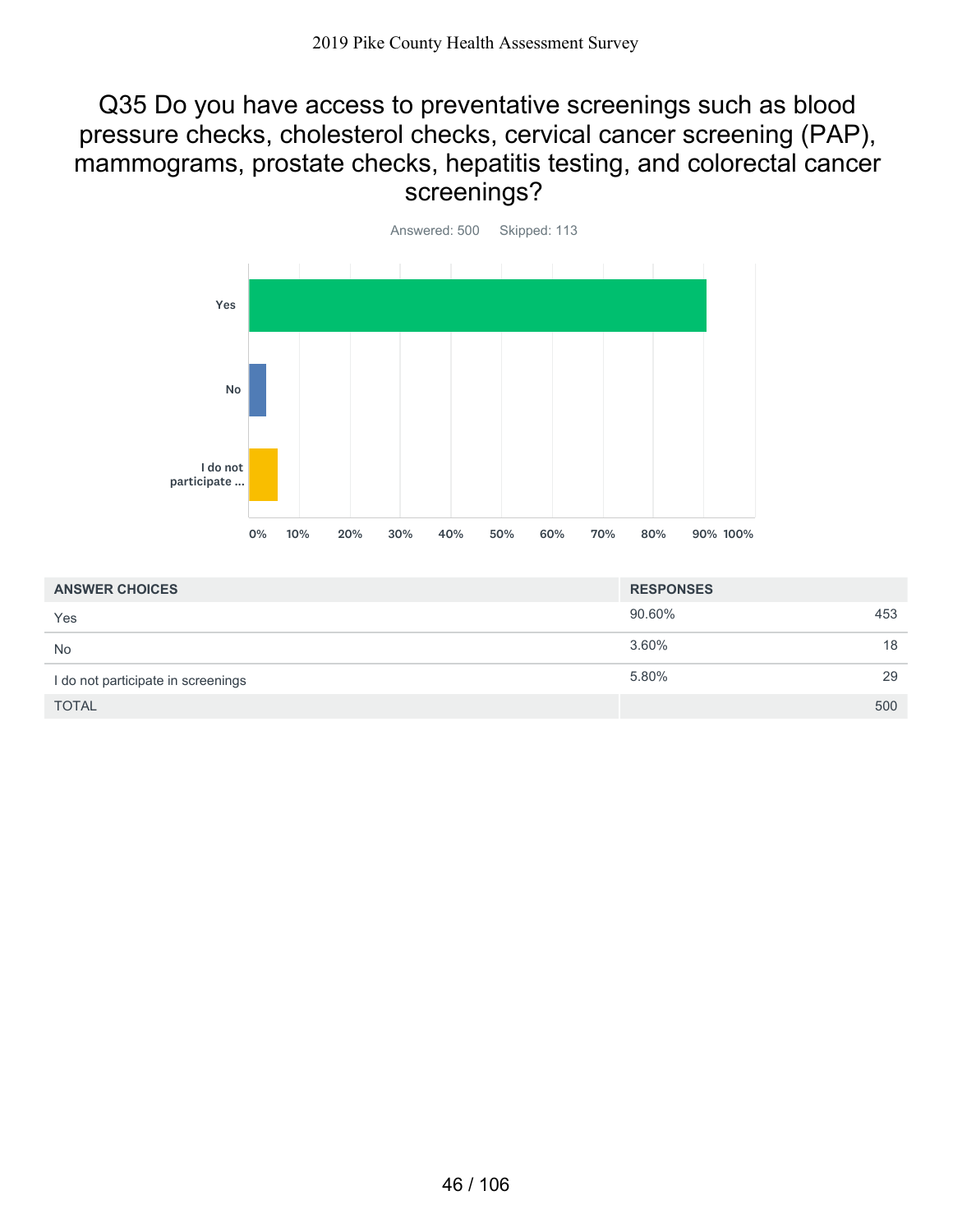# Q35 Do you have access to preventative screenings such as blood pressure checks, cholesterol checks, cervical cancer screening (PAP), mammograms, prostate checks, hepatitis testing, and colorectal cancer screenings?

Answered: 500 Skipped: 113

| ANSWER CHOICES | RESPONSES | |
|---|---|---|
| Yes | 90.60% | 453 |
| No | 3.60% | 18 |
| I do not participate in screenings | 5.80% | 29 |
| TOTAL | | 500 |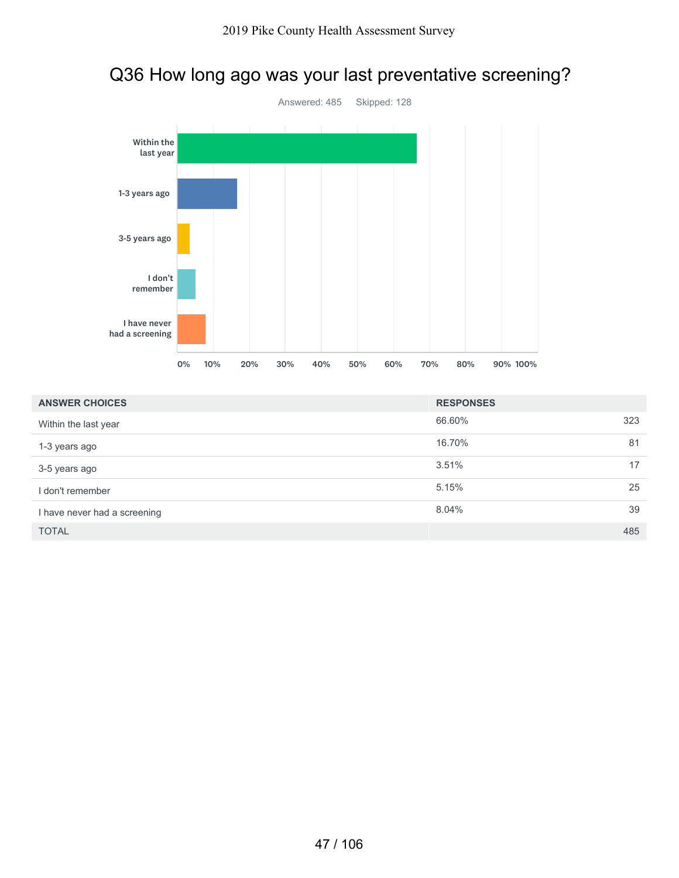## Q36 How long ago was your last preventative screening?

Answered: 485 Skipped: 128

| ANSWER CHOICES | RESPONSES | |
|---|---|---|
| Within the last year | 66.60% | 323 |
| 1-3 years ago | 16.70% | 81 |
| 3-5 years ago | 3.51% | 17 |
| I don't remember | 5.15% | 25 |
| I have never had a screening | 8.04% | 39 |
| TOTAL | | 485 |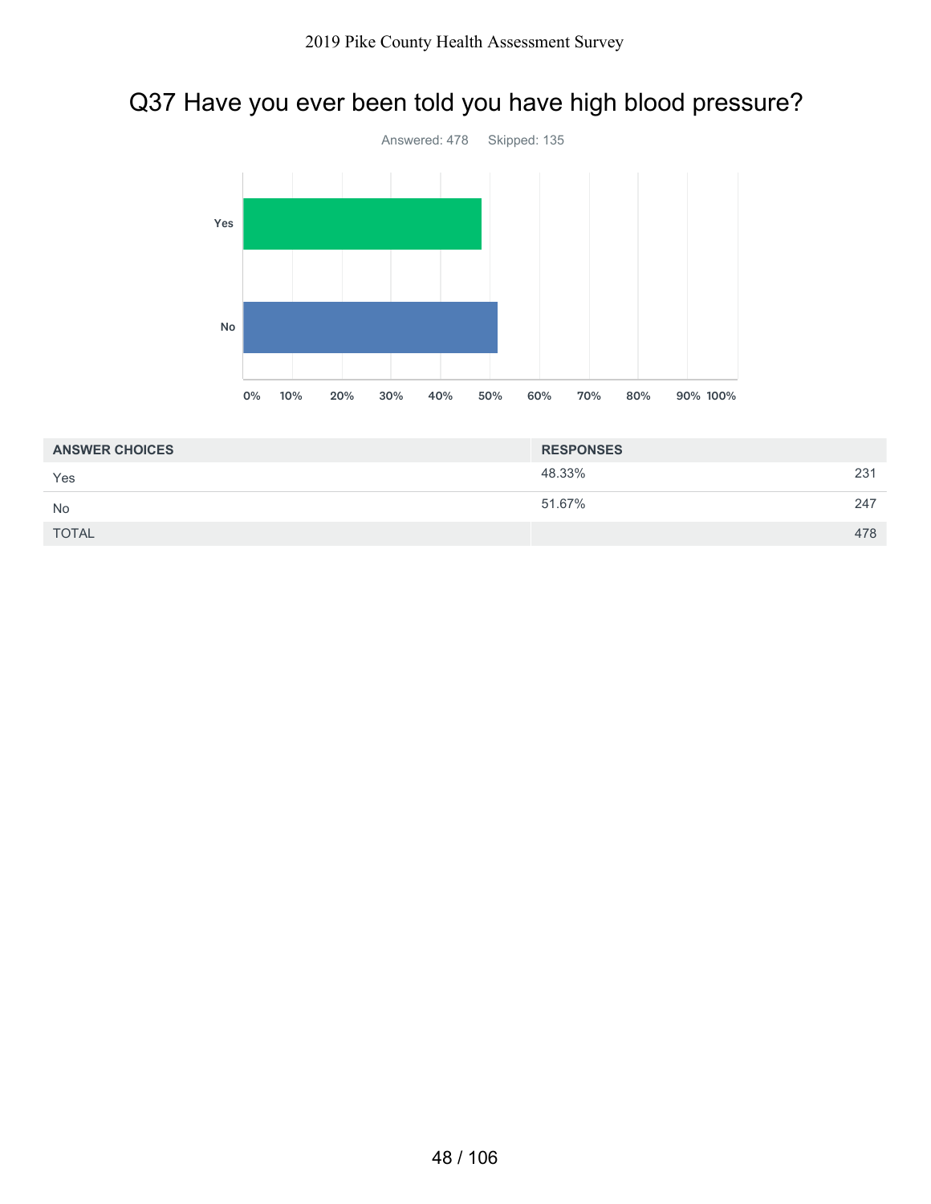# Q37 Have you ever been told you have high blood pressure?

Answered: 478 Skipped: 135

| ANSWER CHOICES | RESPONSES | |
|---|---|---|
| Yes | 48.33% | 231 |
| No | 51.67% | 247 |
| TOTAL | | 478 |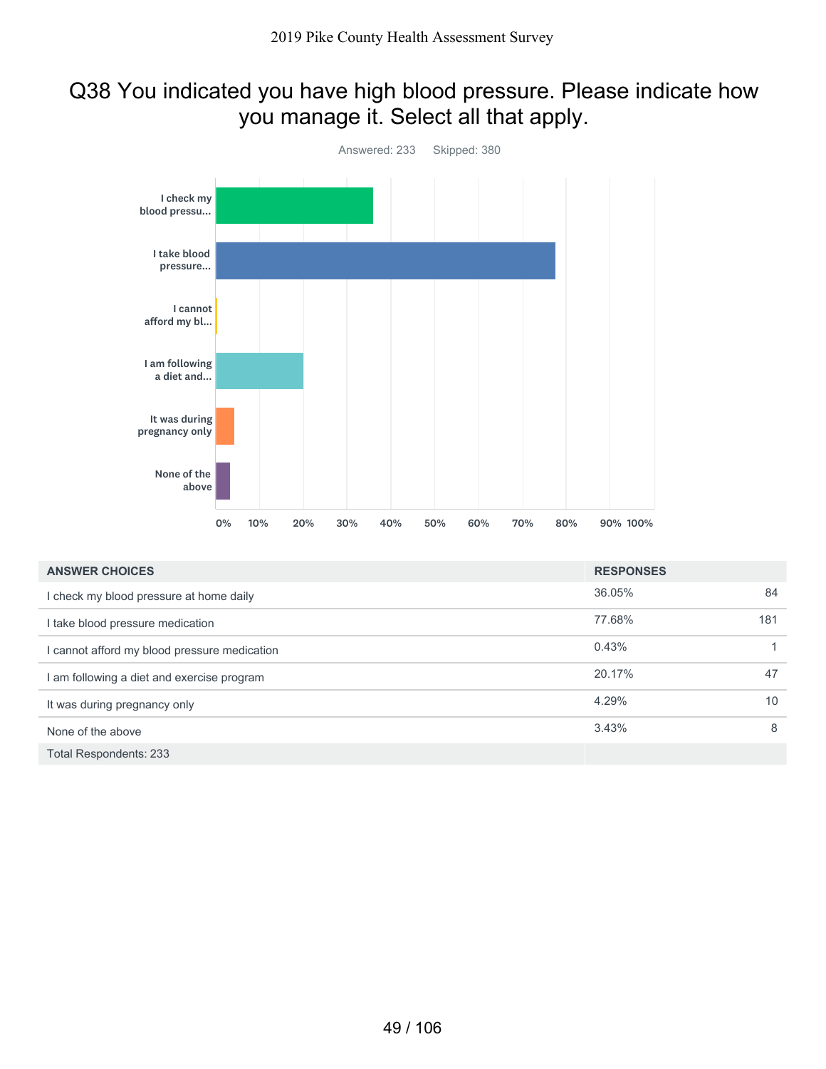# Q38 You indicated you have high blood pressure. Please indicate how you manage it. Select all that apply.

Answered: 233 Skipped: 380

| ANSWER CHOICES | RESPONSES | |
|---|---|---|
| I check my blood pressure at home daily | 36.05% | 84 |
| I take blood pressure medication | 77.68% | 181 |
| I cannot afford my blood pressure medication | 0.43% | 1 |
| I am following a diet and exercise program | 20.17% | 47 |
| It was during pregnancy only | 4.29% | 10 |
| None of the above | 3.43% | 8 |
| Total Respondents: 233 | | |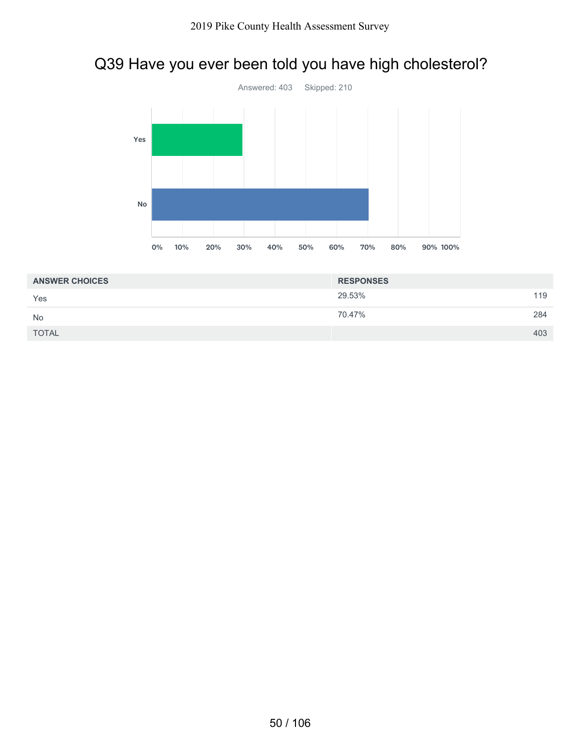# Q39 Have you ever been told you have high cholesterol?

Answered: 403    Skipped: 210

| ANSWER CHOICES | RESPONSES | |
|---|---|---|
| Yes | 29.53% | 119 |
| No | 70.47% | 284 |
| TOTAL | | 403 |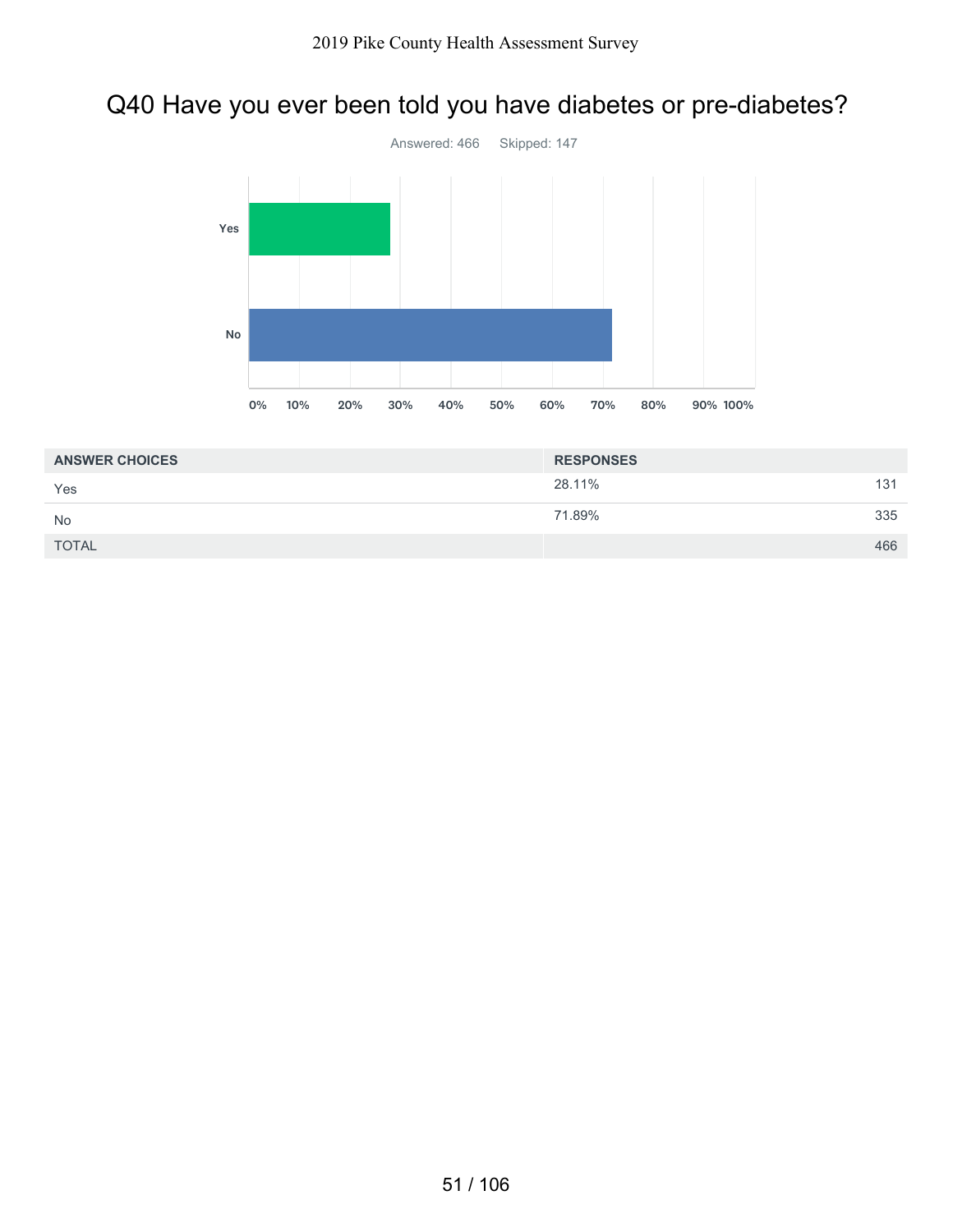# Q40 Have you ever been told you have diabetes or pre-diabetes?

Answered: 466    Skipped: 147

| ANSWER CHOICES | RESPONSES | |
|---|---|---|
| Yes | 28.11% | 131 |
| No | 71.89% | 335 |
| TOTAL | | 466 |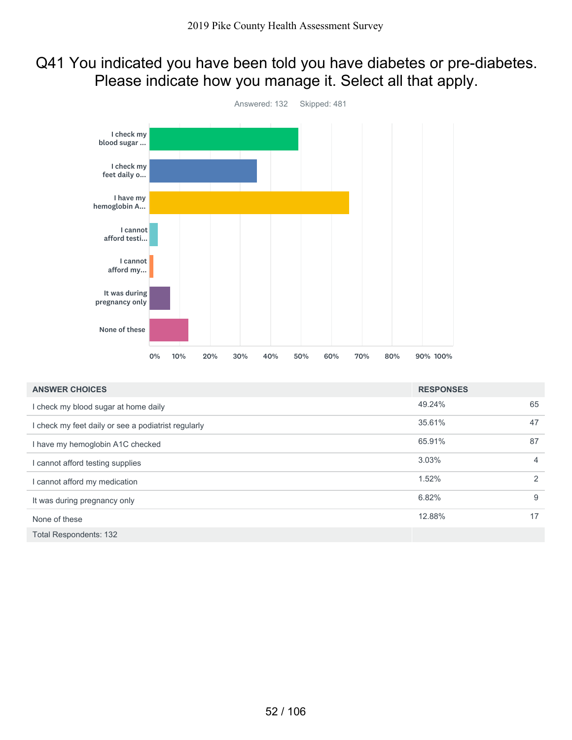# Q41 You indicated you have been told you have diabetes or pre-diabetes. Please indicate how you manage it. Select all that apply.

Answered: 132 Skipped: 481

| ANSWER CHOICES | RESPONSES | |
|---|---|---|
| I check my blood sugar at home daily | 49.24% | 65 |
| I check my feet daily or see a podiatrist regularly | 35.61% | 47 |
| I have my hemoglobin A1C checked | 65.91% | 87 |
| I cannot afford testing supplies | 3.03% | 4 |
| I cannot afford my medication | 1.52% | 2 |
| It was during pregnancy only | 6.82% | 9 |
| None of these | 12.88% | 17 |
| Total Respondents: 132 | | |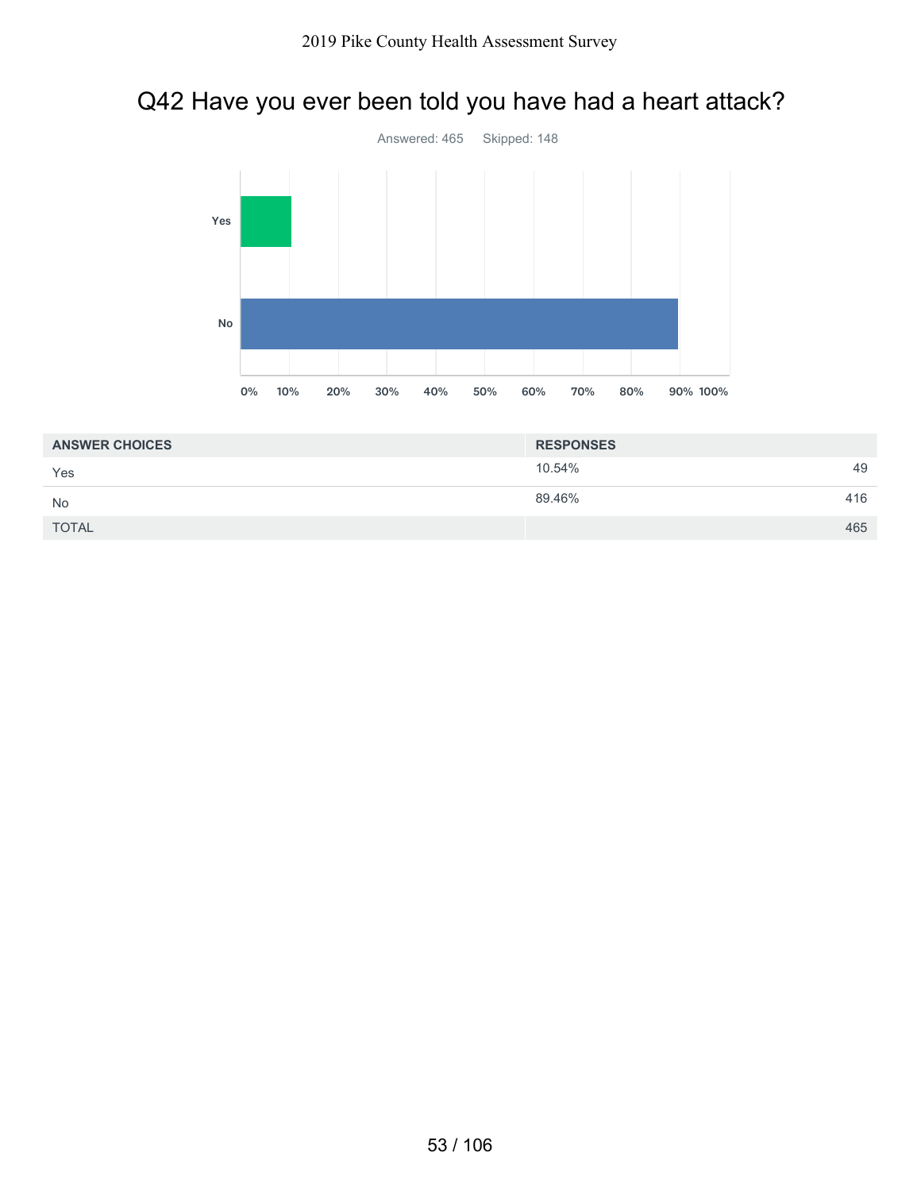# Q42 Have you ever been told you have had a heart attack?

Answered: 465 Skipped: 148

| ANSWER CHOICES | RESPONSES | |
|---|---|---|
| Yes | 10.54% | 49 |
| No | 89.46% | 416 |
| TOTAL | | 465 |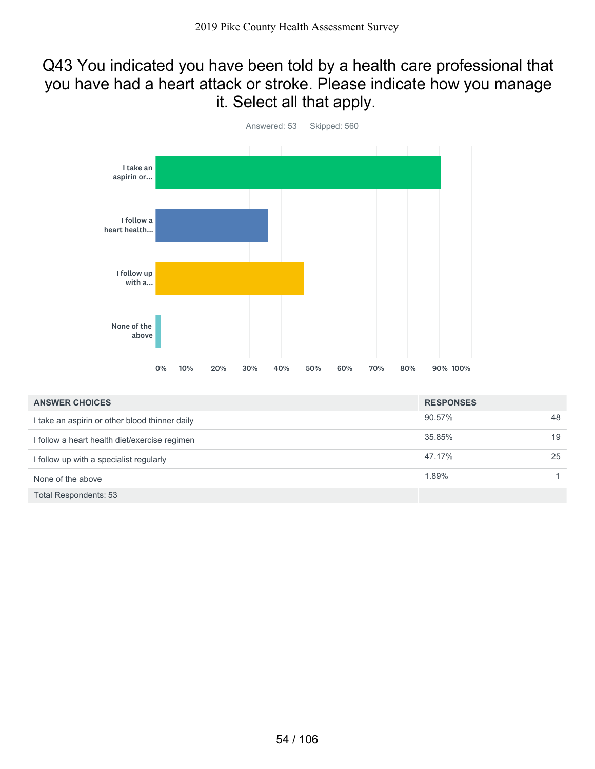## Q43 You indicated you have been told by a health care professional that you have had a heart attack or stroke. Please indicate how you manage it. Select all that apply.

Answered: 53    Skipped: 560

| ANSWER CHOICES | RESPONSES | |
|---|---|---|
| I take an aspirin or other blood thinner daily | 90.57% | 48 |
| I follow a heart health diet/exercise regimen | 35.85% | 19 |
| I follow up with a specialist regularly | 47.17% | 25 |
| None of the above | 1.89% | 1 |
| Total Respondents: 53 | | |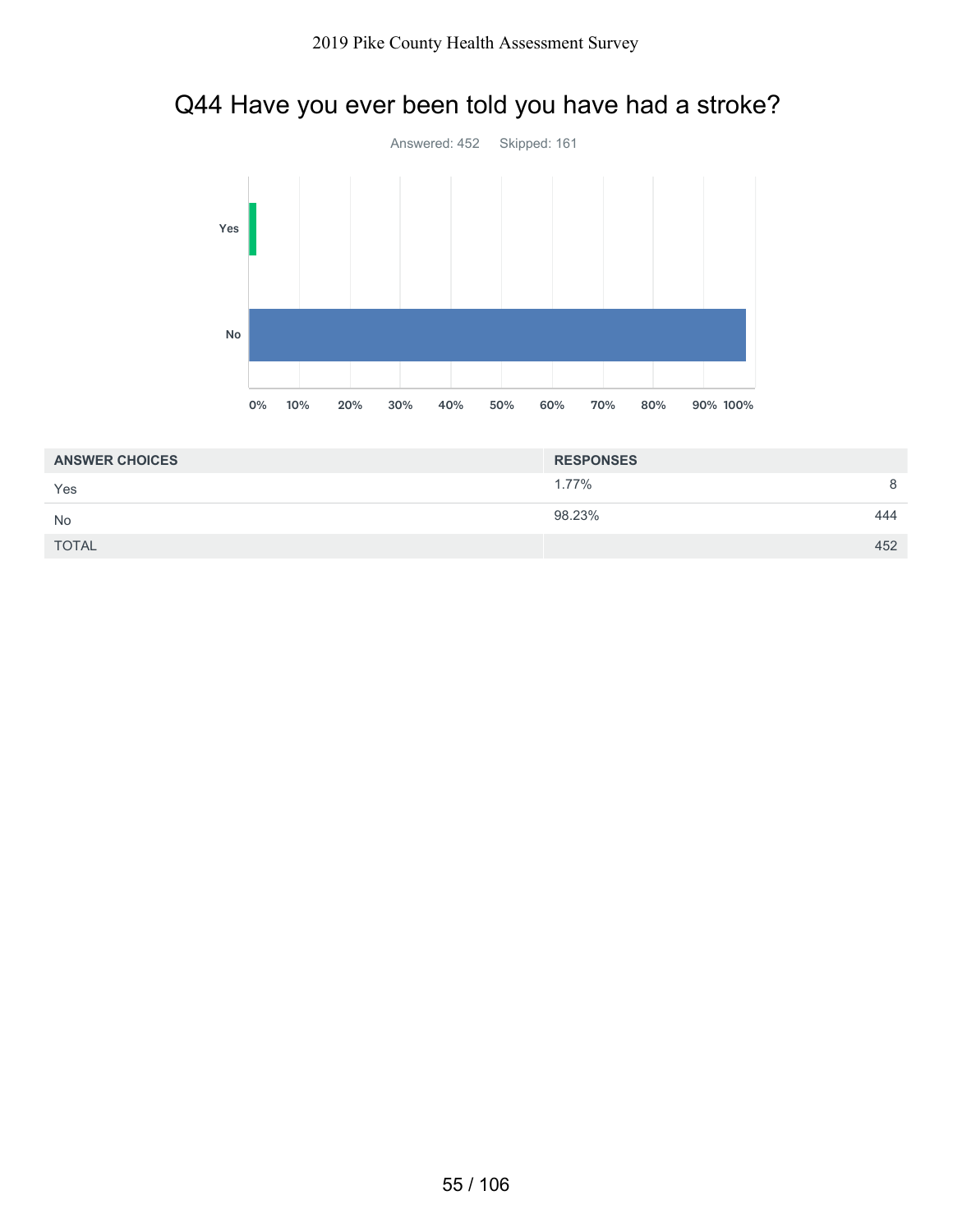## Q44 Have you ever been told you have had a stroke?

Answered: 452 Skipped: 161

| ANSWER CHOICES | RESPONSES | |
|---|---|---|
| Yes | 1.77% | 8 |
| No | 98.23% | 444 |
| TOTAL | | 452 |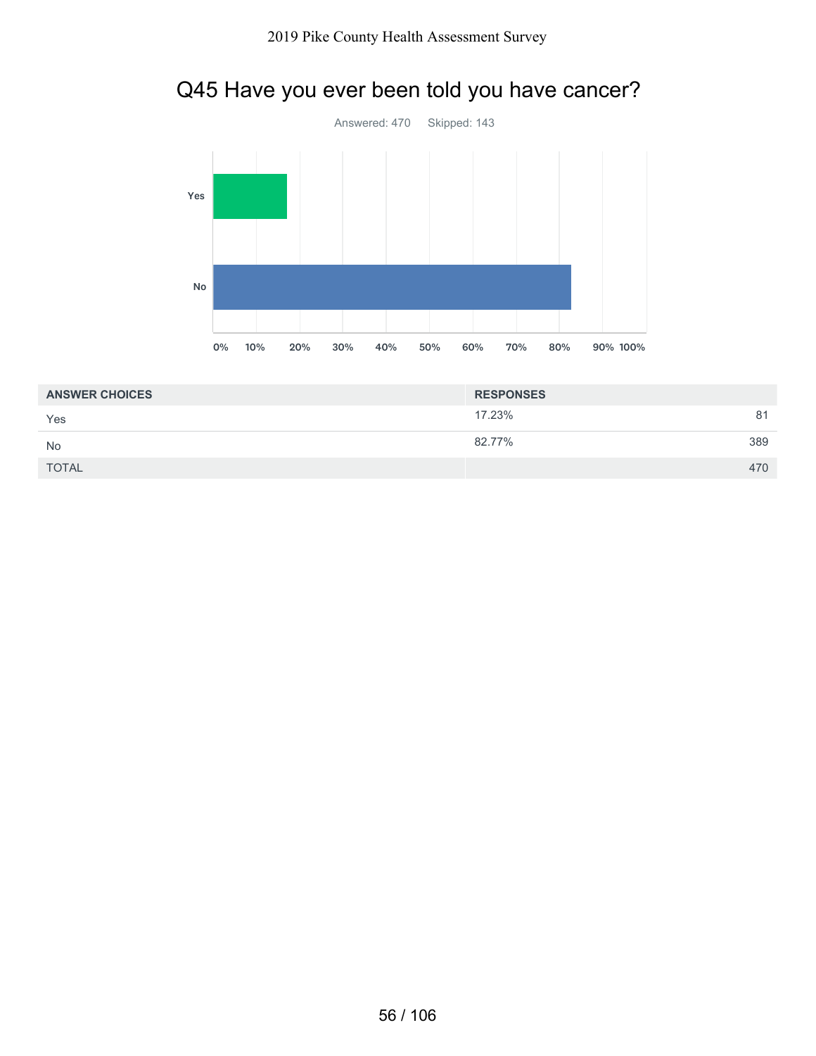## Q45 Have you ever been told you have cancer?

Answered: 470 Skipped: 143

| ANSWER CHOICES | RESPONSES | |
|---|---|---|
| Yes | 17.23% | 81 |
| No | 82.77% | 389 |
| TOTAL | | 470 |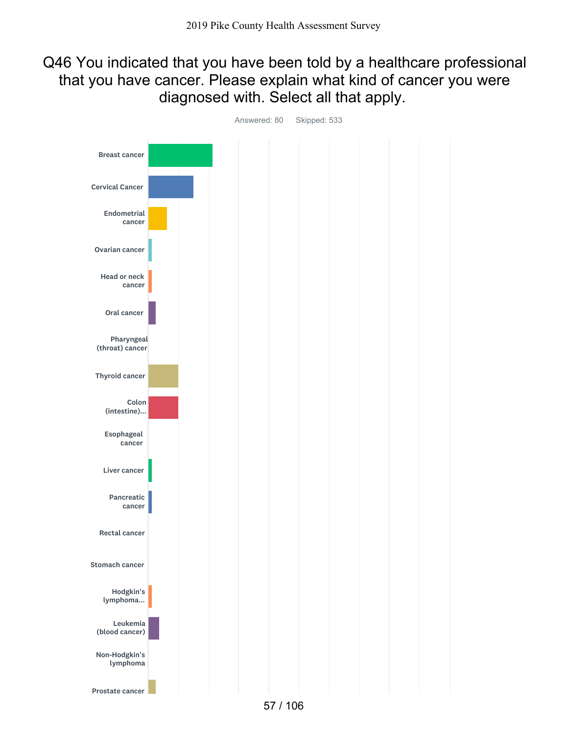# Q46 You indicated that you have been told by a healthcare professional that you have cancer. Please explain what kind of cancer you were diagnosed with. Select all that apply.

Answered: 80 Skipped: 533

- Breast cancer
- Cervical Cancer
- Endometrial cancer
- Ovarian cancer
- Head or neck cancer
- Oral cancer
- Pharyngeal (throat) cancer
- Thyroid cancer
- Colon (intestine)...
- Esophageal cancer
- Liver cancer
- Pancreatic cancer
- Rectal cancer
- Stomach cancer
- Hodgkin's lymphoma...
- Leukemia (blood cancer)
- Non-Hodgkin's lymphoma
- Prostate cancer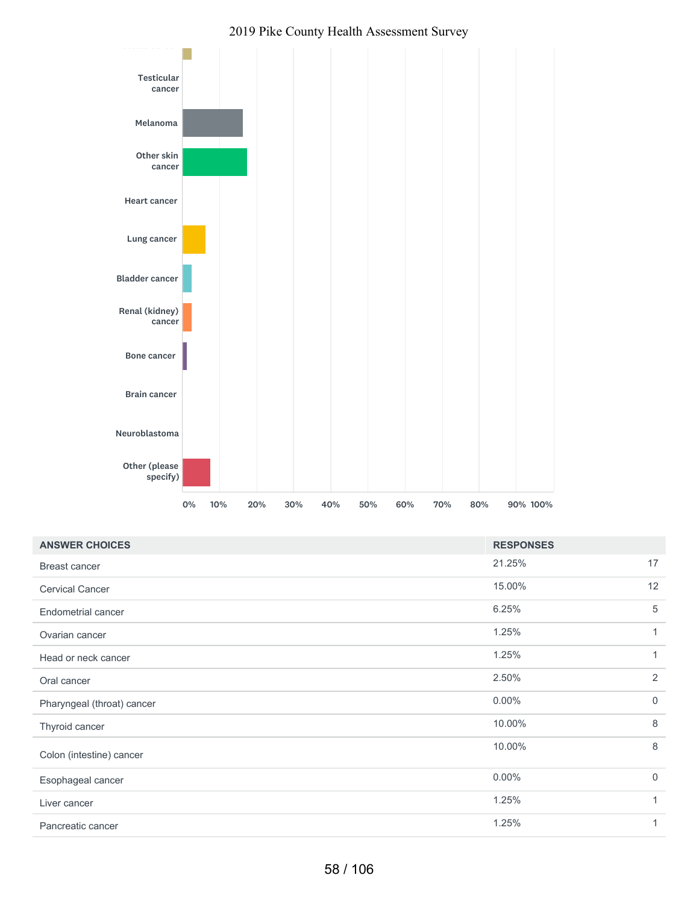| ANSWER CHOICES | RESPONSES | |
|---|---|---|
| Breast cancer | 21.25% | 17 |
| Cervical Cancer | 15.00% | 12 |
| Endometrial cancer | 6.25% | 5 |
| Ovarian cancer | 1.25% | 1 |
| Head or neck cancer | 1.25% | 1 |
| Oral cancer | 2.50% | 2 |
| Pharyngeal (throat) cancer | 0.00% | 0 |
| Thyroid cancer | 10.00% | 8 |
| Colon (intestine) cancer | 10.00% | 8 |
| Esophageal cancer | 0.00% | 0 |
| Liver cancer | 1.25% | 1 |
| Pancreatic cancer | 1.25% | 1 |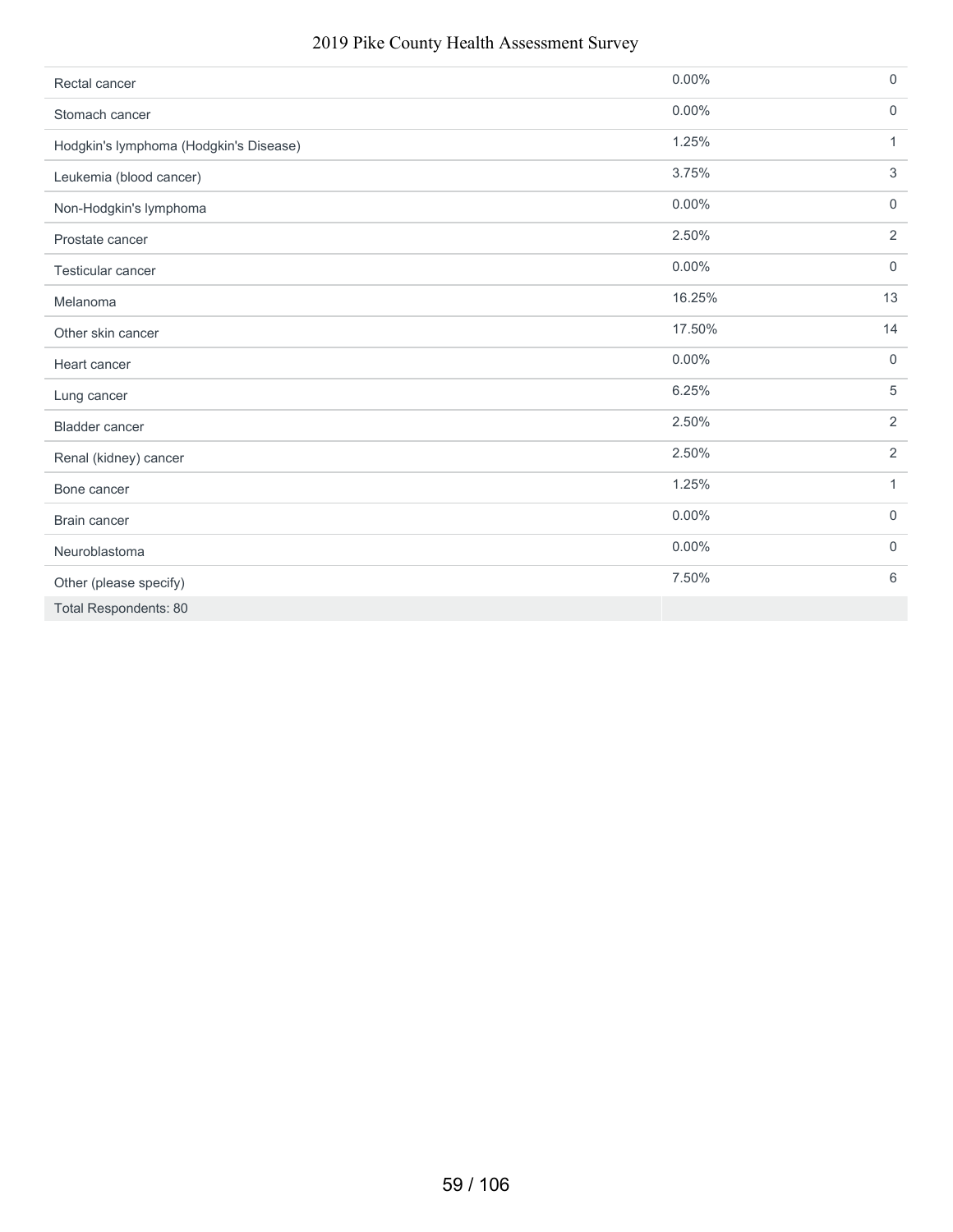| | | |
|---|---|---|
| Rectal cancer | 0.00% | 0 |
| Stomach cancer | 0.00% | 0 |
| Hodgkin's lymphoma (Hodgkin's Disease) | 1.25% | 1 |
| Leukemia (blood cancer) | 3.75% | 3 |
| Non-Hodgkin's lymphoma | 0.00% | 0 |
| Prostate cancer | 2.50% | 2 |
| Testicular cancer | 0.00% | 0 |
| Melanoma | 16.25% | 13 |
| Other skin cancer | 17.50% | 14 |
| Heart cancer | 0.00% | 0 |
| Lung cancer | 6.25% | 5 |
| Bladder cancer | 2.50% | 2 |
| Renal (kidney) cancer | 2.50% | 2 |
| Bone cancer | 1.25% | 1 |
| Brain cancer | 0.00% | 0 |
| Neuroblastoma | 0.00% | 0 |
| Other (please specify) | 7.50% | 6 |
| Total Respondents: 80 | | |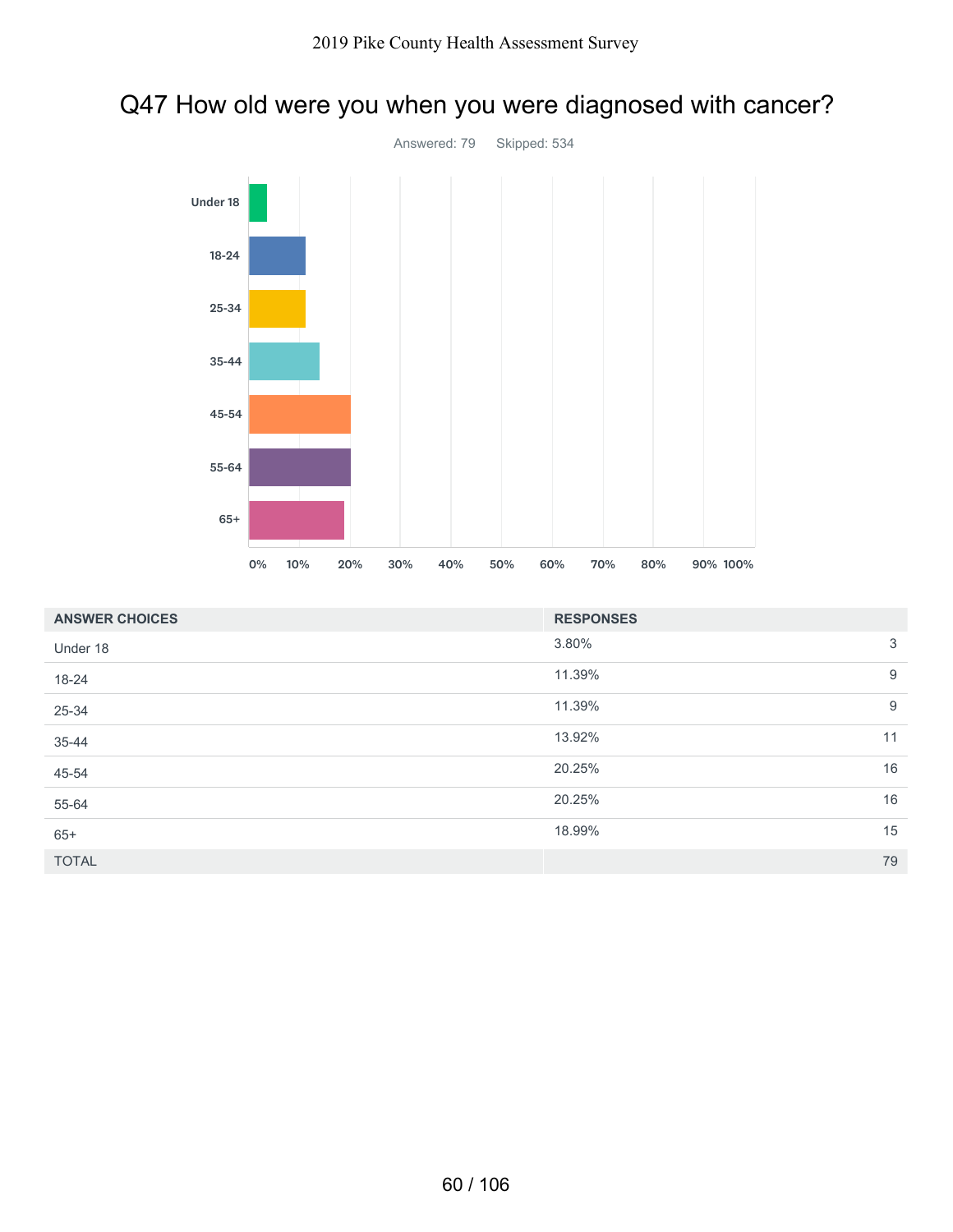# Q47 How old were you when you were diagnosed with cancer?

Answered: 79 Skipped: 534

| ANSWER CHOICES | RESPONSES | |
|---|---|---|
| Under 18 | 3.80% | 3 |
| 18-24 | 11.39% | 9 |
| 25-34 | 11.39% | 9 |
| 35-44 | 13.92% | 11 |
| 45-54 | 20.25% | 16 |
| 55-64 | 20.25% | 16 |
| 65+ | 18.99% | 15 |
| TOTAL | | 79 |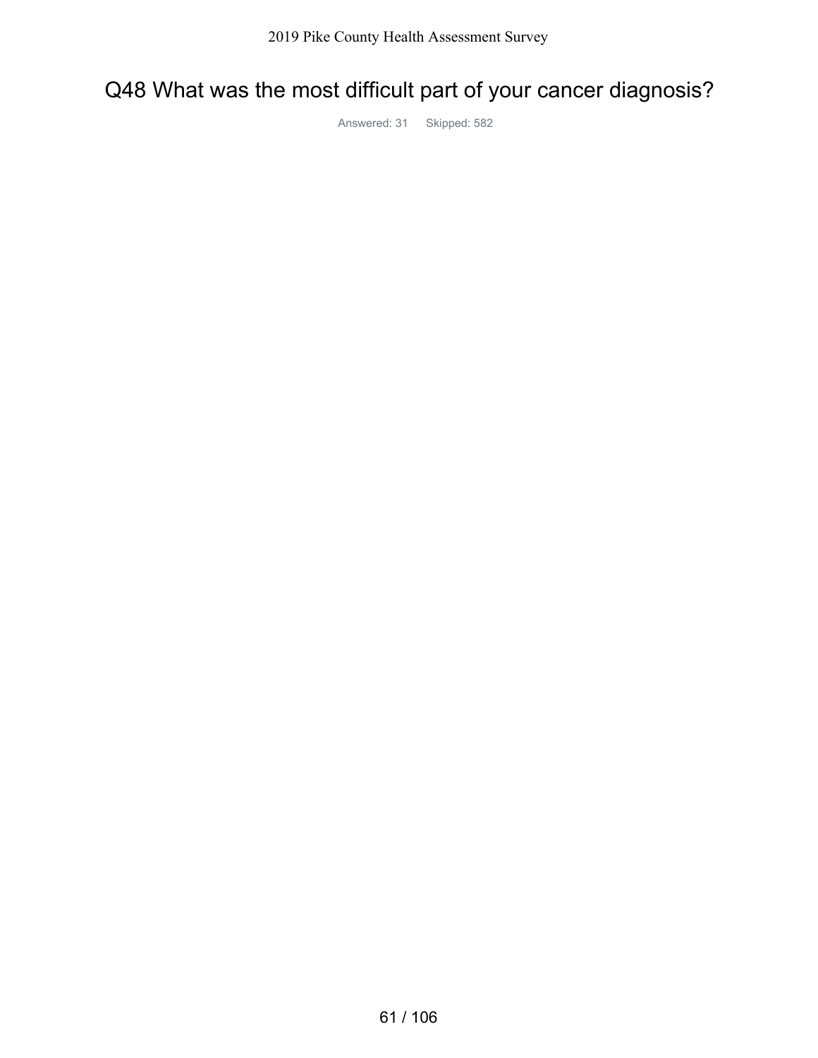# Q48 What was the most difficult part of your cancer diagnosis?

Answered: 31 Skipped: 582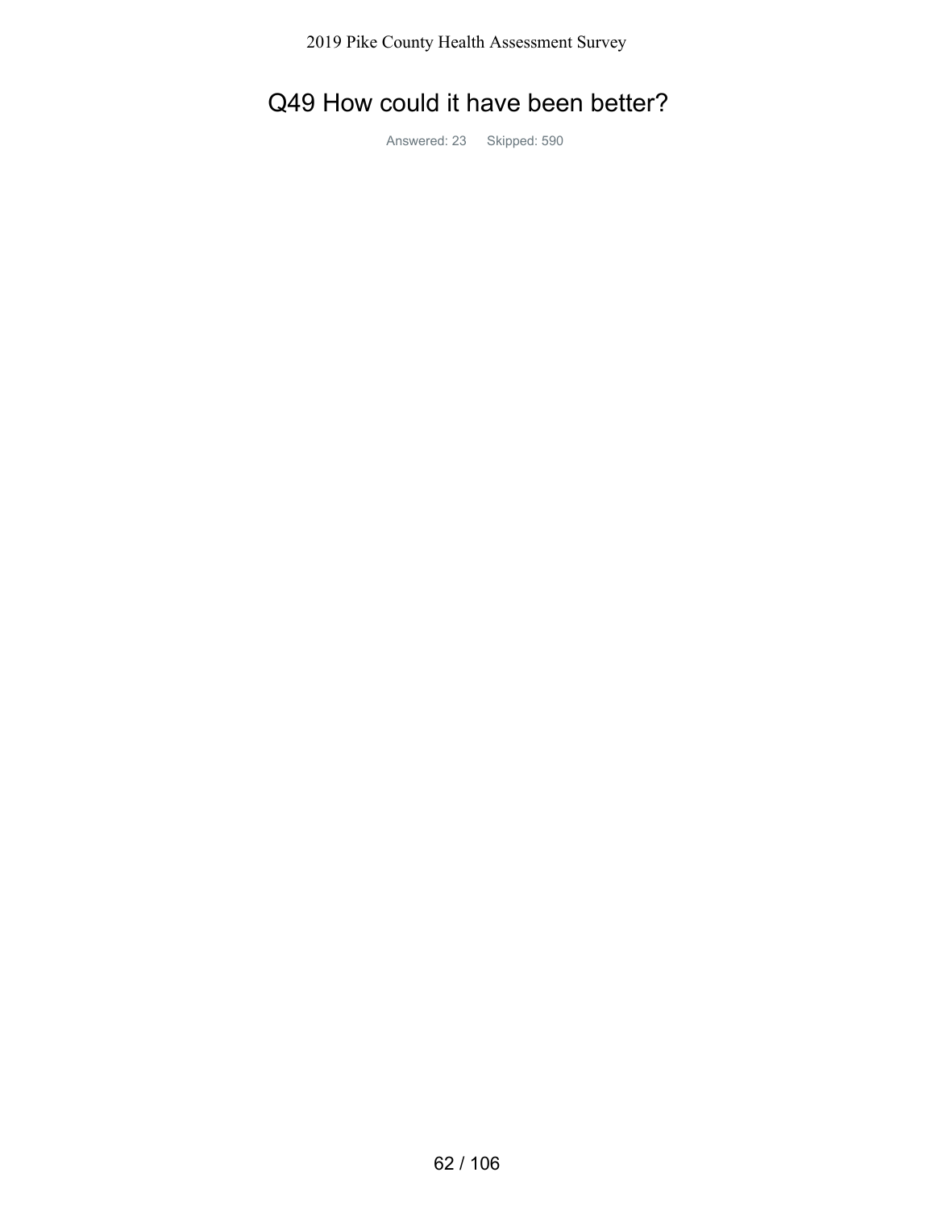# Q49 How could it have been better?

Answered: 23    Skipped: 590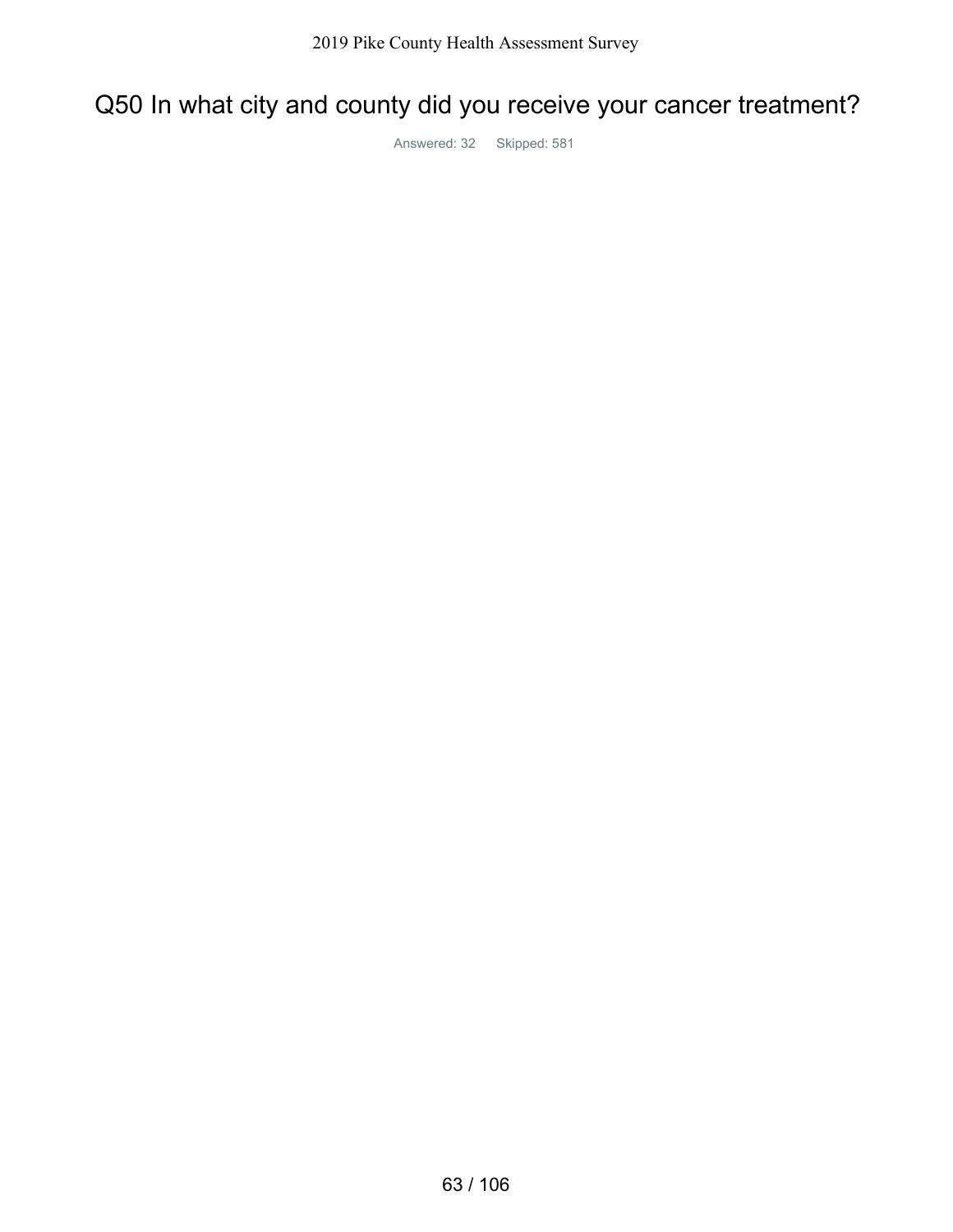# Q50 In what city and county did you receive your cancer treatment?

Answered: 32 Skipped: 581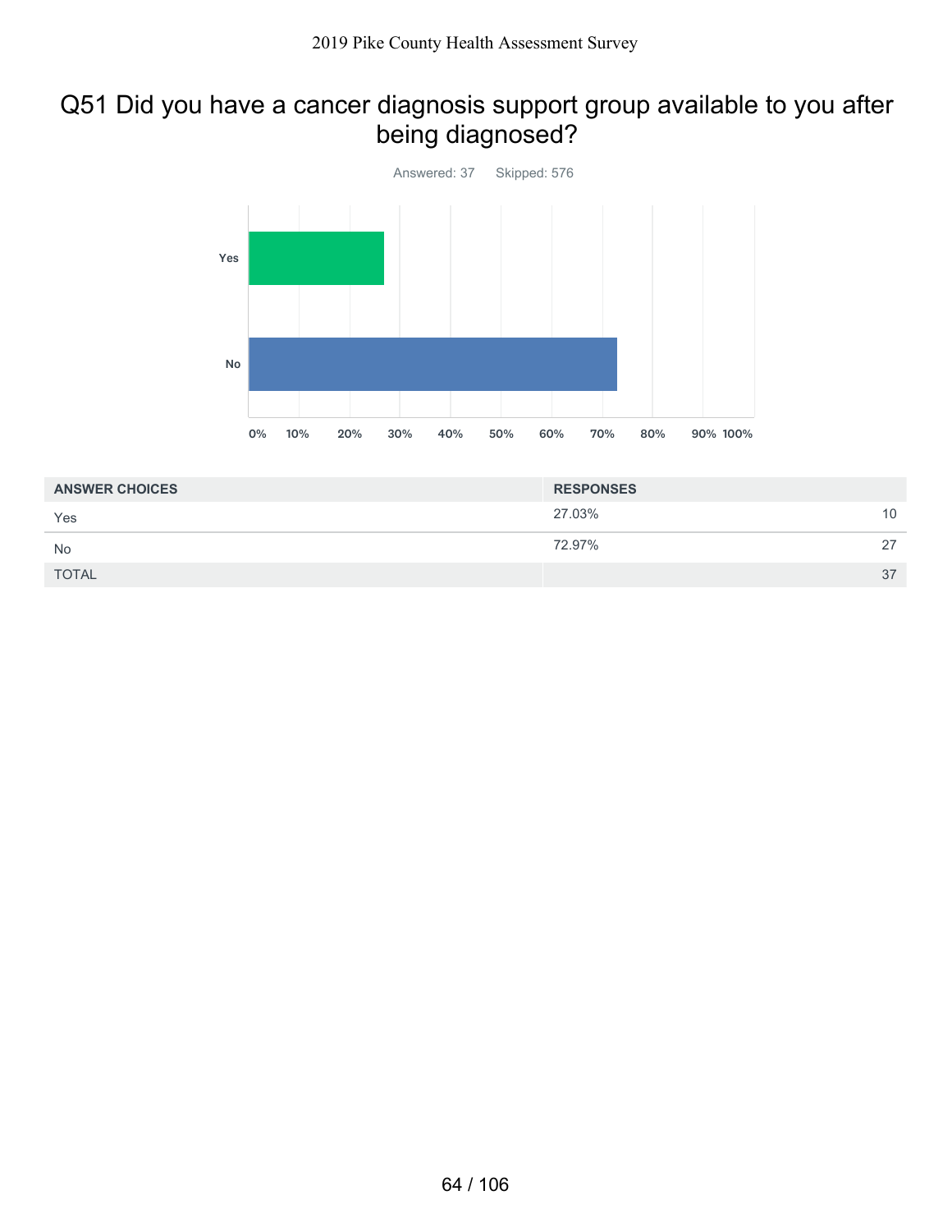# Q51 Did you have a cancer diagnosis support group available to you after being diagnosed?

Answered: 37 Skipped: 576

| ANSWER CHOICES | RESPONSES | |
|---|---|---|
| Yes | 27.03% | 10 |
| No | 72.97% | 27 |
| TOTAL | | 37 |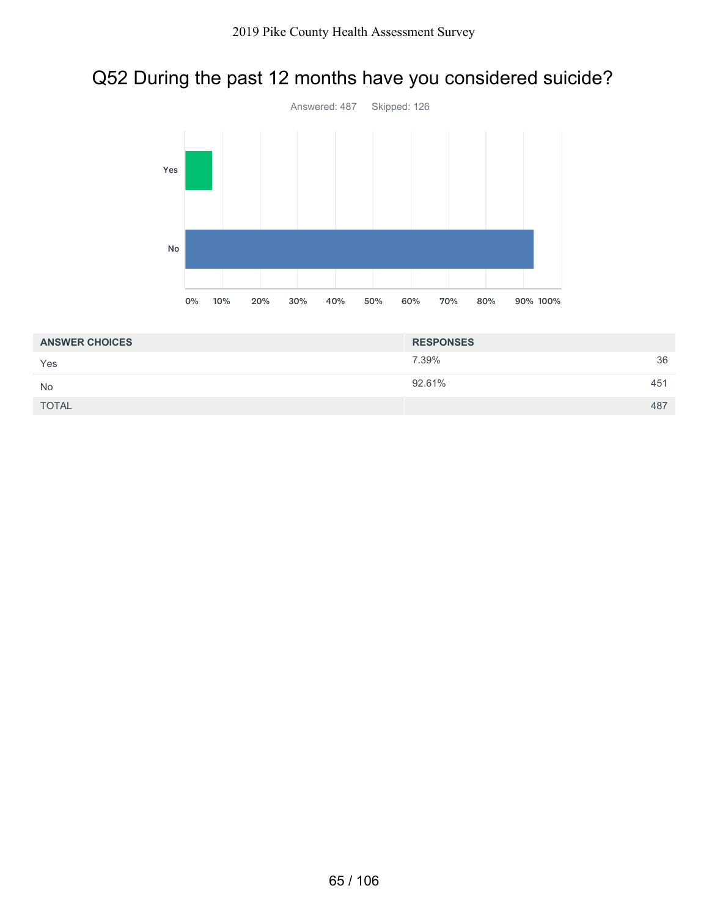# Q52 During the past 12 months have you considered suicide?

Answered: 487 Skipped: 126

| ANSWER CHOICES | RESPONSES | |
|---|---|---|
| Yes | 7.39% | 36 |
| No | 92.61% | 451 |
| TOTAL | | 487 |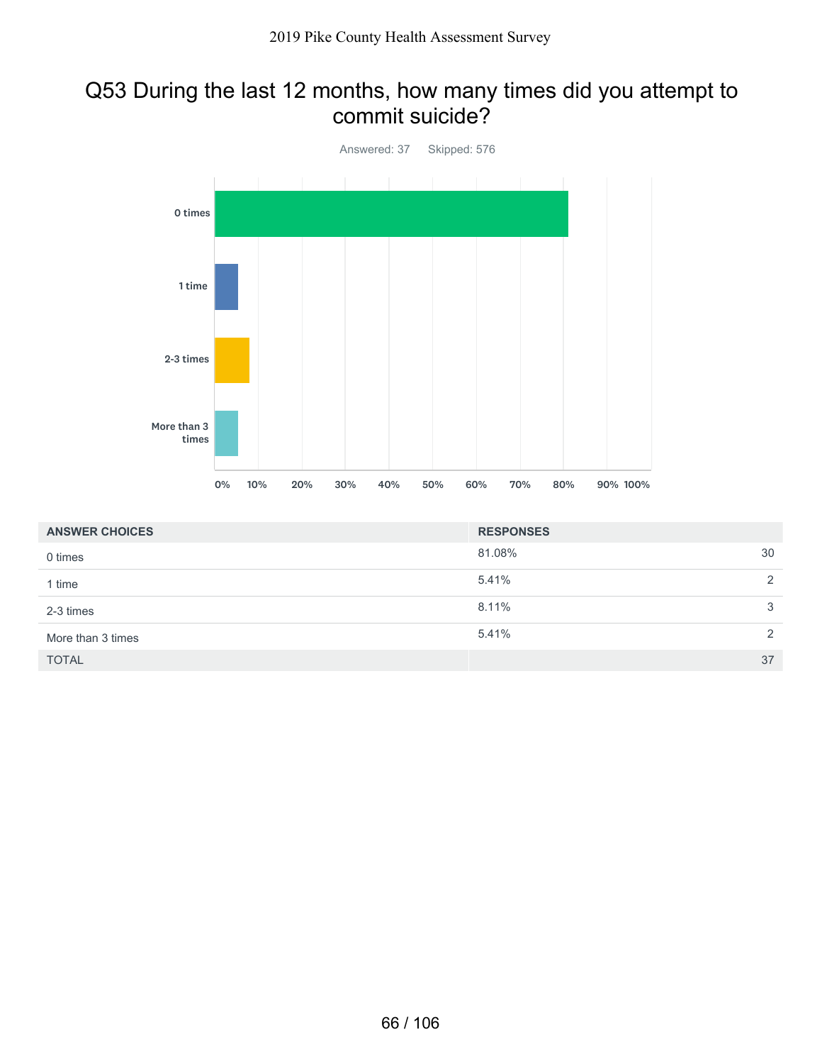## Q53 During the last 12 months, how many times did you attempt to commit suicide?

Answered: 37 Skipped: 576

| ANSWER CHOICES | RESPONSES | |
|---|---|---|
| 0 times | 81.08% | 30 |
| 1 time | 5.41% | 2 |
| 2-3 times | 8.11% | 3 |
| More than 3 times | 5.41% | 2 |
| TOTAL | | 37 |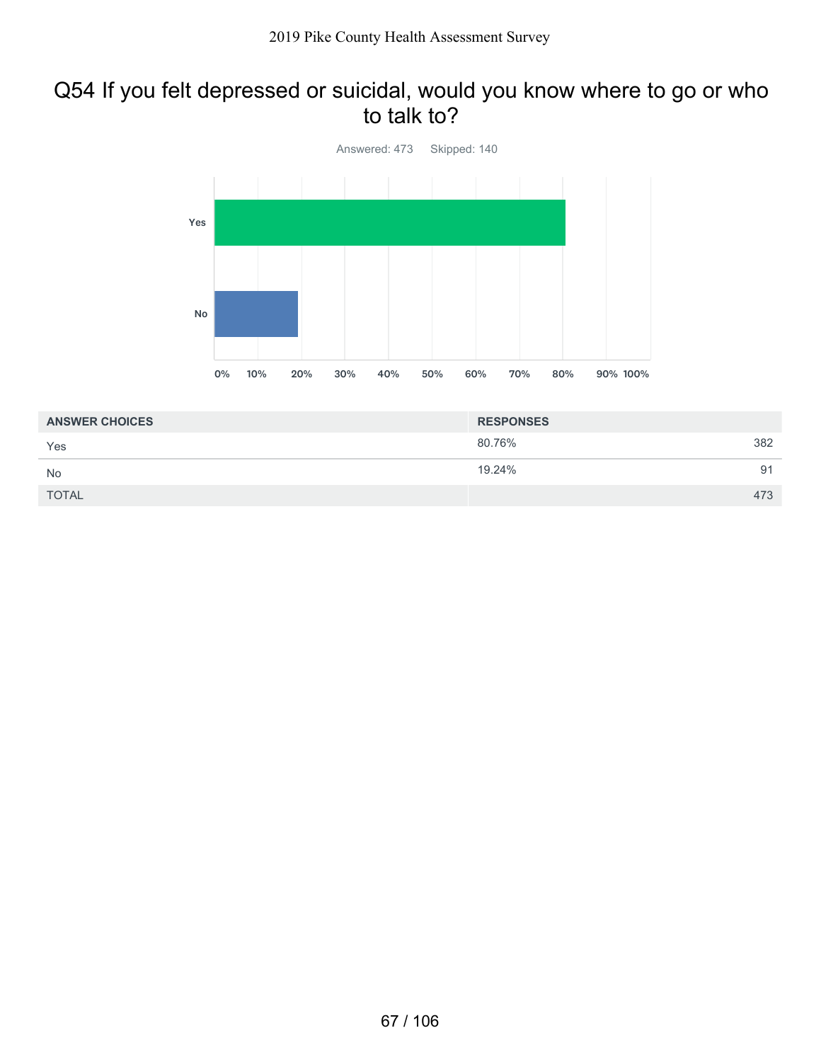## Q54 If you felt depressed or suicidal, would you know where to go or who to talk to?

Answered: 473 Skipped: 140

| ANSWER CHOICES | RESPONSES | |
|---|---|---|
| Yes | 80.76% | 382 |
| No | 19.24% | 91 |
| TOTAL | | 473 |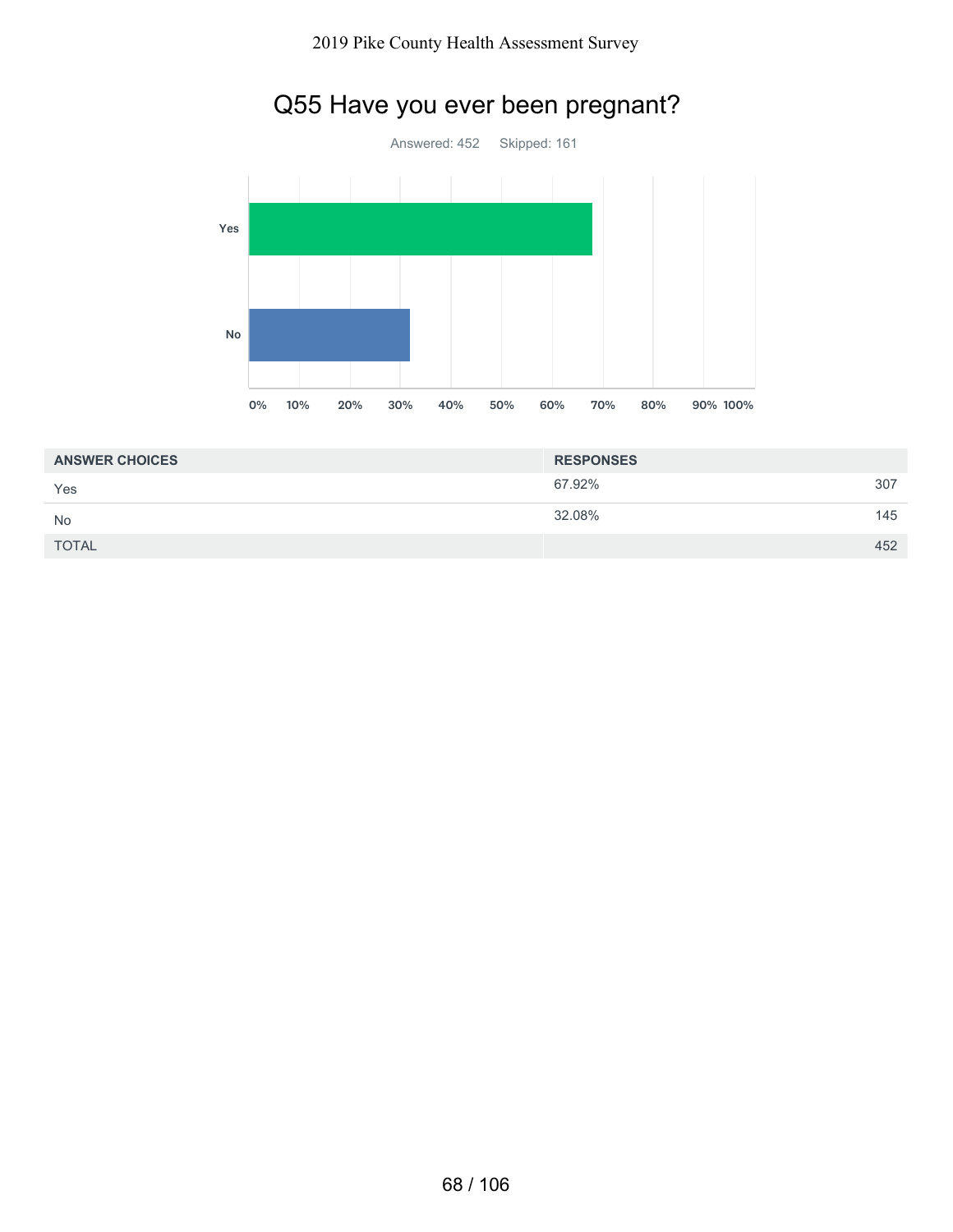## Q55 Have you ever been pregnant?

Answered: 452 Skipped: 161

| ANSWER CHOICES | RESPONSES | |
|---|---|---|
| Yes | 67.92% | 307 |
| No | 32.08% | 145 |
| TOTAL | | 452 |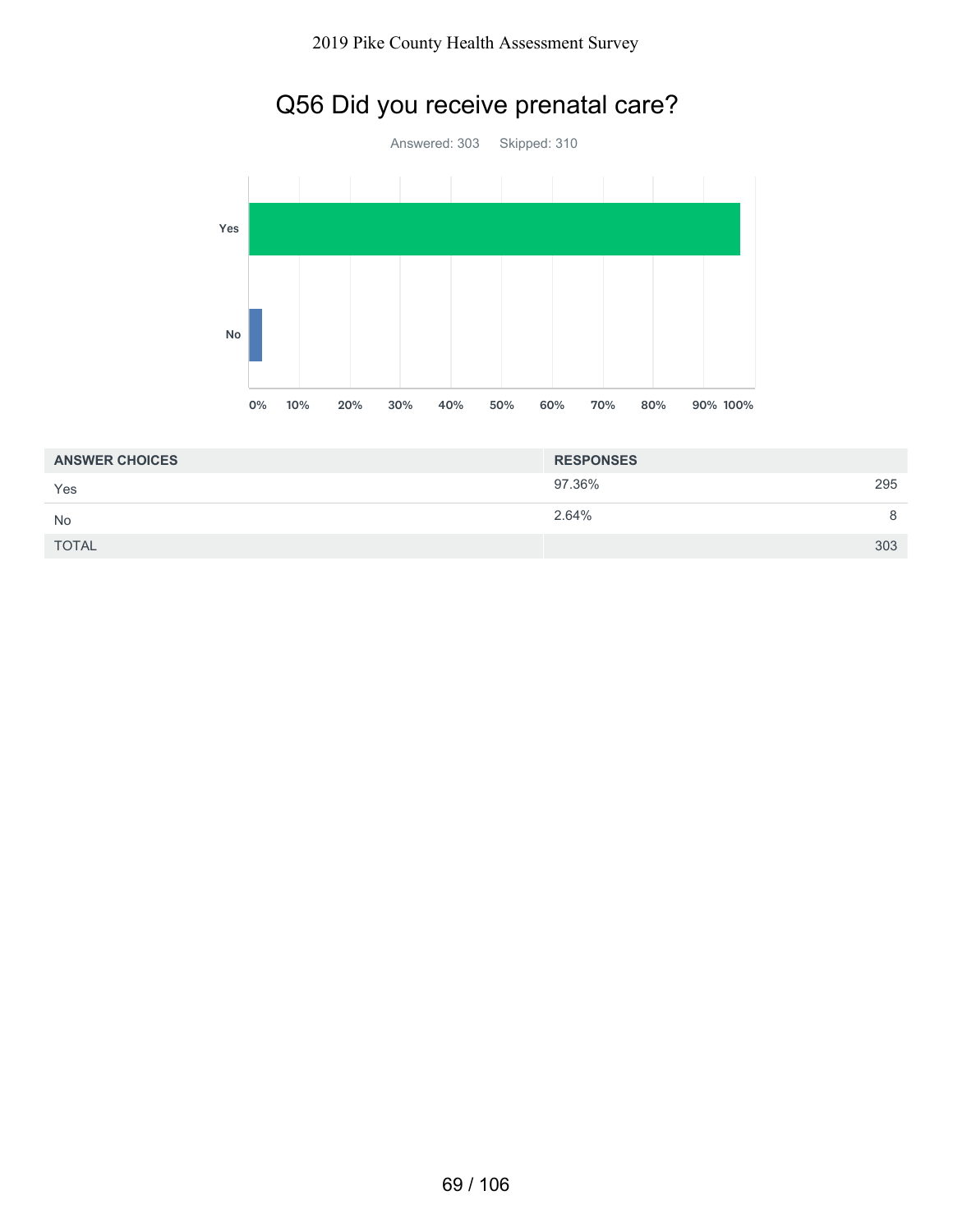# Q56 Did you receive prenatal care?

Answered: 303 Skipped: 310

| ANSWER CHOICES | RESPONSES | |
|---|---|---|
| Yes | 97.36% | 295 |
| No | 2.64% | 8 |
| TOTAL | | 303 |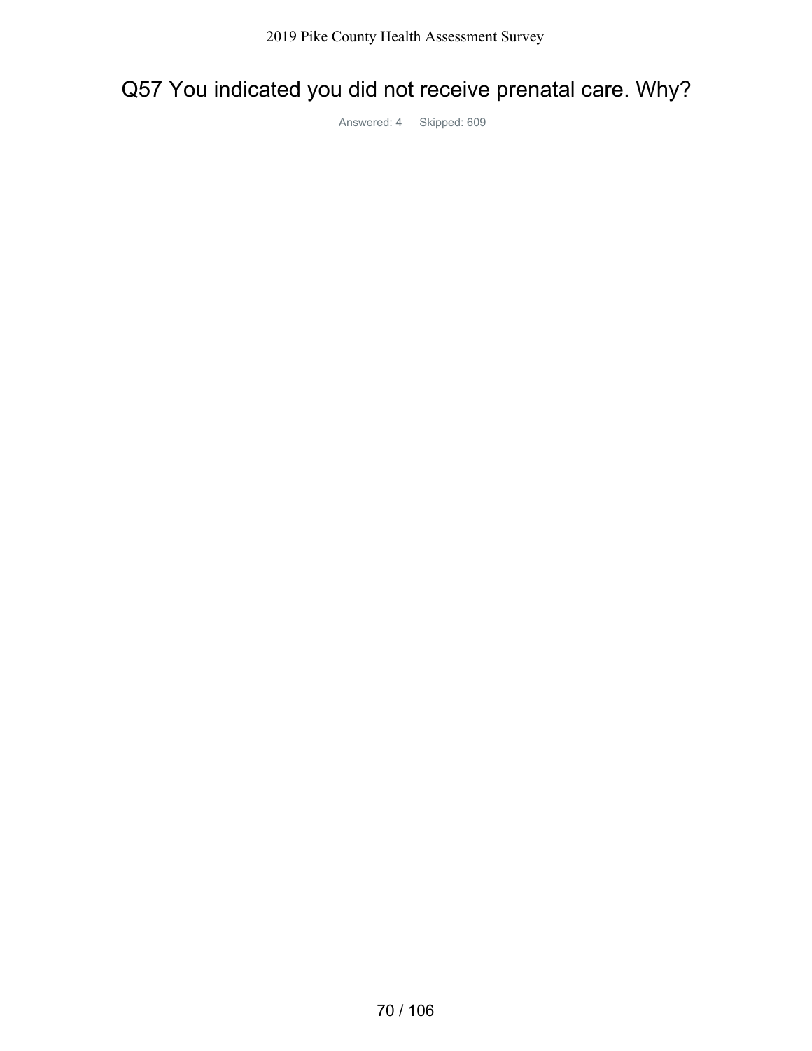# Q57 You indicated you did not receive prenatal care. Why?

Answered: 4 Skipped: 609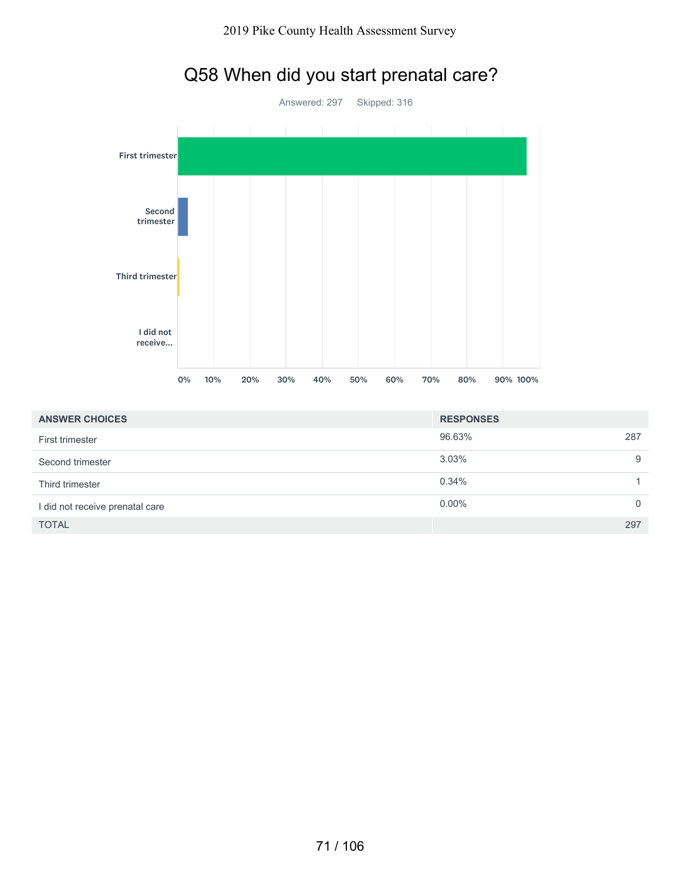# Q58 When did you start prenatal care?

Answered: 297    Skipped: 316

| ANSWER CHOICES | RESPONSES | |
|---|---|---|
| First trimester | 96.63% | 287 |
| Second trimester | 3.03% | 9 |
| Third trimester | 0.34% | 1 |
| I did not receive prenatal care | 0.00% | 0 |
| TOTAL | | 297 |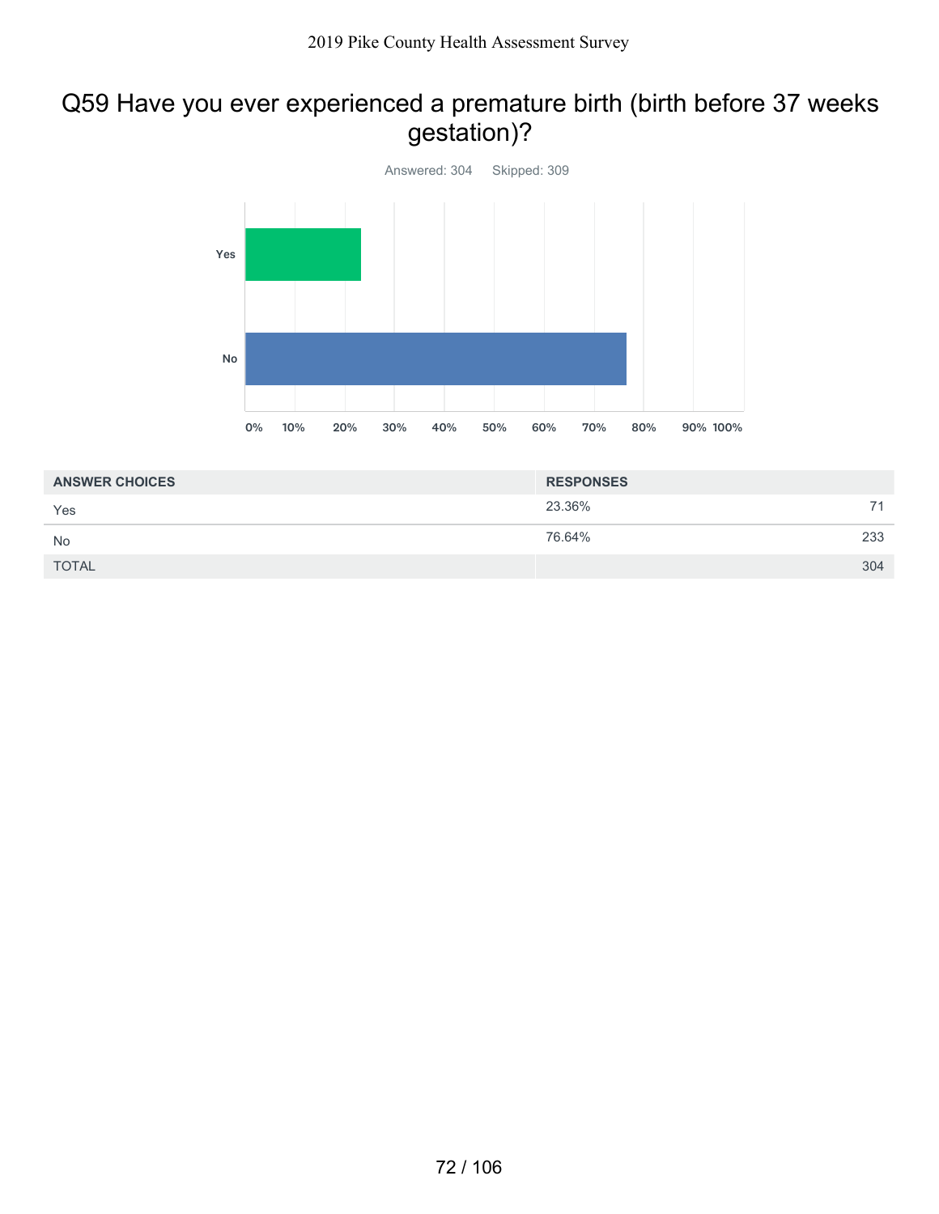# Q59 Have you ever experienced a premature birth (birth before 37 weeks gestation)?

Answered: 304 Skipped: 309

| ANSWER CHOICES | RESPONSES | |
|---|---|---|
| Yes | 23.36% | 71 |
| No | 76.64% | 233 |
| TOTAL | | 304 |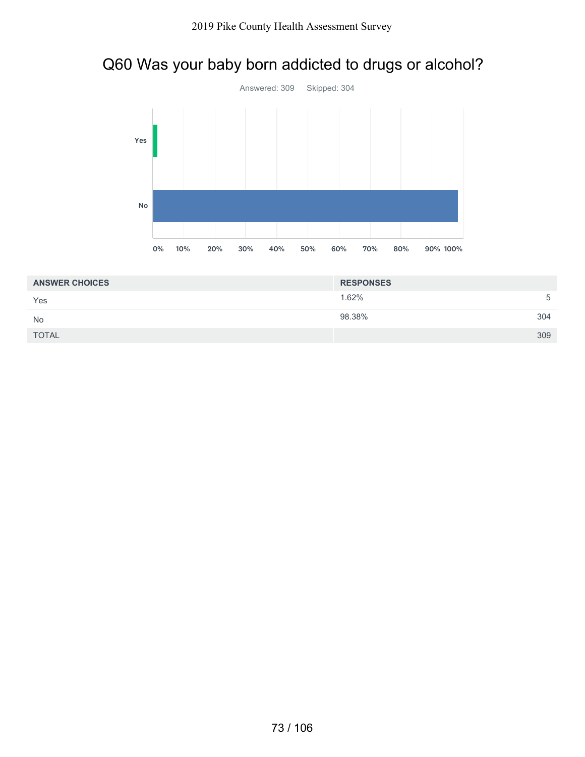# Q60 Was your baby born addicted to drugs or alcohol?

Answered: 309 Skipped: 304

| ANSWER CHOICES | RESPONSES | |
|---|---|---|
| Yes | 1.62% | 5 |
| No | 98.38% | 304 |
| TOTAL | | 309 |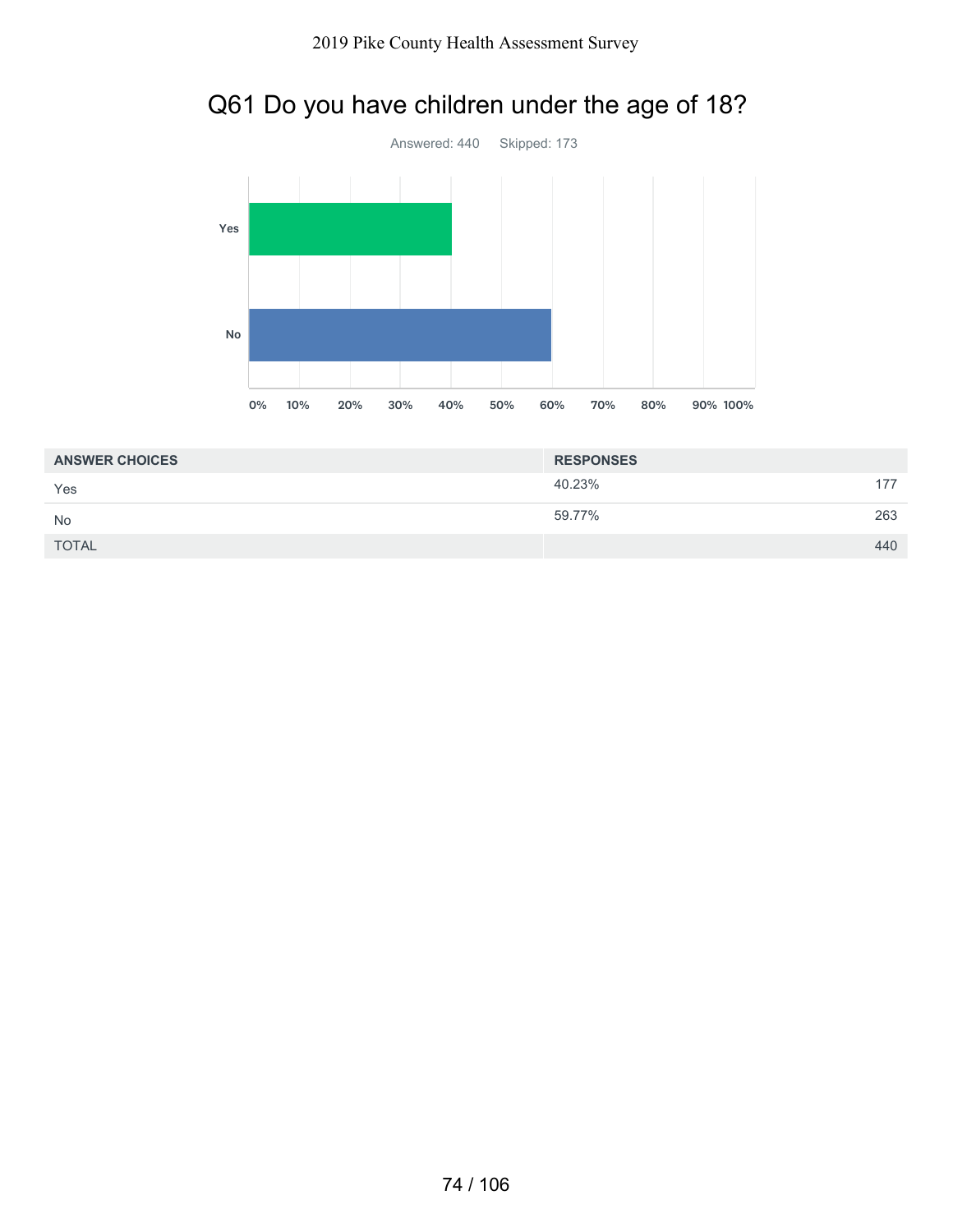# Q61 Do you have children under the age of 18?

Answered: 440    Skipped: 173

| ANSWER CHOICES | RESPONSES | |
|---|---|---|
| Yes | 40.23% | 177 |
| No | 59.77% | 263 |
| TOTAL | | 440 |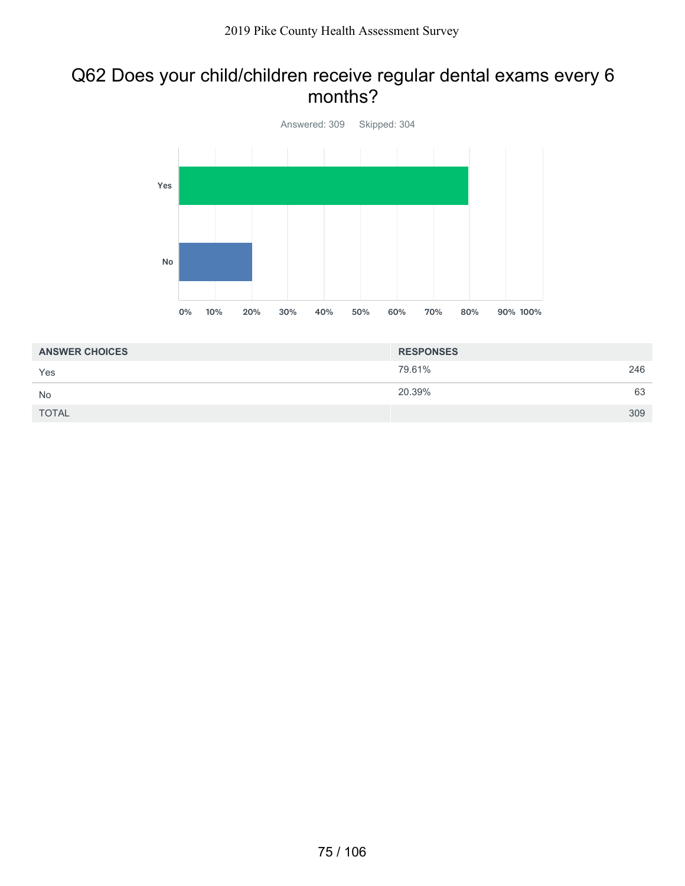# Q62 Does your child/children receive regular dental exams every 6 months?

Answered: 309 Skipped: 304

| ANSWER CHOICES | RESPONSES | |
|---|---|---|
| Yes | 79.61% | 246 |
| No | 20.39% | 63 |
| TOTAL | | 309 |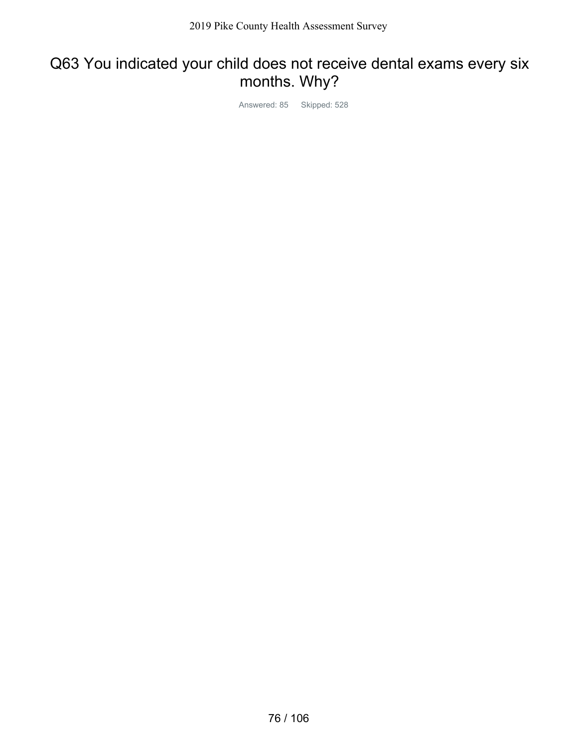# Q63 You indicated your child does not receive dental exams every six months. Why?

Answered: 85 Skipped: 528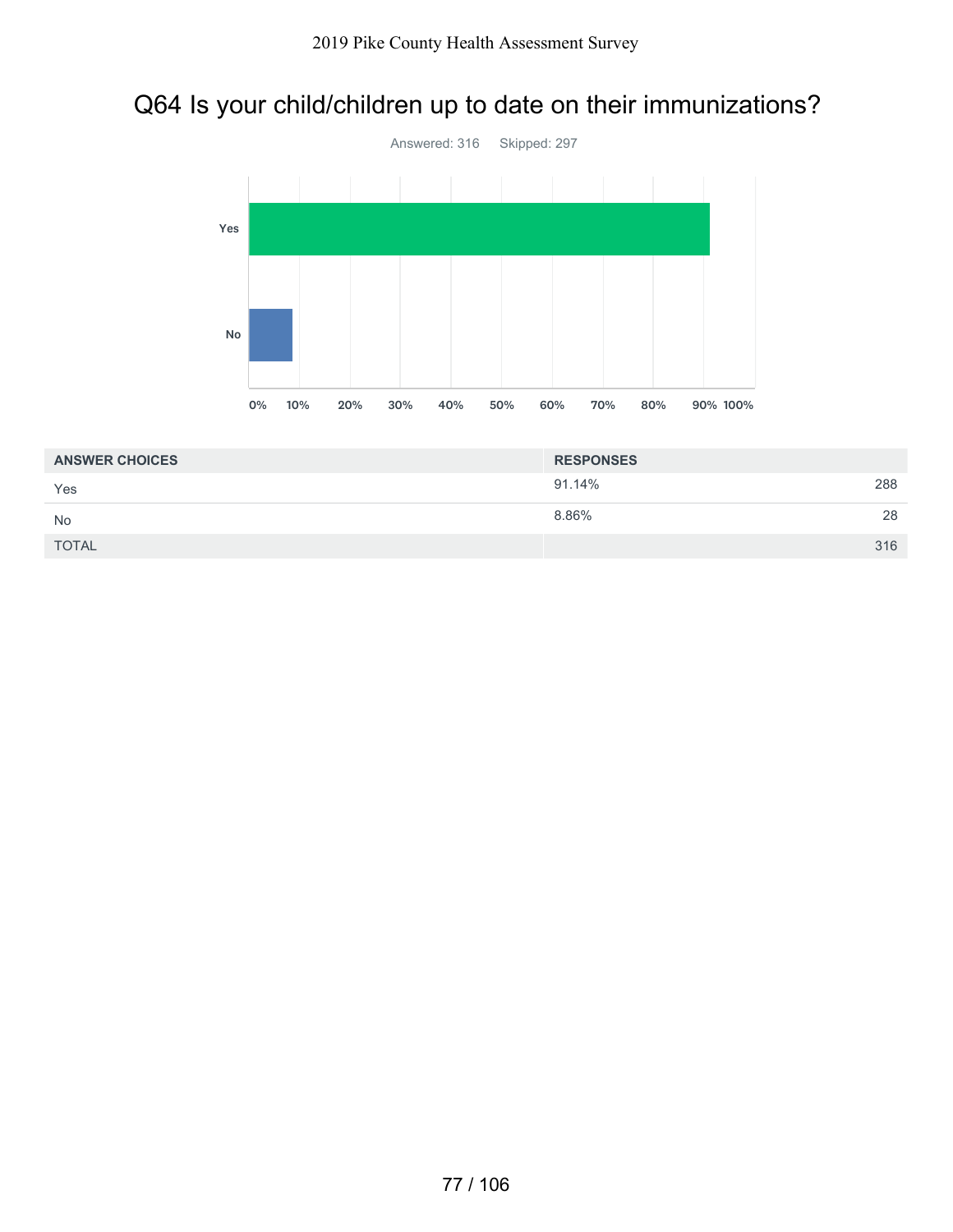## Q64 Is your child/children up to date on their immunizations?

Answered: 316 Skipped: 297

| ANSWER CHOICES | RESPONSES | |
|---|---|---|
| Yes | 91.14% | 288 |
| No | 8.86% | 28 |
| TOTAL | | 316 |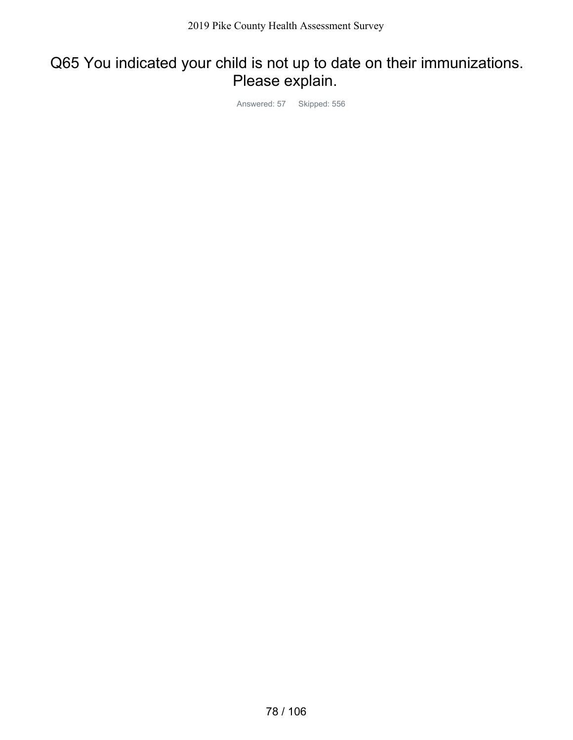# Q65 You indicated your child is not up to date on their immunizations. Please explain.

Answered: 57 Skipped: 556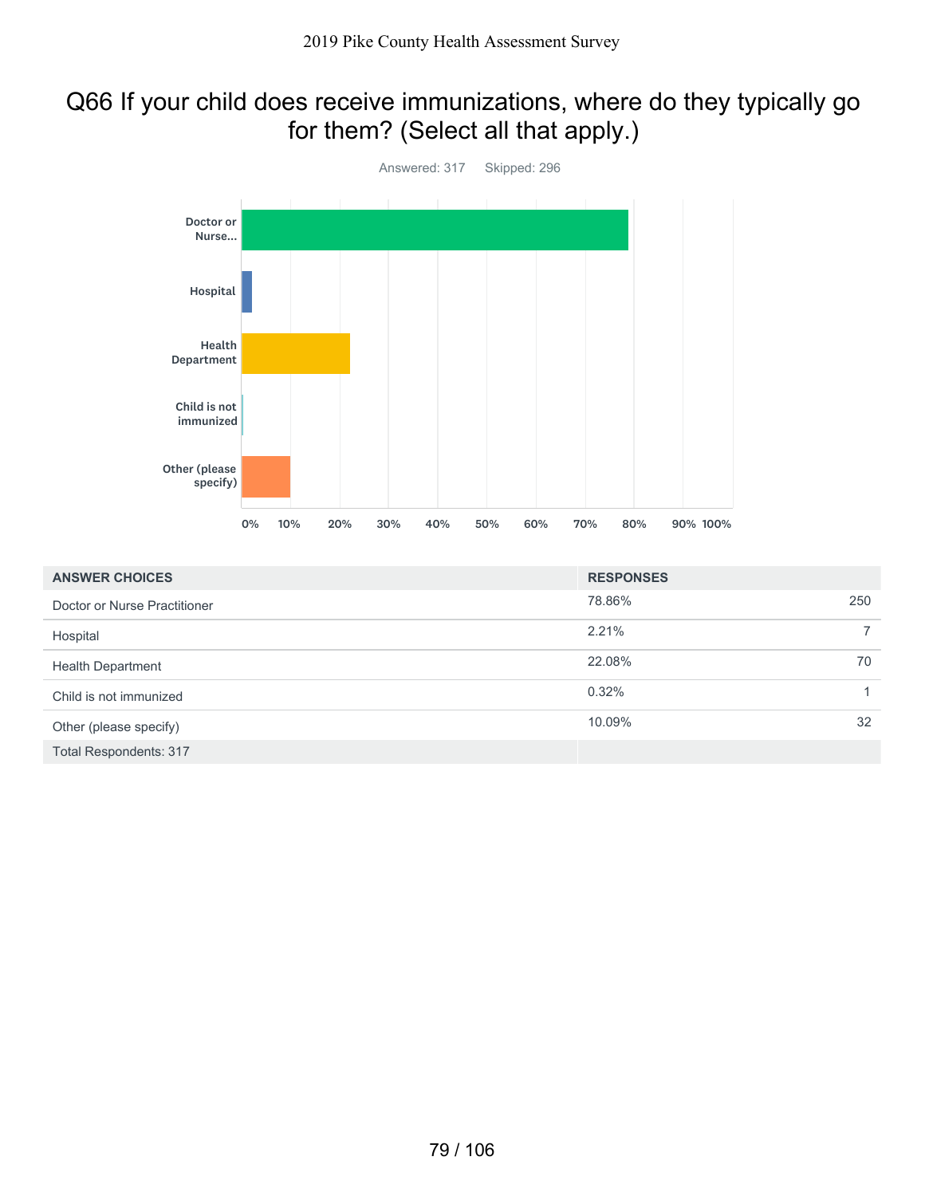# Q66 If your child does receive immunizations, where do they typically go for them? (Select all that apply.)

Answered: 317 Skipped: 296

| ANSWER CHOICES | RESPONSES | |
|---|---|---|
| Doctor or Nurse Practitioner | 78.86% | 250 |
| Hospital | 2.21% | 7 |
| Health Department | 22.08% | 70 |
| Child is not immunized | 0.32% | 1 |
| Other (please specify) | 10.09% | 32 |
| Total Respondents: 317 | | |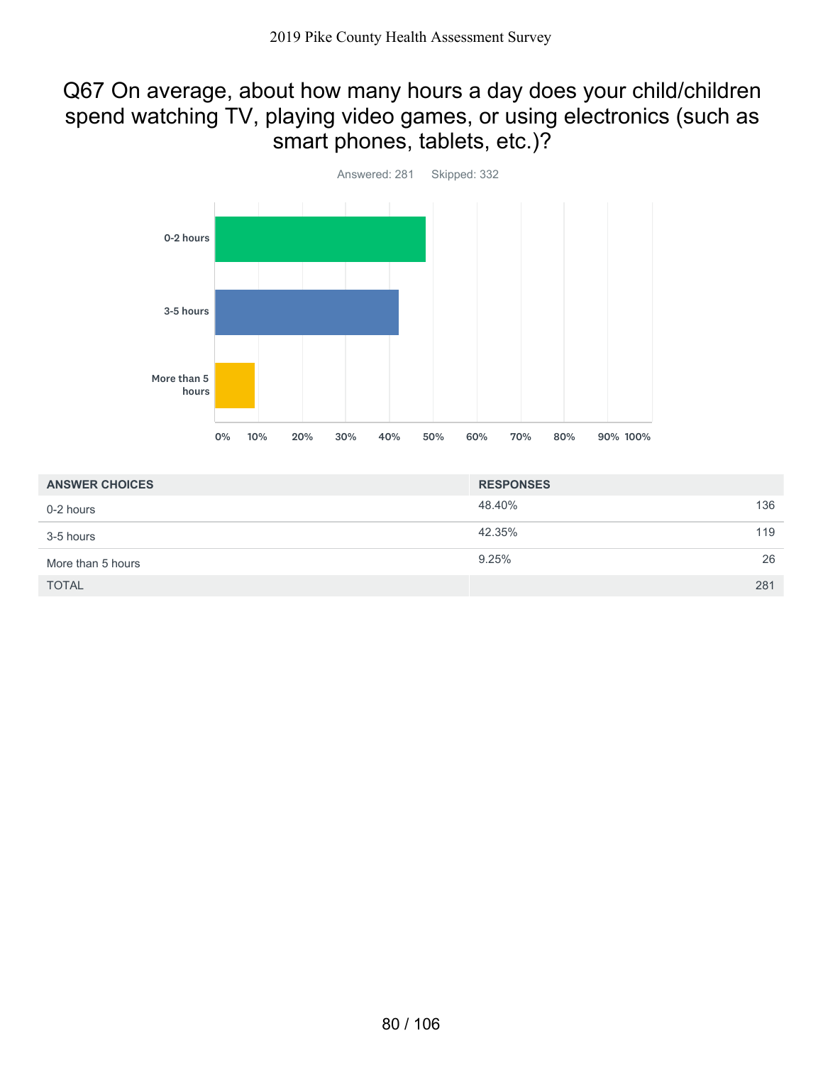# Q67 On average, about how many hours a day does your child/children spend watching TV, playing video games, or using electronics (such as smart phones, tablets, etc.)?

Answered: 281 Skipped: 332

| ANSWER CHOICES | RESPONSES | |
|---|---|---|
| 0-2 hours | 48.40% | 136 |
| 3-5 hours | 42.35% | 119 |
| More than 5 hours | 9.25% | 26 |
| TOTAL | | 281 |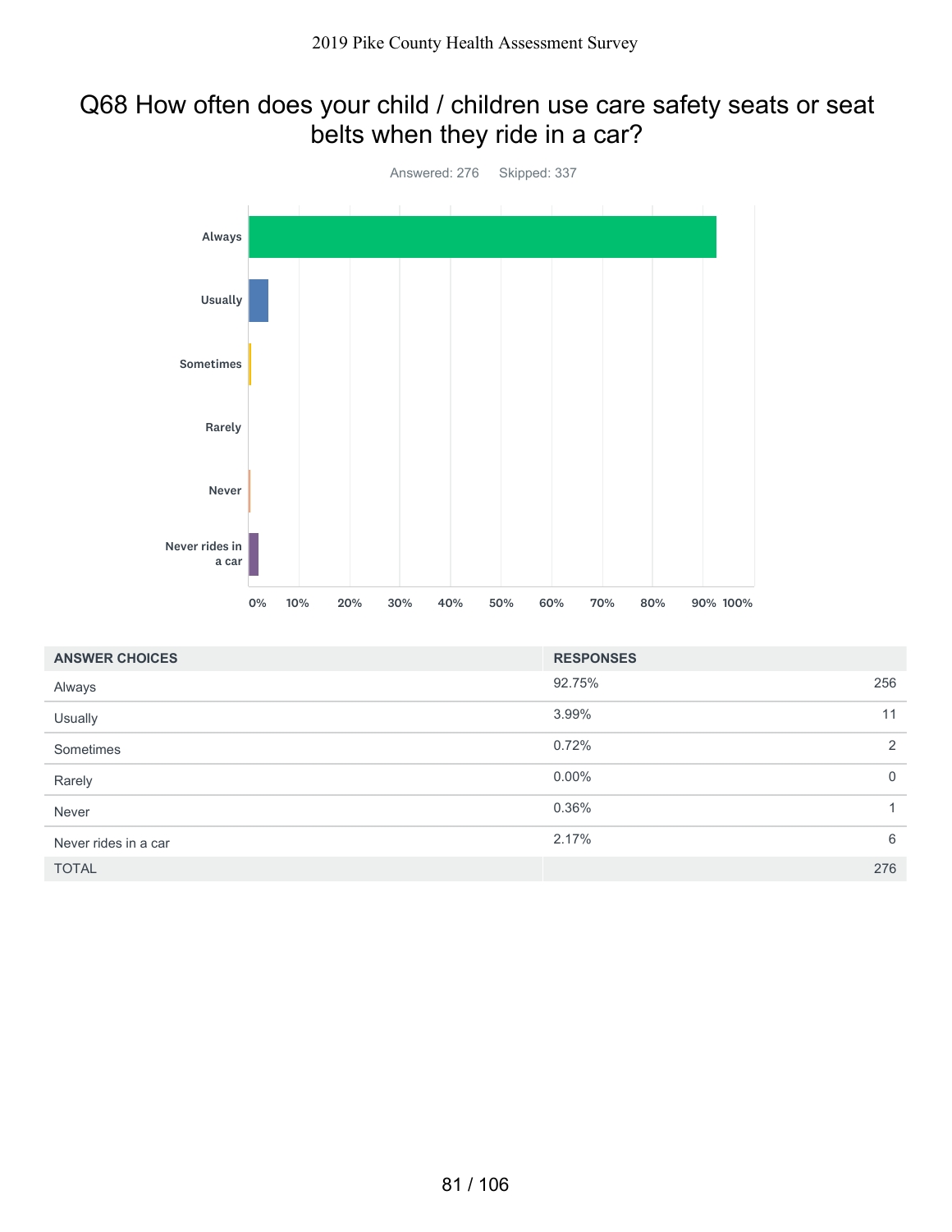# Q68 How often does your child / children use care safety seats or seat belts when they ride in a car?

Answered: 276 Skipped: 337

| ANSWER CHOICES | RESPONSES | |
|---|---|---|
| Always | 92.75% | 256 |
| Usually | 3.99% | 11 |
| Sometimes | 0.72% | 2 |
| Rarely | 0.00% | 0 |
| Never | 0.36% | 1 |
| Never rides in a car | 2.17% | 6 |
| TOTAL | | 276 |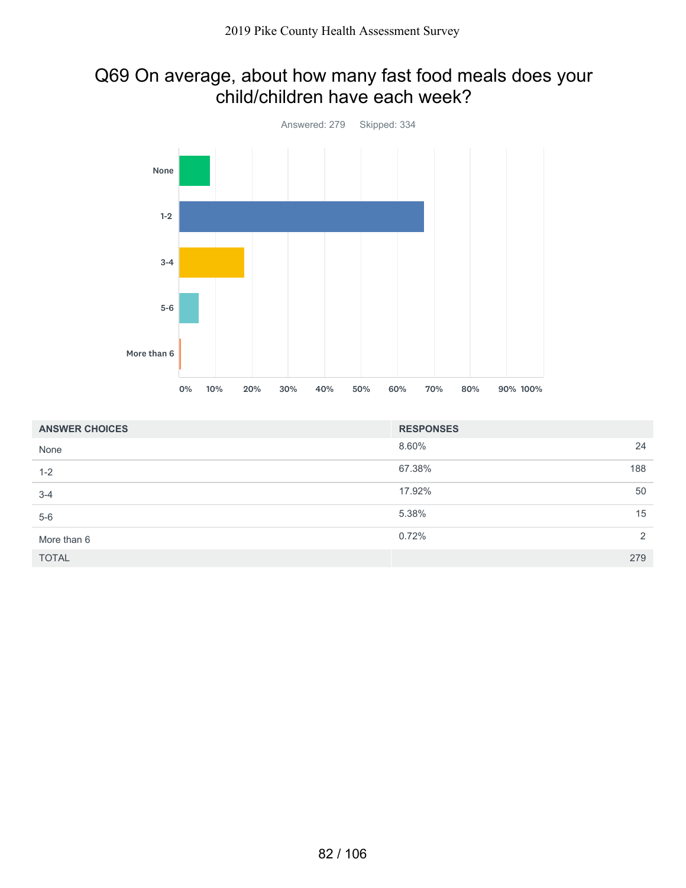## Q69 On average, about how many fast food meals does your child/children have each week?

Answered: 279 Skipped: 334

| ANSWER CHOICES | RESPONSES | |
|---|---|---|
| None | 8.60% | 24 |
| 1-2 | 67.38% | 188 |
| 3-4 | 17.92% | 50 |
| 5-6 | 5.38% | 15 |
| More than 6 | 0.72% | 2 |
| TOTAL | | 279 |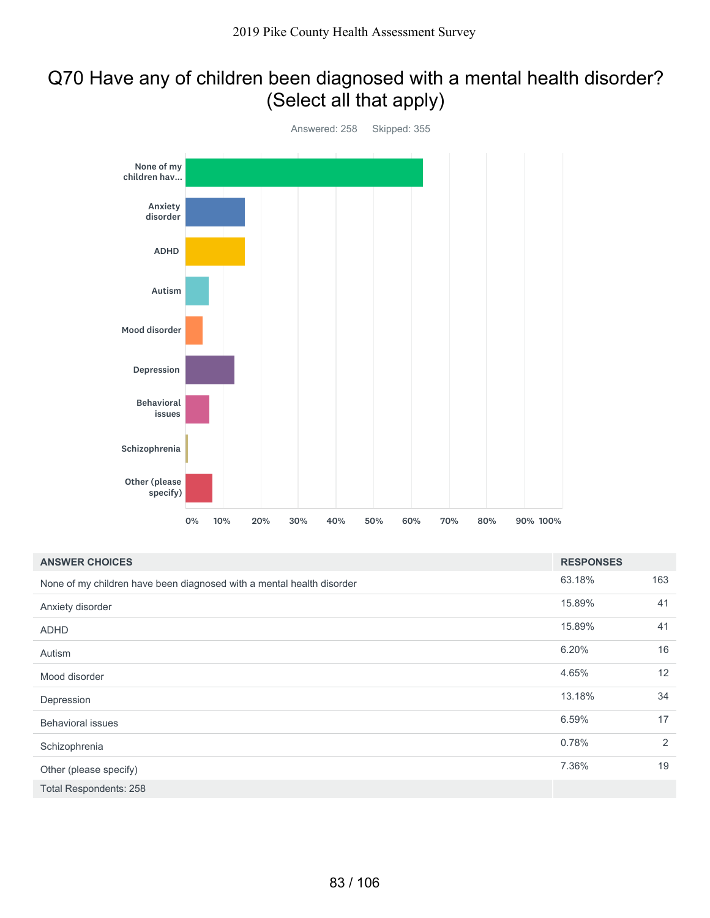# Q70 Have any of children been diagnosed with a mental health disorder? (Select all that apply)

Answered: 258 Skipped: 355

| ANSWER CHOICES | RESPONSES | |
|---|---|---|
| None of my children have been diagnosed with a mental health disorder | 63.18% | 163 |
| Anxiety disorder | 15.89% | 41 |
| ADHD | 15.89% | 41 |
| Autism | 6.20% | 16 |
| Mood disorder | 4.65% | 12 |
| Depression | 13.18% | 34 |
| Behavioral issues | 6.59% | 17 |
| Schizophrenia | 0.78% | 2 |
| Other (please specify) | 7.36% | 19 |
| Total Respondents: 258 | | |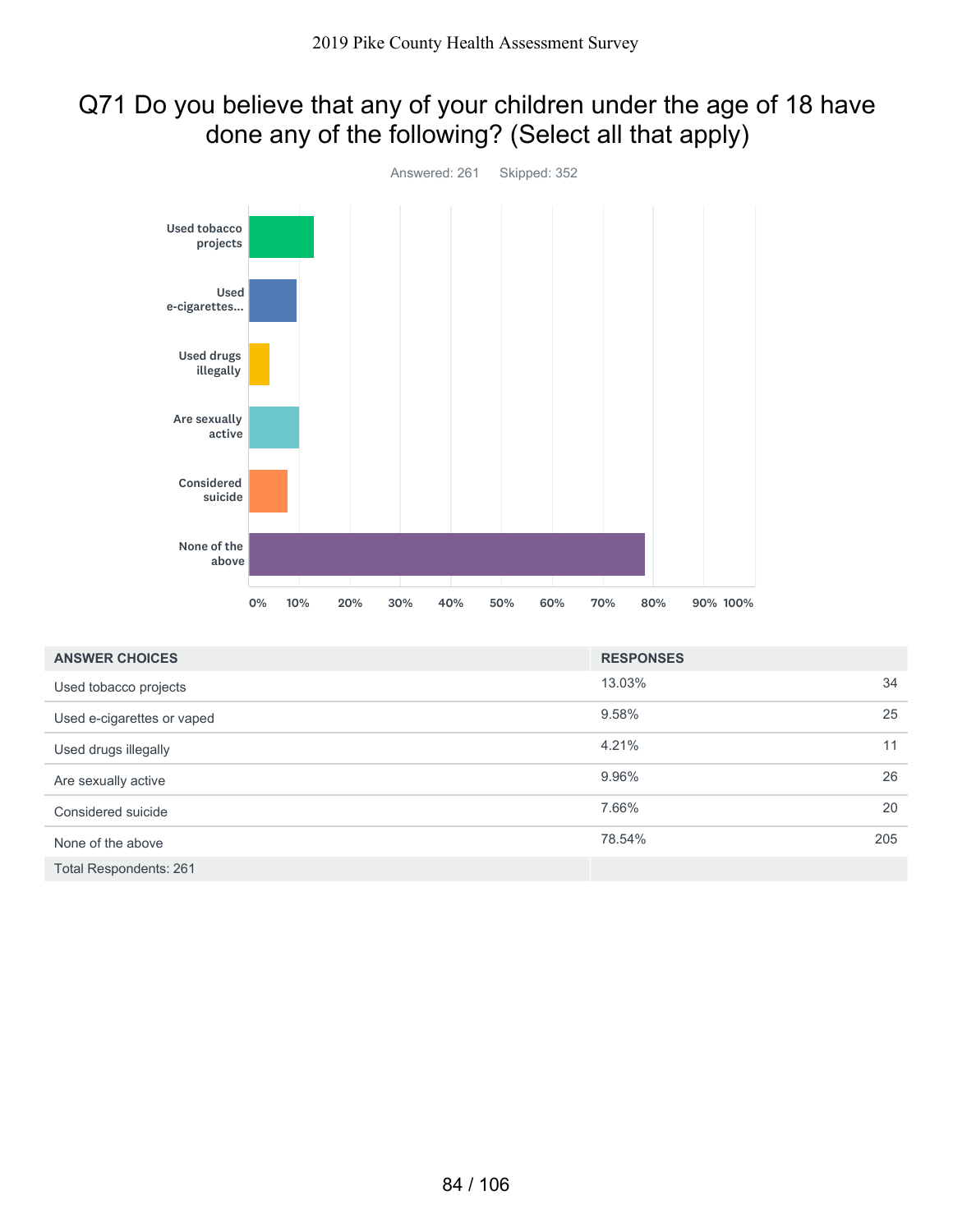# Q71 Do you believe that any of your children under the age of 18 have done any of the following? (Select all that apply)

Answered: 261 Skipped: 352

| ANSWER CHOICES | RESPONSES | |
|---|---|---|
| Used tobacco projects | 13.03% | 34 |
| Used e-cigarettes or vaped | 9.58% | 25 |
| Used drugs illegally | 4.21% | 11 |
| Are sexually active | 9.96% | 26 |
| Considered suicide | 7.66% | 20 |
| None of the above | 78.54% | 205 |
| Total Respondents: 261 | | |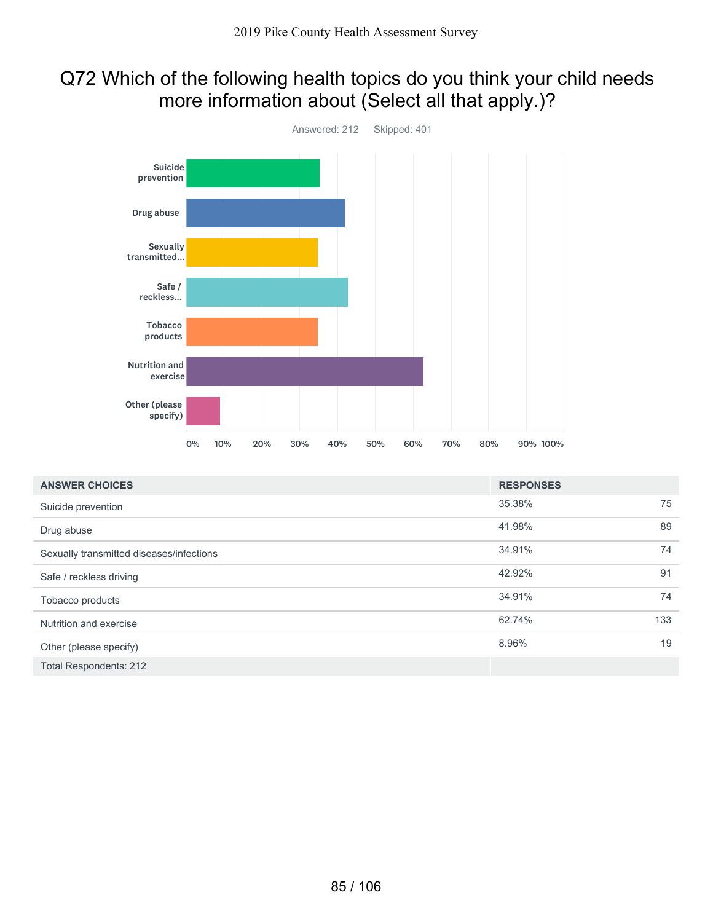## Q72 Which of the following health topics do you think your child needs more information about (Select all that apply.)?

Answered: 212 Skipped: 401

| ANSWER CHOICES | RESPONSES | |
|---|---|---|
| Suicide prevention | 35.38% | 75 |
| Drug abuse | 41.98% | 89 |
| Sexually transmitted diseases/infections | 34.91% | 74 |
| Safe / reckless driving | 42.92% | 91 |
| Tobacco products | 34.91% | 74 |
| Nutrition and exercise | 62.74% | 133 |
| Other (please specify) | 8.96% | 19 |
| Total Respondents: 212 | | |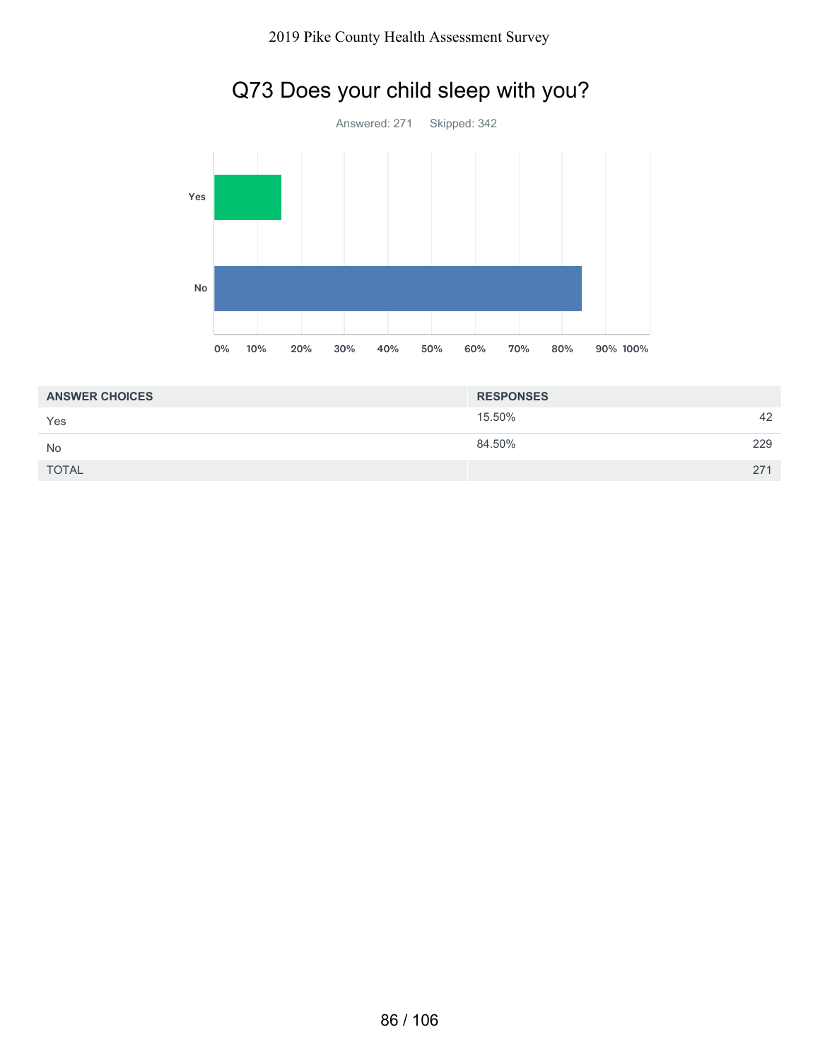## Q73 Does your child sleep with you?

Answered: 271 Skipped: 342

| ANSWER CHOICES | RESPONSES | |
|---|---|---|
| Yes | 15.50% | 42 |
| No | 84.50% | 229 |
| TOTAL | | 271 |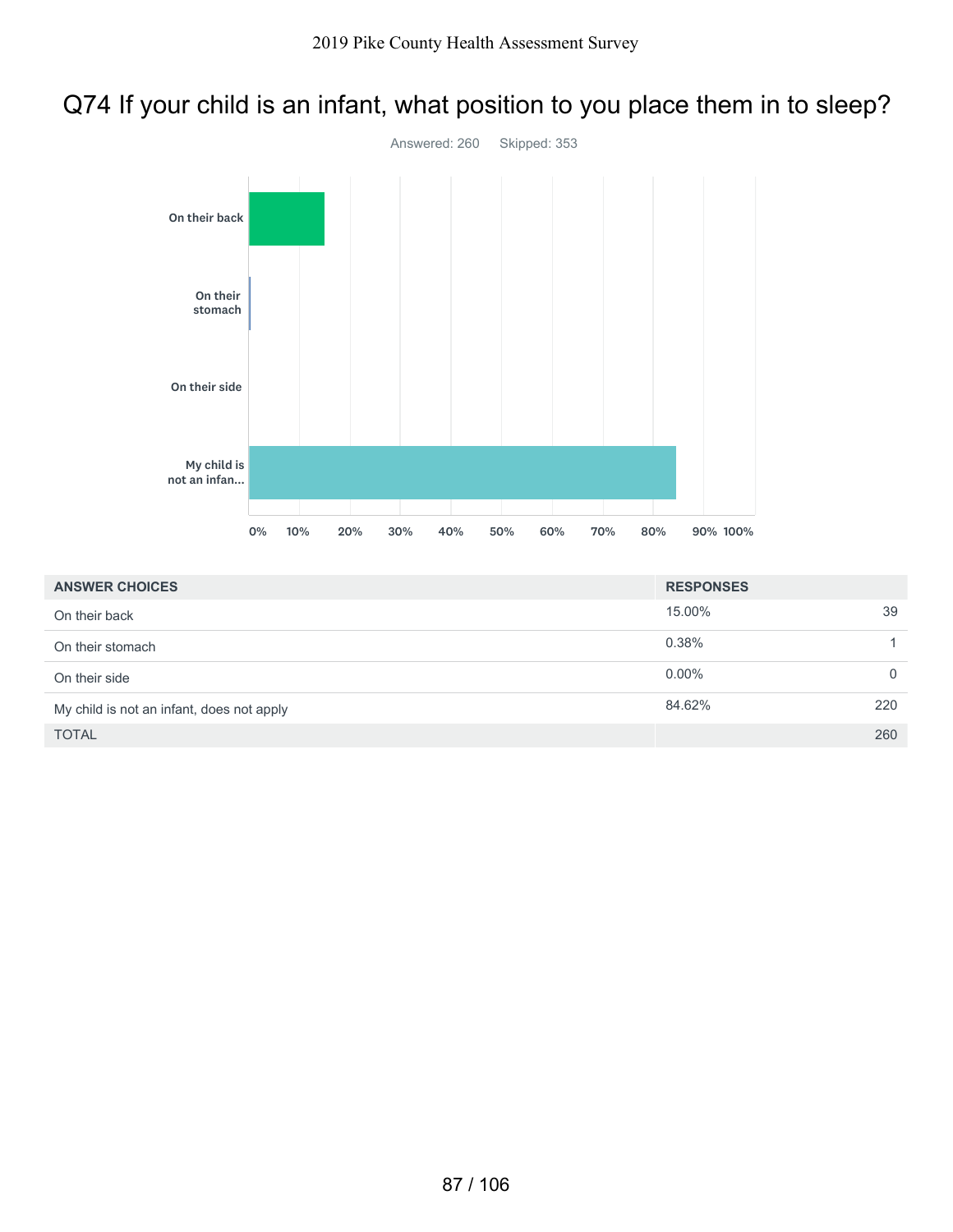# Q74 If your child is an infant, what position to you place them in to sleep?

Answered: 260 Skipped: 353

| ANSWER CHOICES | RESPONSES | |
|---|---|---|
| On their back | 15.00% | 39 |
| On their stomach | 0.38% | 1 |
| On their side | 0.00% | 0 |
| My child is not an infant, does not apply | 84.62% | 220 |
| TOTAL | | 260 |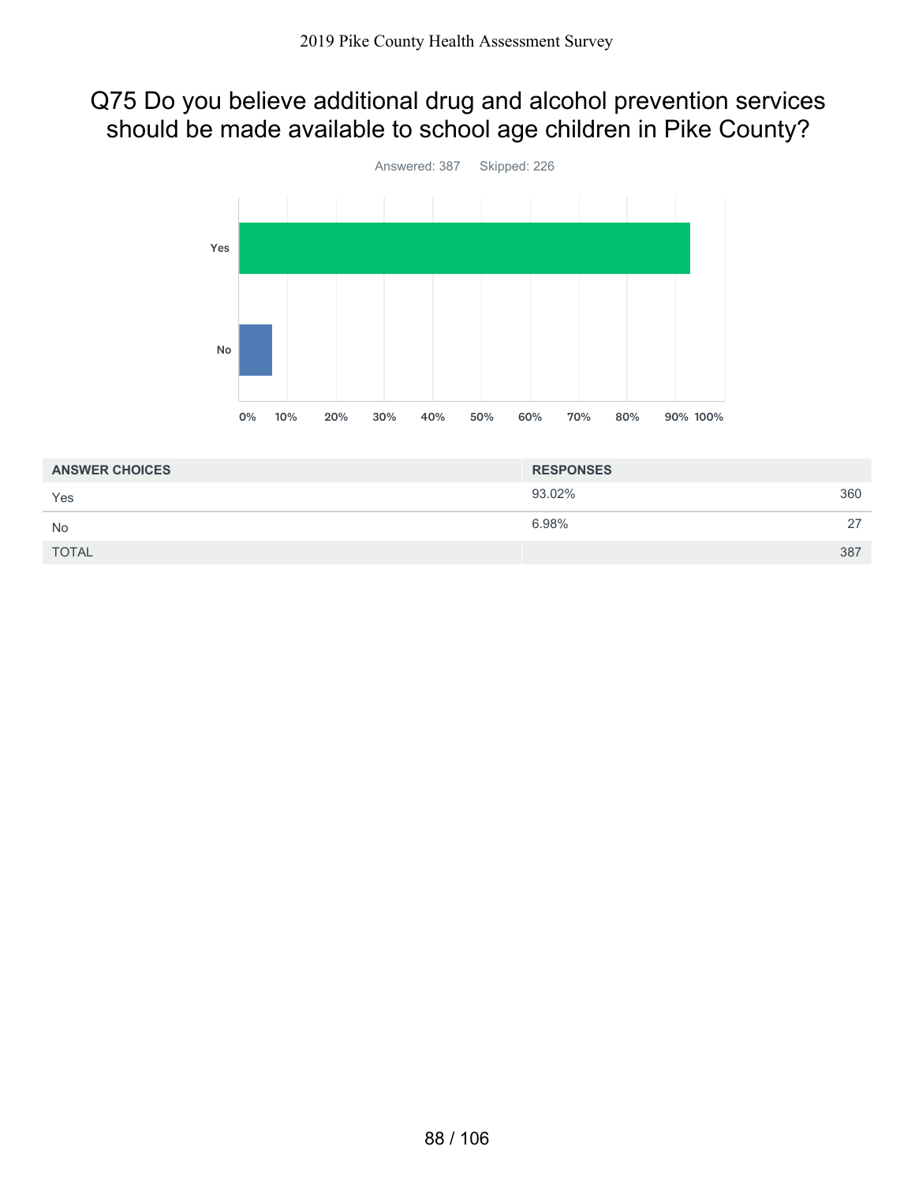# Q75 Do you believe additional drug and alcohol prevention services should be made available to school age children in Pike County?

Answered: 387 Skipped: 226

| ANSWER CHOICES | RESPONSES | |
|---|---|---|
| Yes | 93.02% | 360 |
| No | 6.98% | 27 |
| TOTAL | | 387 |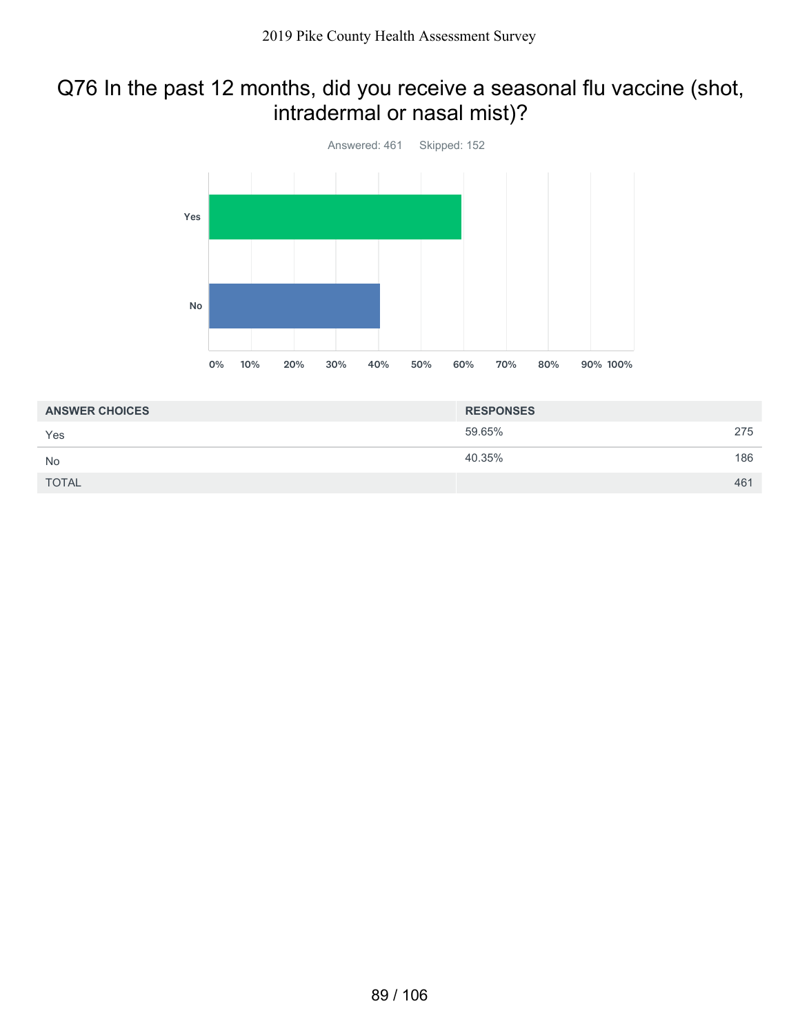## Q76 In the past 12 months, did you receive a seasonal flu vaccine (shot, intradermal or nasal mist)?

Answered: 461 Skipped: 152

| ANSWER CHOICES | RESPONSES | |
|---|---|---|
| Yes | 59.65% | 275 |
| No | 40.35% | 186 |
| TOTAL | | 461 |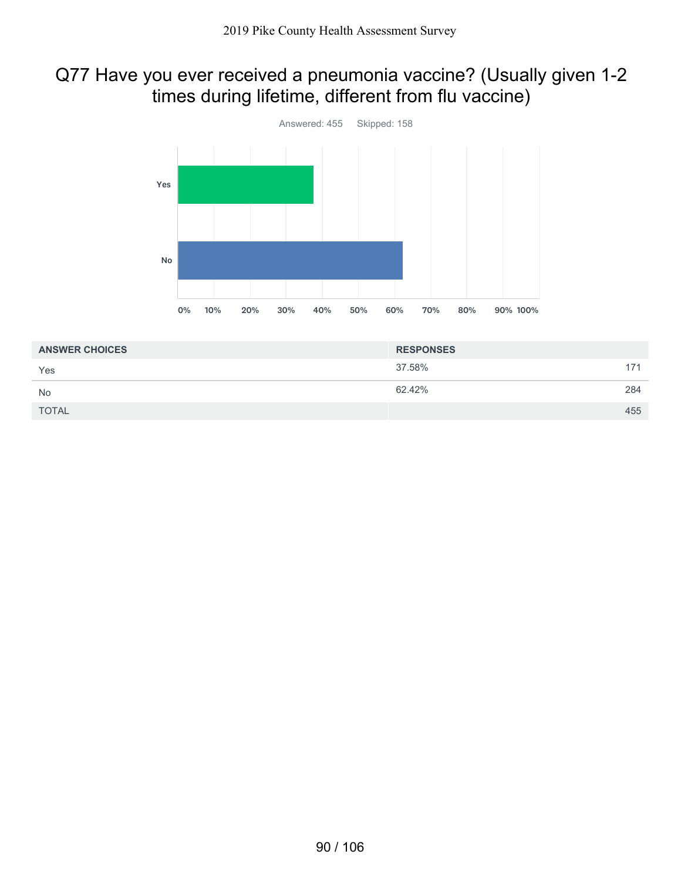# Q77 Have you ever received a pneumonia vaccine? (Usually given 1-2 times during lifetime, different from flu vaccine)

Answered: 455    Skipped: 158

| ANSWER CHOICES | RESPONSES | |
|---|---|---|
| Yes | 37.58% | 171 |
| No | 62.42% | 284 |
| TOTAL | | 455 |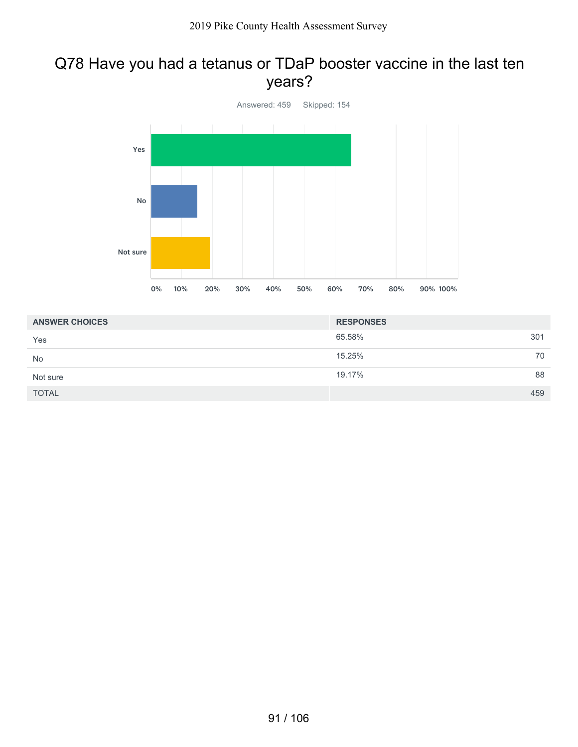## Q78 Have you had a tetanus or TDaP booster vaccine in the last ten years?

Answered: 459 Skipped: 154

| ANSWER CHOICES | RESPONSES | |
|---|---|---|
| Yes | 65.58% | 301 |
| No | 15.25% | 70 |
| Not sure | 19.17% | 88 |
| TOTAL | | 459 |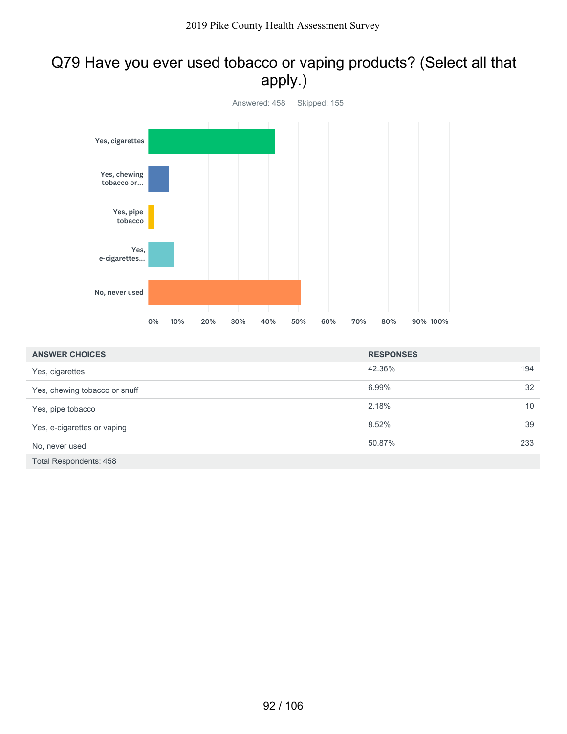# Q79 Have you ever used tobacco or vaping products? (Select all that apply.)

Answered: 458 Skipped: 155

| ANSWER CHOICES | RESPONSES | |
|---|---|---|
| Yes, cigarettes | 42.36% | 194 |
| Yes, chewing tobacco or snuff | 6.99% | 32 |
| Yes, pipe tobacco | 2.18% | 10 |
| Yes, e-cigarettes or vaping | 8.52% | 39 |
| No, never used | 50.87% | 233 |
| Total Respondents: 458 | | |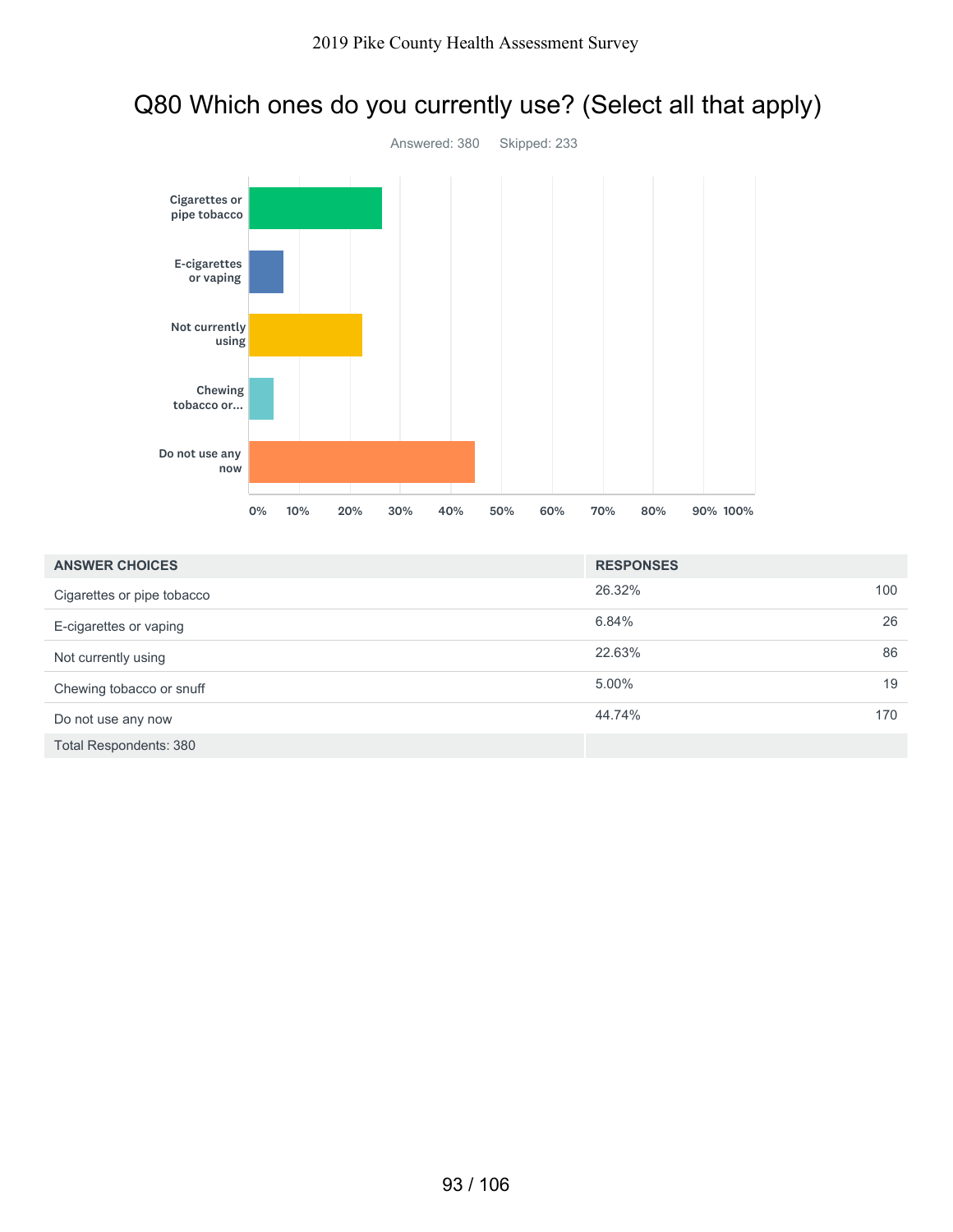# Q80 Which ones do you currently use? (Select all that apply)

Answered: 380 Skipped: 233

| ANSWER CHOICES | RESPONSES | |
|---|---|---|
| Cigarettes or pipe tobacco | 26.32% | 100 |
| E-cigarettes or vaping | 6.84% | 26 |
| Not currently using | 22.63% | 86 |
| Chewing tobacco or snuff | 5.00% | 19 |
| Do not use any now | 44.74% | 170 |
| Total Respondents: 380 | | |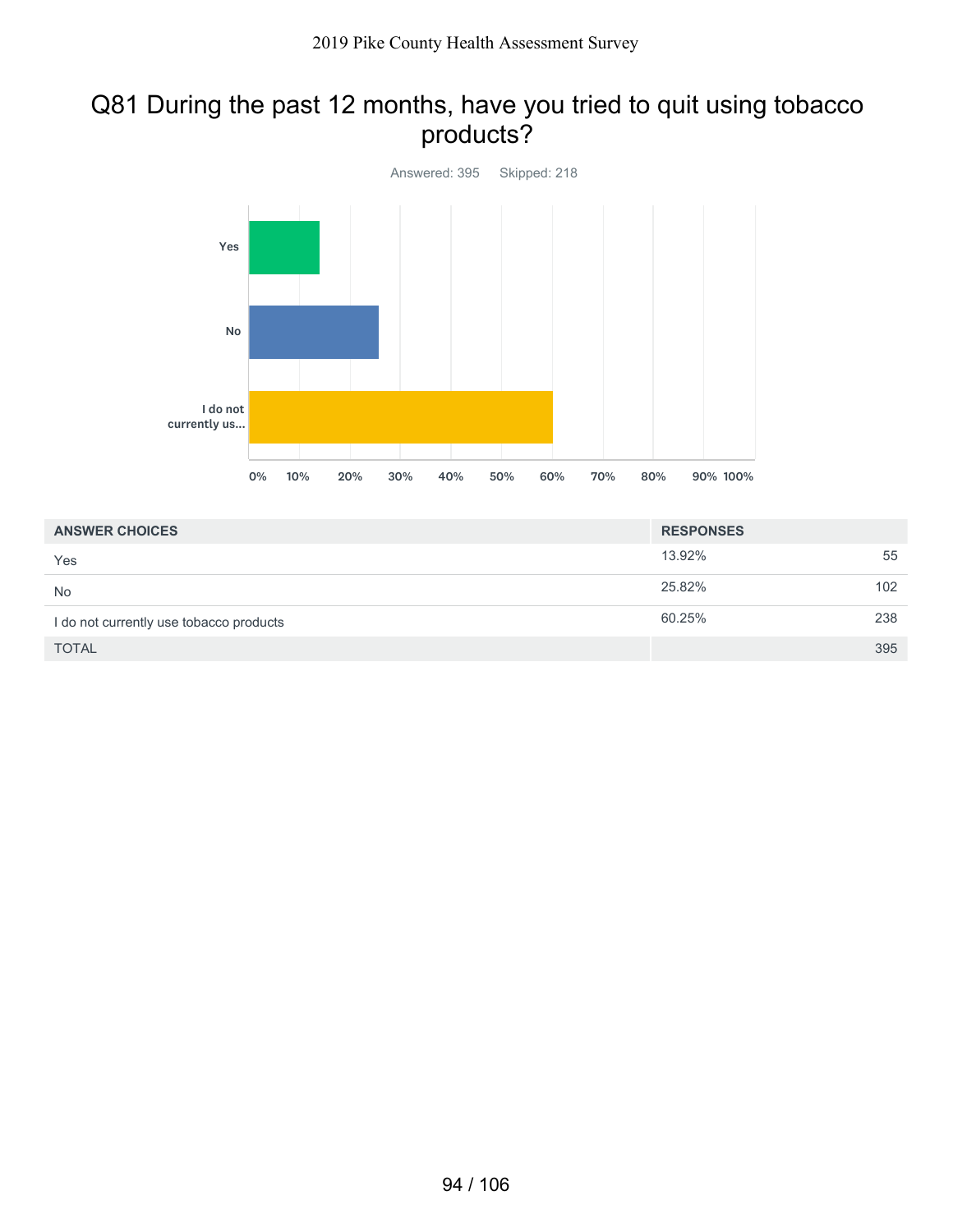# Q81 During the past 12 months, have you tried to quit using tobacco products?

Answered: 395 Skipped: 218

| ANSWER CHOICES | RESPONSES | |
|---|---|---|
| Yes | 13.92% | 55 |
| No | 25.82% | 102 |
| I do not currently use tobacco products | 60.25% | 238 |
| TOTAL | | 395 |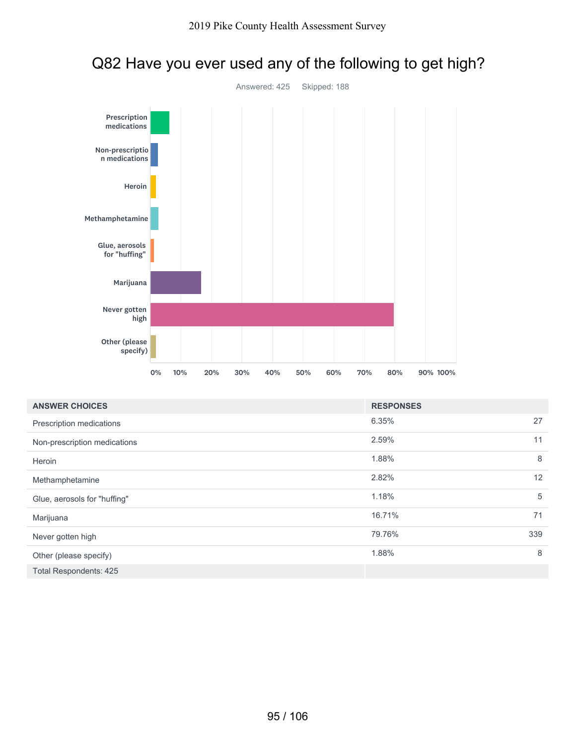# Q82 Have you ever used any of the following to get high?

Answered: 425 Skipped: 188

| ANSWER CHOICES | RESPONSES | |
|---|---|---|
| Prescription medications | 6.35% | 27 |
| Non-prescription medications | 2.59% | 11 |
| Heroin | 1.88% | 8 |
| Methamphetamine | 2.82% | 12 |
| Glue, aerosols for "huffing" | 1.18% | 5 |
| Marijuana | 16.71% | 71 |
| Never gotten high | 79.76% | 339 |
| Other (please specify) | 1.88% | 8 |
| Total Respondents: 425 | | |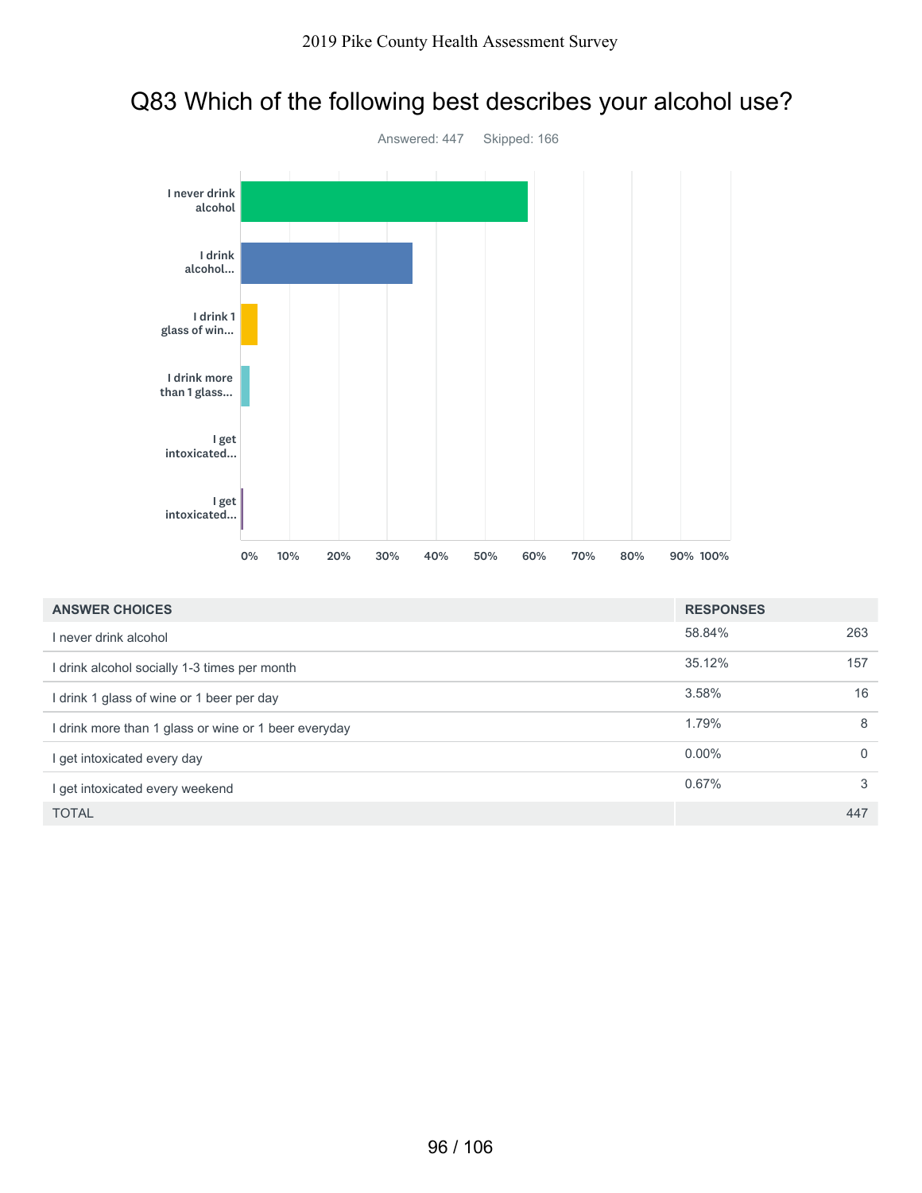# Q83 Which of the following best describes your alcohol use?

Answered: 447 Skipped: 166

| ANSWER CHOICES | RESPONSES | |
|---|---|---|
| I never drink alcohol | 58.84% | 263 |
| I drink alcohol socially 1-3 times per month | 35.12% | 157 |
| I drink 1 glass of wine or 1 beer per day | 3.58% | 16 |
| I drink more than 1 glass or wine or 1 beer everyday | 1.79% | 8 |
| I get intoxicated every day | 0.00% | 0 |
| I get intoxicated every weekend | 0.67% | 3 |
| TOTAL | | 447 |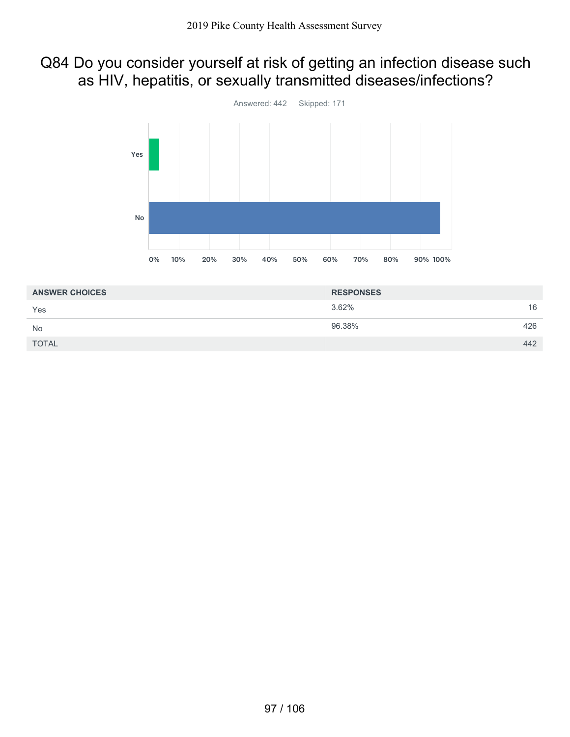# Q84 Do you consider yourself at risk of getting an infection disease such as HIV, hepatitis, or sexually transmitted diseases/infections?

Answered: 442 Skipped: 171

| ANSWER CHOICES | RESPONSES | |
|---|---|---|
| Yes | 3.62% | 16 |
| No | 96.38% | 426 |
| TOTAL | | 442 |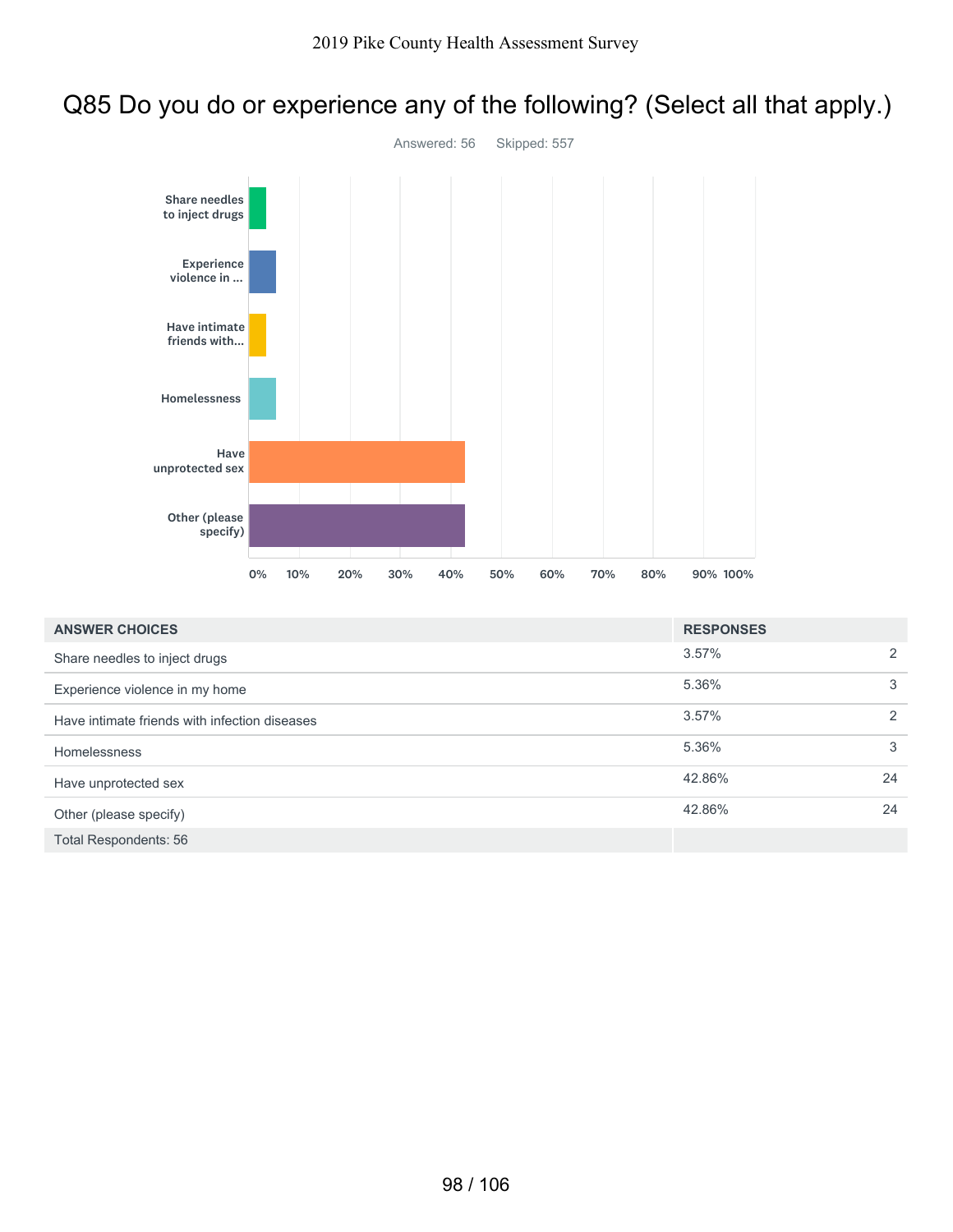# Q85 Do you do or experience any of the following? (Select all that apply.)

Answered: 56 Skipped: 557

| ANSWER CHOICES | RESPONSES | |
|---|---|---|
| Share needles to inject drugs | 3.57% | 2 |
| Experience violence in my home | 5.36% | 3 |
| Have intimate friends with infection diseases | 3.57% | 2 |
| Homelessness | 5.36% | 3 |
| Have unprotected sex | 42.86% | 24 |
| Other (please specify) | 42.86% | 24 |
| Total Respondents: 56 | | |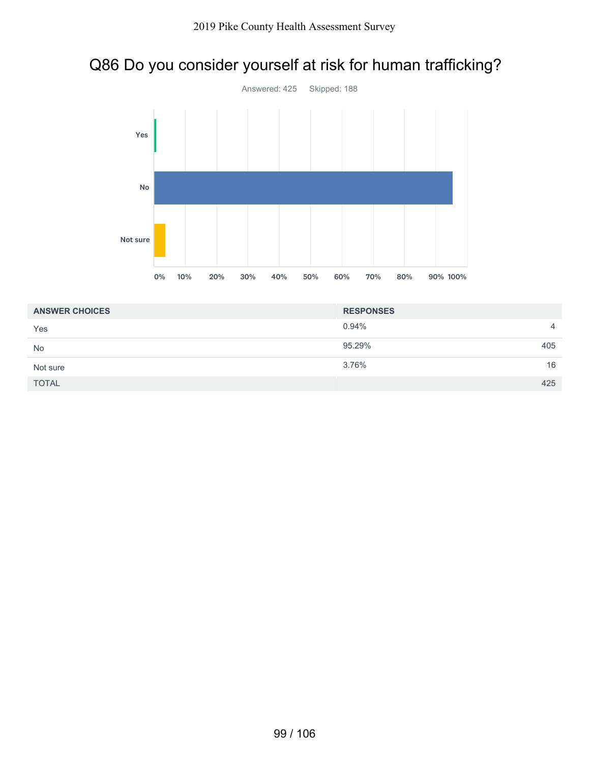## Q86 Do you consider yourself at risk for human trafficking?

Answered: 425 Skipped: 188

| ANSWER CHOICES | RESPONSES | |
|---|---|---|
| Yes | 0.94% | 4 |
| No | 95.29% | 405 |
| Not sure | 3.76% | 16 |
| TOTAL | | 425 |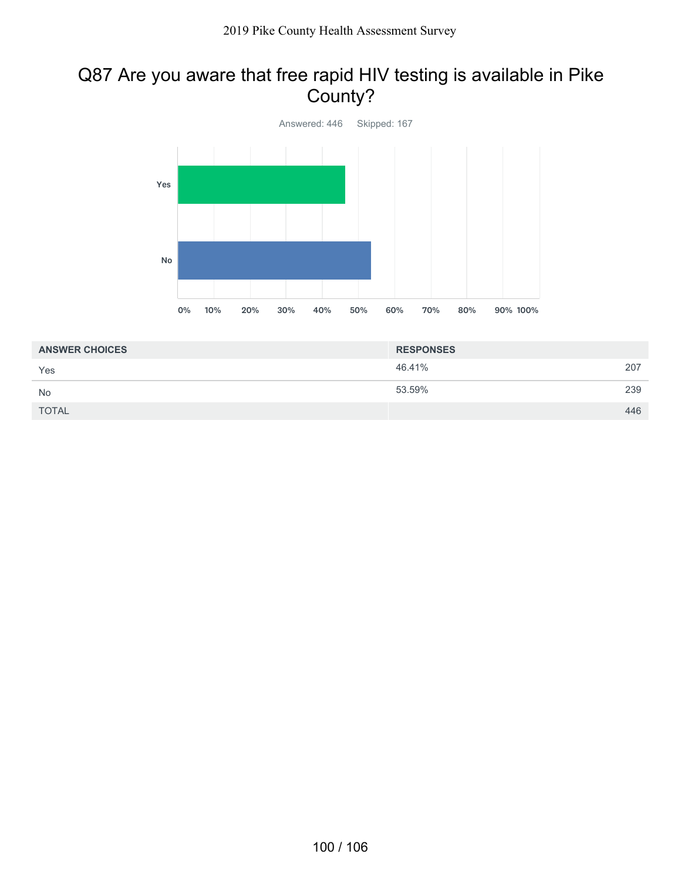# Q87 Are you aware that free rapid HIV testing is available in Pike County?

Answered: 446 Skipped: 167

| ANSWER CHOICES | RESPONSES | |
|---|---|---|
| Yes | 46.41% | 207 |
| No | 53.59% | 239 |
| TOTAL | | 446 |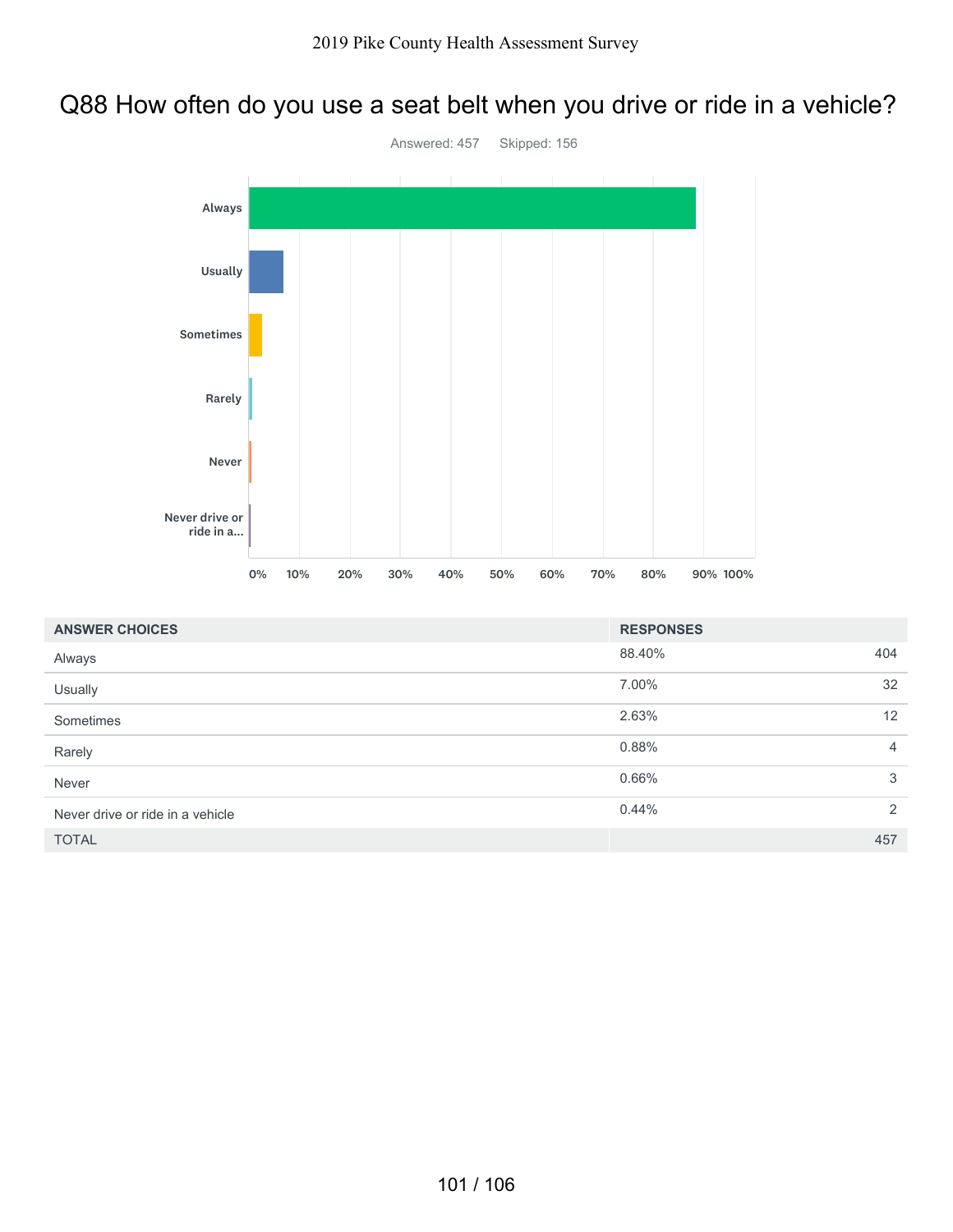## Q88 How often do you use a seat belt when you drive or ride in a vehicle?

Answered: 457 Skipped: 156

| ANSWER CHOICES | RESPONSES | |
|---|---|---|
| Always | 88.40% | 404 |
| Usually | 7.00% | 32 |
| Sometimes | 2.63% | 12 |
| Rarely | 0.88% | 4 |
| Never | 0.66% | 3 |
| Never drive or ride in a vehicle | 0.44% | 2 |
| TOTAL | | 457 |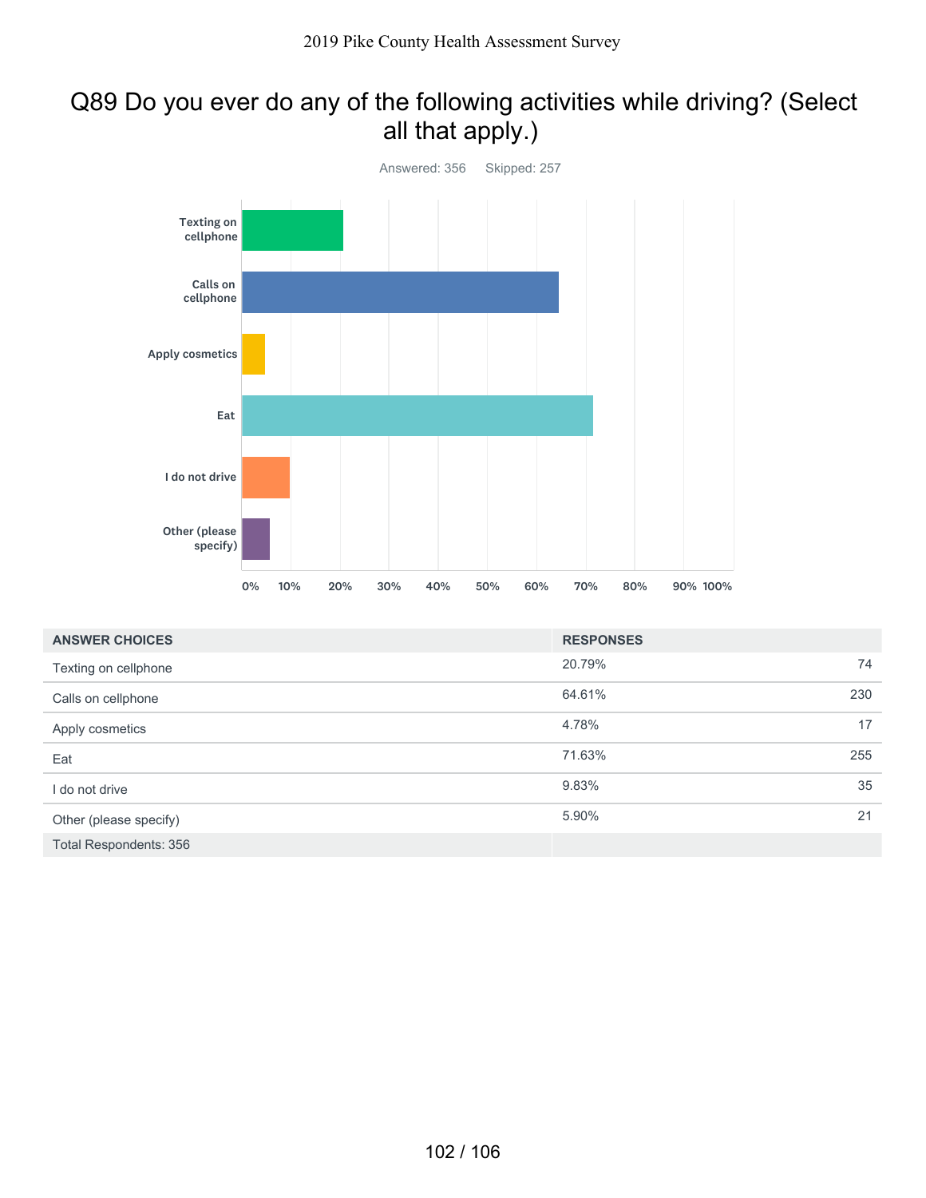## Q89 Do you ever do any of the following activities while driving? (Select all that apply.)

Answered: 356 Skipped: 257

| ANSWER CHOICES | RESPONSES | |
|---|---|---|
| Texting on cellphone | 20.79% | 74 |
| Calls on cellphone | 64.61% | 230 |
| Apply cosmetics | 4.78% | 17 |
| Eat | 71.63% | 255 |
| I do not drive | 9.83% | 35 |
| Other (please specify) | 5.90% | 21 |
| Total Respondents: 356 | | |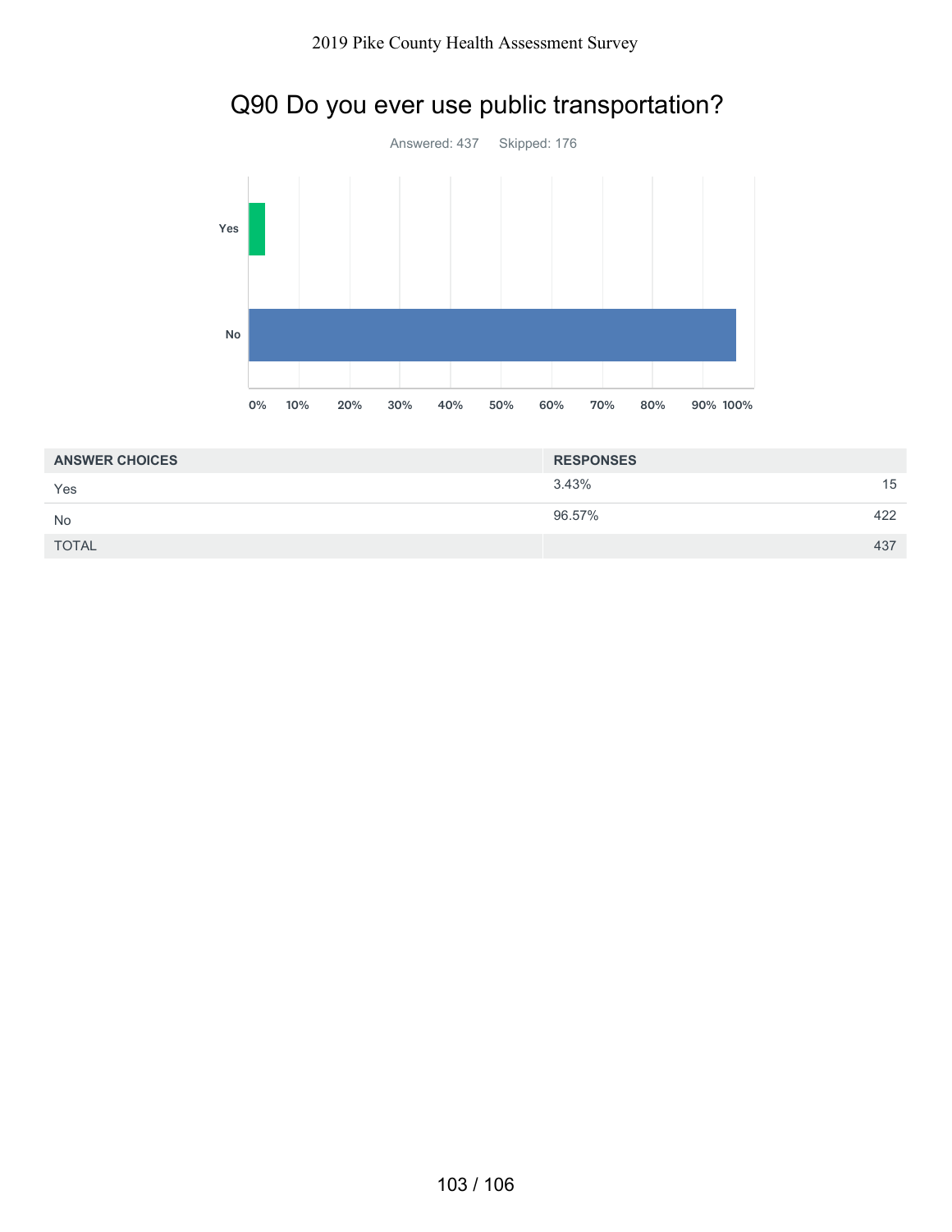# Q90 Do you ever use public transportation?

Answered: 437 Skipped: 176

| ANSWER CHOICES | RESPONSES | |
|---|---|---|
| Yes | 3.43% | 15 |
| No | 96.57% | 422 |
| TOTAL | | 437 |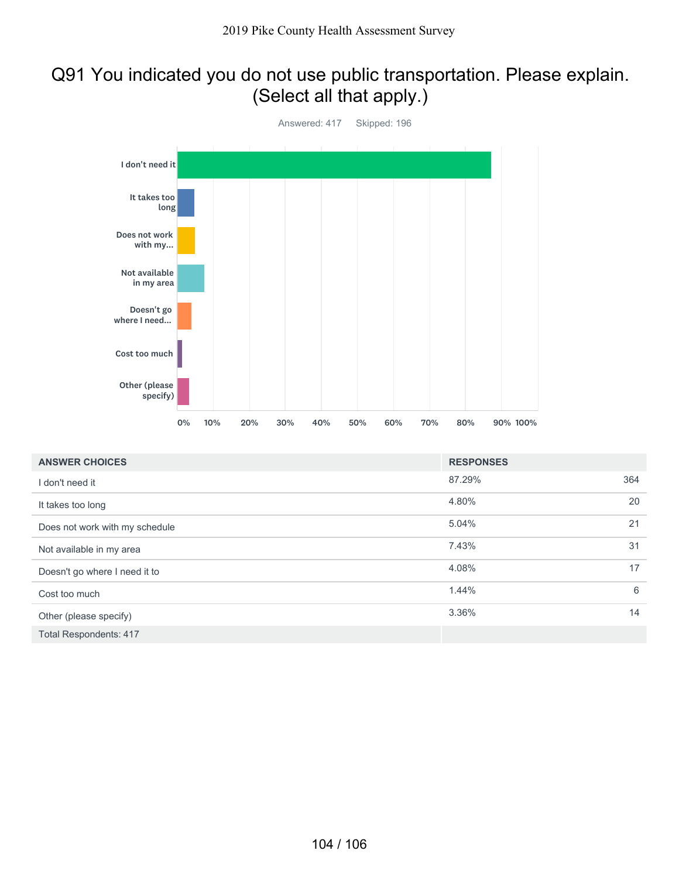# Q91 You indicated you do not use public transportation. Please explain. (Select all that apply.)

Answered: 417 Skipped: 196

| ANSWER CHOICES | RESPONSES | |
|---|---|---|
| I don't need it | 87.29% | 364 |
| It takes too long | 4.80% | 20 |
| Does not work with my schedule | 5.04% | 21 |
| Not available in my area | 7.43% | 31 |
| Doesn't go where I need it to | 4.08% | 17 |
| Cost too much | 1.44% | 6 |
| Other (please specify) | 3.36% | 14 |
| Total Respondents: 417 | | |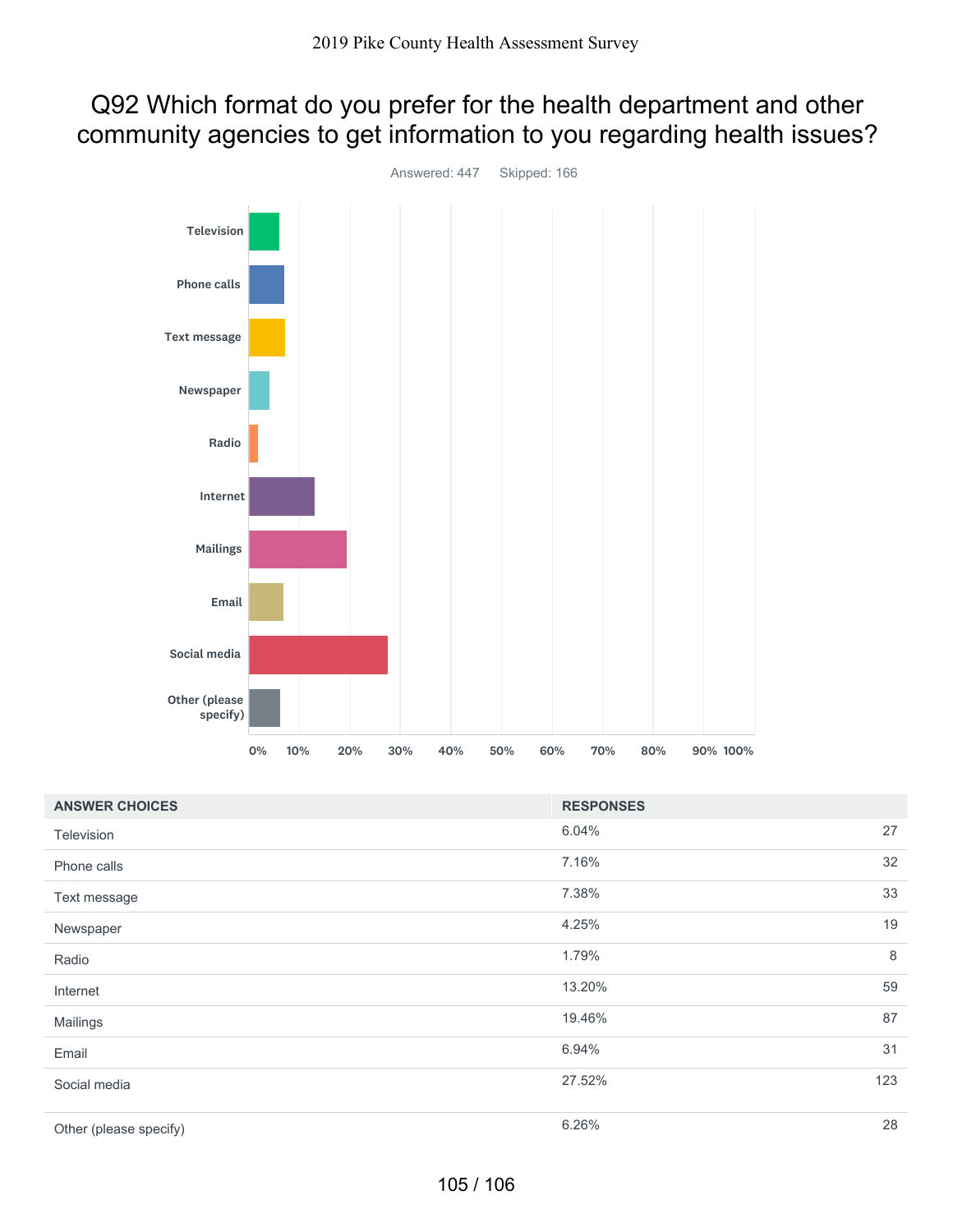## Q92 Which format do you prefer for the health department and other community agencies to get information to you regarding health issues?

Answered: 447 Skipped: 166

Television
Phone calls
Text message
Newspaper
Radio
Internet
Mailings
Email
Social media
Other (please specify)

0% 10% 20% 30% 40% 50% 60% 70% 80% 90% 100%

| ANSWER CHOICES | RESPONSES | |
|---|---|---|
| Television | 6.04% | 27 |
| Phone calls | 7.16% | 32 |
| Text message | 7.38% | 33 |
| Newspaper | 4.25% | 19 |
| Radio | 1.79% | 8 |
| Internet | 13.20% | 59 |
| Mailings | 19.46% | 87 |
| Email | 6.94% | 31 |
| Social media | 27.52% | 123 |
| Other (please specify) | 6.26% | 28 |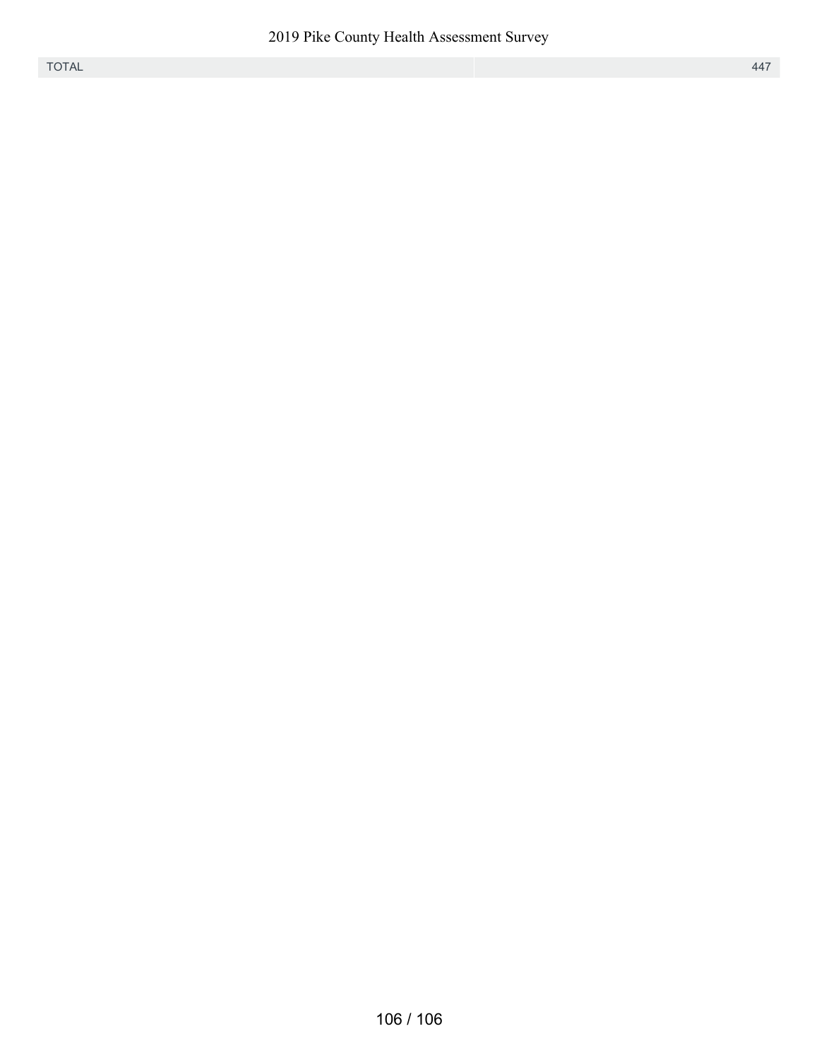| | |
|---|---|
| TOTAL | 447 |